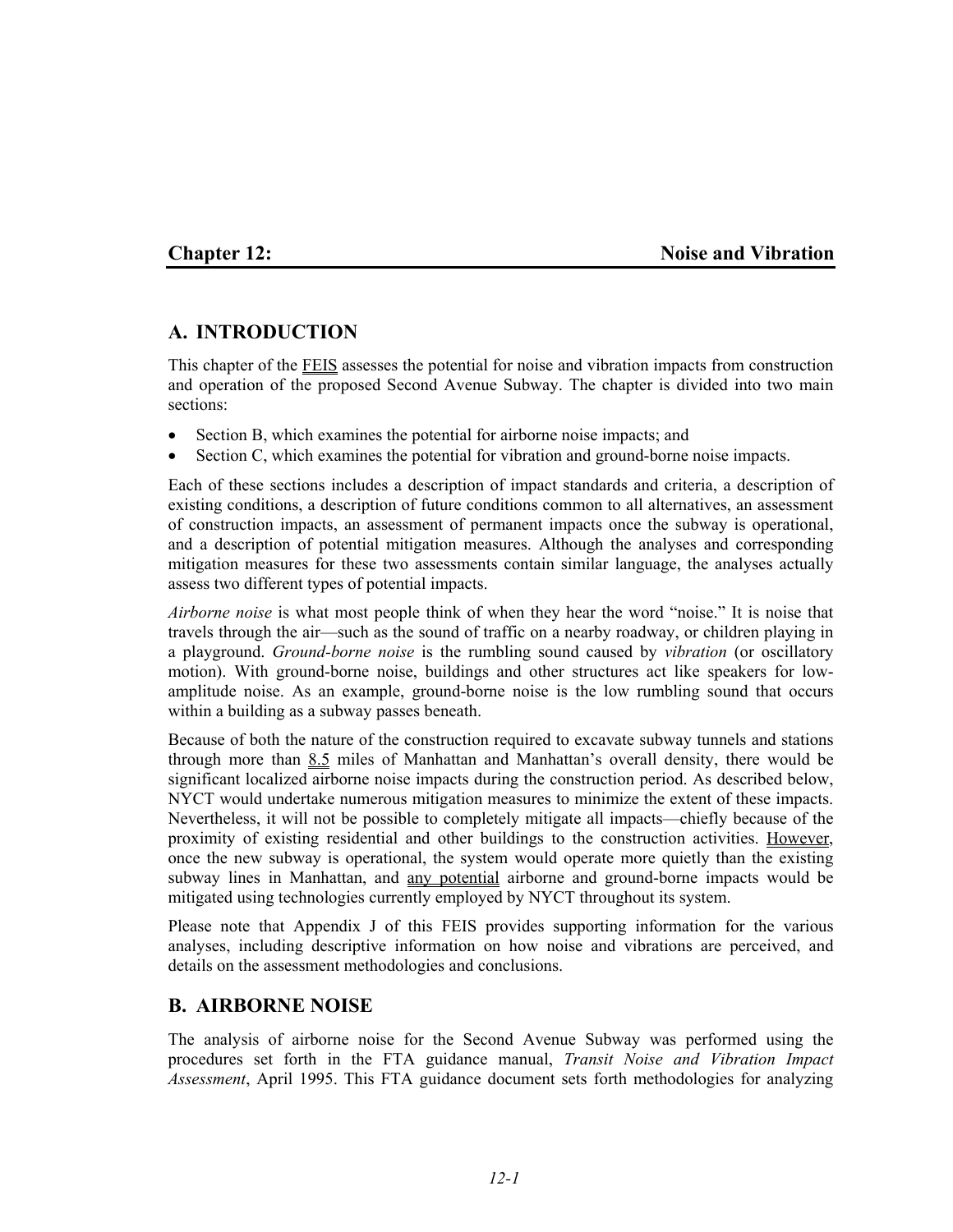# Chapter 12: Noise and Vibration

## A. INTRODUCTION

This chapter of the FEIS assesses the potential for noise and vibration impacts from construction and operation of the proposed Second Avenue Subway. The chapter is divided into two main sections:

- Section B, which examines the potential for airborne noise impacts; and
- Section C, which examines the potential for vibration and ground-borne noise impacts.

Each of these sections includes a description of impact standards and criteria, a description of existing conditions, a description of future conditions common to all alternatives, an assessment of construction impacts, an assessment of permanent impacts once the subway is operational, and a description of potential mitigation measures. Although the analyses and corresponding mitigation measures for these two assessments contain similar language, the analyses actually assess two different types of potential impacts.

*Airborne noise* is what most people think of when they hear the word "noise." It is noise that travels through the air—such as the sound of traffic on a nearby roadway, or children playing in a playground. *Ground-borne noise* is the rumbling sound caused by *vibration* (or oscillatory motion). With ground-borne noise, buildings and other structures act like speakers for low-amplitude noise. As an example, ground-borne noise is the low rumbling sound that occurs within a building as a subway passes beneath.

Because of both the nature of the construction required to excavate subway tunnels and stations through more than 8.5 miles of Manhattan and Manhattan's overall density, there would be significant localized airborne noise impacts during the construction period. As described below, NYCT would undertake numerous mitigation measures to minimize the extent of these impacts. Nevertheless, it will not be possible to completely mitigate all impacts—chiefly because of the proximity of existing residential and other buildings to the construction activities. However, once the new subway is operational, the system would operate more quietly than the existing subway lines in Manhattan, and any potential airborne and ground-borne impacts would be mitigated using technologies currently employed by NYCT throughout its system.

Please note that Appendix J of this FEIS provides supporting information for the various analyses, including descriptive information on how noise and vibrations are perceived, and details on the assessment methodologies and conclusions.

## B. AIRBORNE NOISE

The analysis of airborne noise for the Second Avenue Subway was performed using the procedures set forth in the FTA guidance manual, *Transit Noise and Vibration Impact Assessment*, April 1995. This FTA guidance document sets forth methodologies for analyzing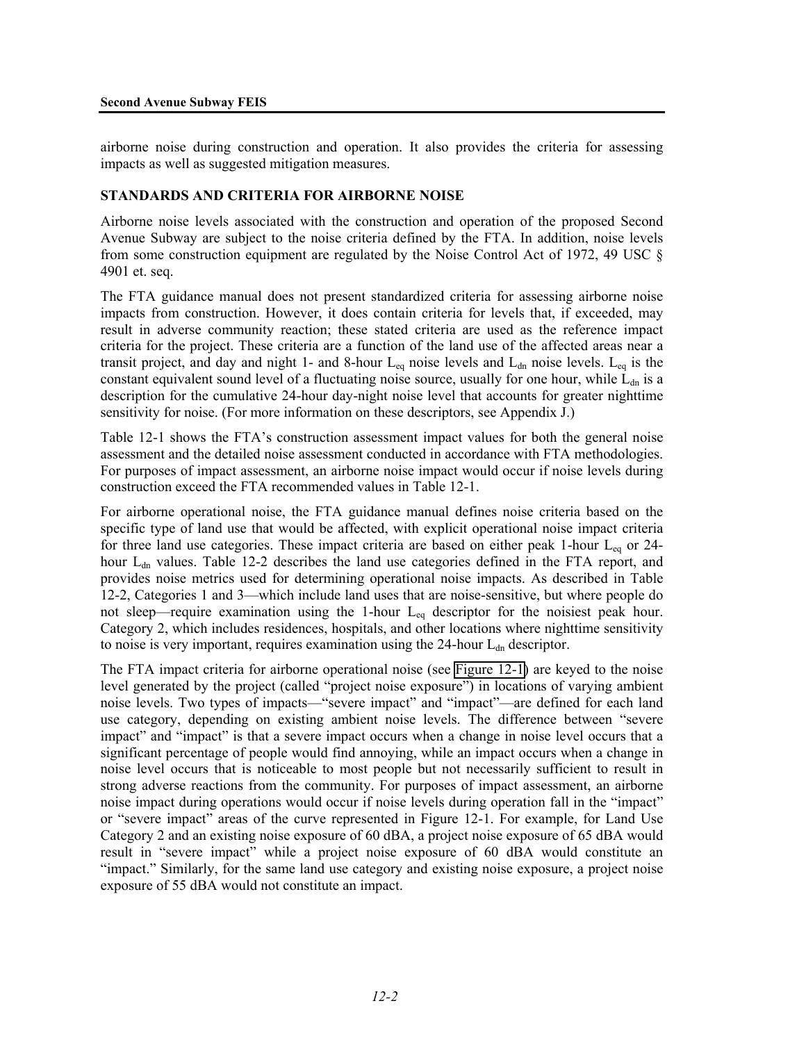airborne noise during construction and operation. It also provides the criteria for assessing impacts as well as suggested mitigation measures.

## STANDARDS AND CRITERIA FOR AIRBORNE NOISE

Airborne noise levels associated with the construction and operation of the proposed Second Avenue Subway are subject to the noise criteria defined by the FTA. In addition, noise levels from some construction equipment are regulated by the Noise Control Act of 1972, 49 USC § 4901 et. seq.

The FTA guidance manual does not present standardized criteria for assessing airborne noise impacts from construction. However, it does contain criteria for levels that, if exceeded, may result in adverse community reaction; these stated criteria are used as the reference impact criteria for the project. These criteria are a function of the land use of the affected areas near a transit project, and day and night 1- and 8-hour $L_{eq}$ noise levels and $L_{dn}$ noise levels. $L_{eq}$ is the constant equivalent sound level of a fluctuating noise source, usually for one hour, while $L_{dn}$ is a description for the cumulative 24-hour day-night noise level that accounts for greater nighttime sensitivity for noise. (For more information on these descriptors, see Appendix J.)

Table 12-1 shows the FTA's construction assessment impact values for both the general noise assessment and the detailed noise assessment conducted in accordance with FTA methodologies. For purposes of impact assessment, an airborne noise impact would occur if noise levels during construction exceed the FTA recommended values in Table 12-1.

For airborne operational noise, the FTA guidance manual defines noise criteria based on the specific type of land use that would be affected, with explicit operational noise impact criteria for three land use categories. These impact criteria are based on either peak 1-hour $L_{eq}$ or 24-hour $L_{dn}$ values. Table 12-2 describes the land use categories defined in the FTA report, and provides noise metrics used for determining operational noise impacts. As described in Table 12-2, Categories 1 and 3—which include land uses that are noise-sensitive, but where people do not sleep—require examination using the 1-hour $L_{eq}$ descriptor for the noisiest peak hour. Category 2, which includes residences, hospitals, and other locations where nighttime sensitivity to noise is very important, requires examination using the 24-hour $L_{dn}$ descriptor.

The FTA impact criteria for airborne operational noise (see Figure 12-1) are keyed to the noise level generated by the project (called "project noise exposure") in locations of varying ambient noise levels. Two types of impacts—"severe impact" and "impact"—are defined for each land use category, depending on existing ambient noise levels. The difference between "severe impact" and "impact" is that a severe impact occurs when a change in noise level occurs that a significant percentage of people would find annoying, while an impact occurs when a change in noise level occurs that is noticeable to most people but not necessarily sufficient to result in strong adverse reactions from the community. For purposes of impact assessment, an airborne noise impact during operations would occur if noise levels during operation fall in the "impact" or "severe impact" areas of the curve represented in Figure 12-1. For example, for Land Use Category 2 and an existing noise exposure of 60 dBA, a project noise exposure of 65 dBA would result in "severe impact" while a project noise exposure of 60 dBA would constitute an "impact." Similarly, for the same land use category and existing noise exposure, a project noise exposure of 55 dBA would not constitute an impact.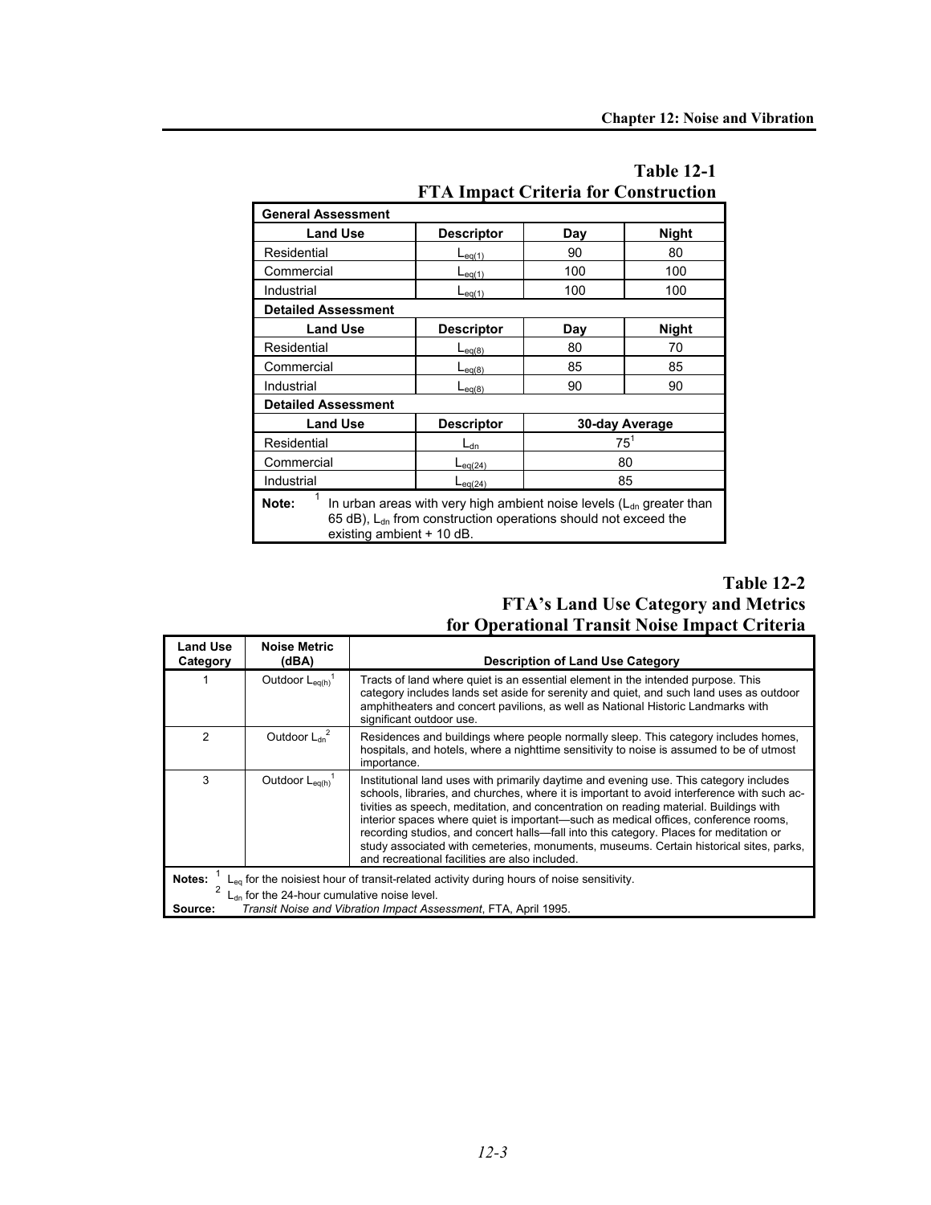**Table 12-1**
**FTA Impact Criteria for Construction**

| Land Use | Descriptor | Day | Night |
|---|---|---|---|
| **General Assessment** | | | |
| **Land Use** | **Descriptor** | **Day** | **Night** |
| Residential | $L_{eq(1)}$ | 90 | 80 |
| Commercial | $L_{eq(1)}$ | 100 | 100 |
| Industrial | $L_{eq(1)}$ | 100 | 100 |
| **Detailed Assessment** | | | |
| **Land Use** | **Descriptor** | **Day** | **Night** |
| Residential | $L_{eq(8)}$ | 80 | 70 |
| Commercial | $L_{eq(8)}$ | 85 | 85 |
| Industrial | $L_{eq(8)}$ | 90 | 90 |
| **Detailed Assessment** | | | |
| **Land Use** | **Descriptor** | **30-day Average** | |
| Residential | $L_{dn}$ | 75[1] | |
| Commercial | $L_{eq(24)}$ | 80 | |
| Industrial | $L_{eq(24)}$ | 85 | |

**Note:** [1] In urban areas with very high ambient noise levels ($L_{dn}$ greater than 65 dB), $L_{dn}$ from construction operations should not exceed the existing ambient + 10 dB.

**Table 12-2**
**FTA's Land Use Category and Metrics for Operational Transit Noise Impact Criteria**

| Land Use Category | Noise Metric (dBA) | Description of Land Use Category |
|---|---|---|
| 1 | Outdoor $L_{eq(h)}$[1] | Tracts of land where quiet is an essential element in the intended purpose. This category includes lands set aside for serenity and quiet, and such land uses as outdoor amphitheaters and concert pavilions, as well as National Historic Landmarks with significant outdoor use. |
| 2 | Outdoor $L_{dn}$[2] | Residences and buildings where people normally sleep. This category includes homes, hospitals, and hotels, where a nighttime sensitivity to noise is assumed to be of utmost importance. |
| 3 | Outdoor $L_{eq(h)}$[1] | Institutional land uses with primarily daytime and evening use. This category includes schools, libraries, and churches, where it is important to avoid interference with such activities as speech, meditation, and concentration on reading material. Buildings with interior spaces where quiet is important—such as medical offices, conference rooms, recording studios, and concert halls—fall into this category. Places for meditation or study associated with cemeteries, monuments, museums. Certain historical sites, parks, and recreational facilities are also included. |

**Notes:** [1] $L_{eq}$ for the noisiest hour of transit-related activity during hours of noise sensitivity.
[2] $L_{dn}$ for the 24-hour cumulative noise level.

**Source:** *Transit Noise and Vibration Impact Assessment*, FTA, April 1995.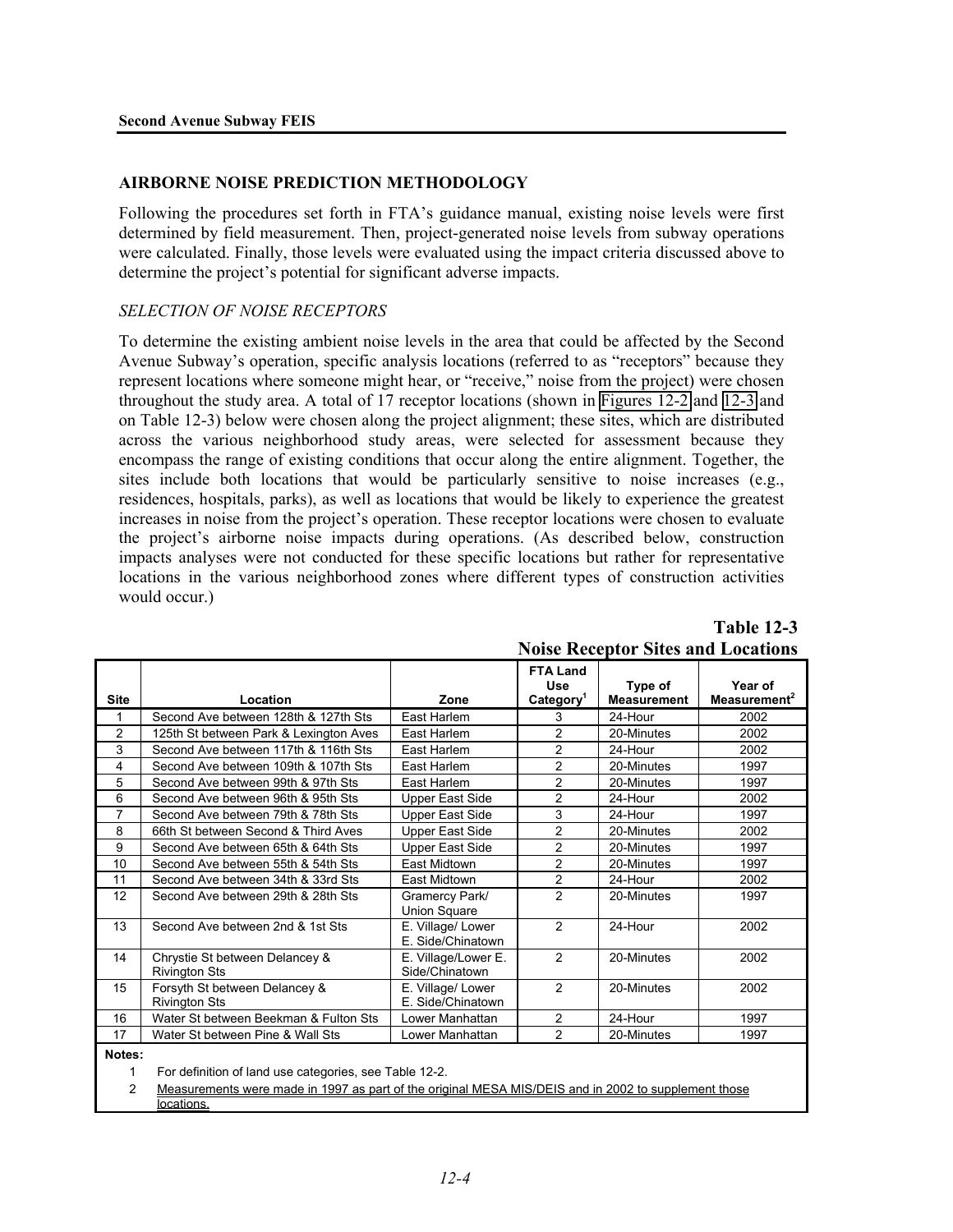## AIRBORNE NOISE PREDICTION METHODOLOGY

Following the procedures set forth in FTA's guidance manual, existing noise levels were first determined by field measurement. Then, project-generated noise levels from subway operations were calculated. Finally, those levels were evaluated using the impact criteria discussed above to determine the project's potential for significant adverse impacts.

### *SELECTION OF NOISE RECEPTORS*

To determine the existing ambient noise levels in the area that could be affected by the Second Avenue Subway's operation, specific analysis locations (referred to as "receptors" because they represent locations where someone might hear, or "receive," noise from the project) were chosen throughout the study area. A total of 17 receptor locations (shown in Figures 12-2 and 12-3 and on Table 12-3) below were chosen along the project alignment; these sites, which are distributed across the various neighborhood study areas, were selected for assessment because they encompass the range of existing conditions that occur along the entire alignment. Together, the sites include both locations that would be particularly sensitive to noise increases (e.g., residences, hospitals, parks), as well as locations that would be likely to experience the greatest increases in noise from the project's operation. These receptor locations were chosen to evaluate the project's airborne noise impacts during operations. (As described below, construction impacts analyses were not conducted for these specific locations but rather for representative locations in the various neighborhood zones where different types of construction activities would occur.)

**Table 12-3**
**Noise Receptor Sites and Locations**

| Site | Location | Zone | FTA Land Use Category[1] | Type of Measurement | Year of Measurement[2] |
|---|---|---|---|---|---|
| 1 | Second Ave between 128th & 127th Sts | East Harlem | 3 | 24-Hour | 2002 |
| 2 | 125th St between Park & Lexington Aves | East Harlem | 2 | 20-Minutes | 2002 |
| 3 | Second Ave between 117th & 116th Sts | East Harlem | 2 | 24-Hour | 2002 |
| 4 | Second Ave between 109th & 107th Sts | East Harlem | 2 | 20-Minutes | 1997 |
| 5 | Second Ave between 99th & 97th Sts | East Harlem | 2 | 20-Minutes | 1997 |
| 6 | Second Ave between 96th & 95th Sts | Upper East Side | 2 | 24-Hour | 2002 |
| 7 | Second Ave between 79th & 78th Sts | Upper East Side | 3 | 24-Hour | 1997 |
| 8 | 66th St between Second & Third Aves | Upper East Side | 2 | 20-Minutes | 2002 |
| 9 | Second Ave between 65th & 64th Sts | Upper East Side | 2 | 20-Minutes | 1997 |
| 10 | Second Ave between 55th & 54th Sts | East Midtown | 2 | 20-Minutes | 1997 |
| 11 | Second Ave between 34th & 33rd Sts | East Midtown | 2 | 24-Hour | 2002 |
| 12 | Second Ave between 29th & 28th Sts | Gramercy Park/ Union Square | 2 | 20-Minutes | 1997 |
| 13 | Second Ave between 2nd & 1st Sts | E. Village/ Lower E. Side/Chinatown | 2 | 24-Hour | 2002 |
| 14 | Chrystie St between Delancey & Rivington Sts | E. Village/Lower E. Side/Chinatown | 2 | 20-Minutes | 2002 |
| 15 | Forsyth St between Delancey & Rivington Sts | E. Village/ Lower E. Side/Chinatown | 2 | 20-Minutes | 2002 |
| 16 | Water St between Beekman & Fulton Sts | Lower Manhattan | 2 | 24-Hour | 1997 |
| 17 | Water St between Pine & Wall Sts | Lower Manhattan | 2 | 20-Minutes | 1997 |

**Notes:**

1 For definition of land use categories, see Table 12-2.

2 Measurements were made in 1997 as part of the original MESA MIS/DEIS and in 2002 to supplement those locations.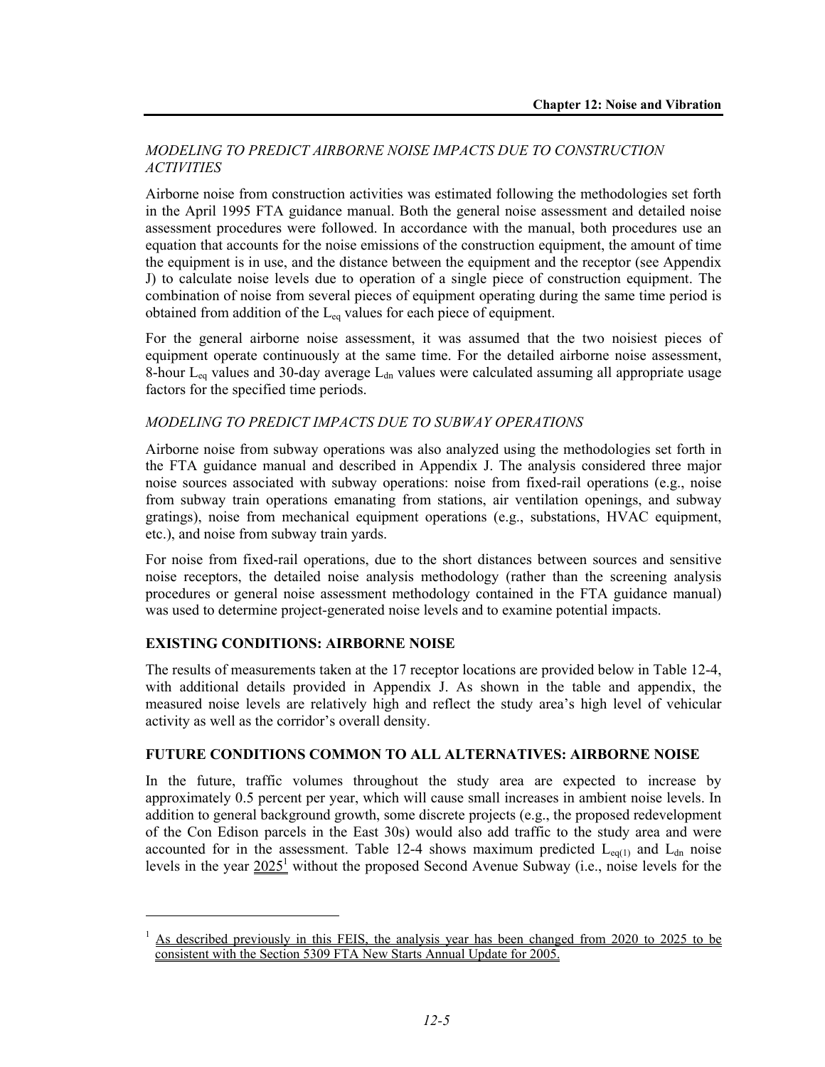*MODELING TO PREDICT AIRBORNE NOISE IMPACTS DUE TO CONSTRUCTION ACTIVITIES*

Airborne noise from construction activities was estimated following the methodologies set forth in the April 1995 FTA guidance manual. Both the general noise assessment and detailed noise assessment procedures were followed. In accordance with the manual, both procedures use an equation that accounts for the noise emissions of the construction equipment, the amount of time the equipment is in use, and the distance between the equipment and the receptor (see Appendix J) to calculate noise levels due to operation of a single piece of construction equipment. The combination of noise from several pieces of equipment operating during the same time period is obtained from addition of the $L_{eq}$ values for each piece of equipment.

For the general airborne noise assessment, it was assumed that the two noisiest pieces of equipment operate continuously at the same time. For the detailed airborne noise assessment, 8-hour $L_{eq}$ values and 30-day average $L_{dn}$ values were calculated assuming all appropriate usage factors for the specified time periods.

*MODELING TO PREDICT IMPACTS DUE TO SUBWAY OPERATIONS*

Airborne noise from subway operations was also analyzed using the methodologies set forth in the FTA guidance manual and described in Appendix J. The analysis considered three major noise sources associated with subway operations: noise from fixed-rail operations (e.g., noise from subway train operations emanating from stations, air ventilation openings, and subway gratings), noise from mechanical equipment operations (e.g., substations, HVAC equipment, etc.), and noise from subway train yards.

For noise from fixed-rail operations, due to the short distances between sources and sensitive noise receptors, the detailed noise analysis methodology (rather than the screening analysis procedures or general noise assessment methodology contained in the FTA guidance manual) was used to determine project-generated noise levels and to examine potential impacts.

**EXISTING CONDITIONS: AIRBORNE NOISE**

The results of measurements taken at the 17 receptor locations are provided below in Table 12-4, with additional details provided in Appendix J. As shown in the table and appendix, the measured noise levels are relatively high and reflect the study area's high level of vehicular activity as well as the corridor's overall density.

**FUTURE CONDITIONS COMMON TO ALL ALTERNATIVES: AIRBORNE NOISE**

In the future, traffic volumes throughout the study area are expected to increase by approximately 0.5 percent per year, which will cause small increases in ambient noise levels. In addition to general background growth, some discrete projects (e.g., the proposed redevelopment of the Con Edison parcels in the East 30s) would also add traffic to the study area and were accounted for in the assessment. Table 12-4 shows maximum predicted $L_{eq(1)}$ and $L_{dn}$ noise levels in the year 2025[1] without the proposed Second Avenue Subway (i.e., noise levels for the

[1] As described previously in this FEIS, the analysis year has been changed from 2020 to 2025 to be consistent with the Section 5309 FTA New Starts Annual Update for 2005.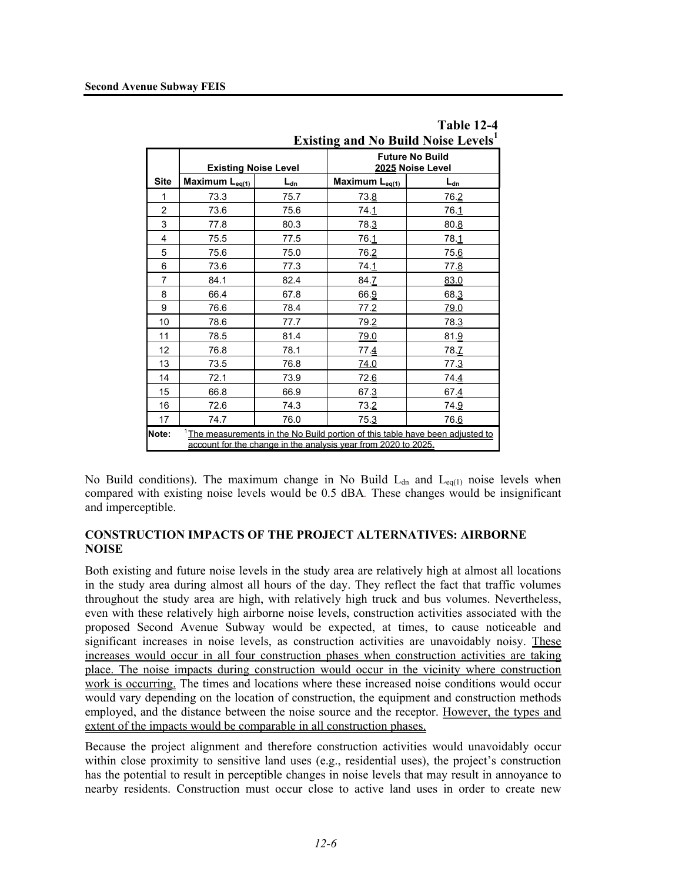**Table 12-4**
**Existing and No Build Noise Levels[1]**

| | Existing Noise Level | | Future No Build 2025 Noise Level | |
|---|---|---|---|---|
| Site | Maximum $L_{eq(1)}$ | $L_{dn}$ | Maximum $L_{eq(1)}$ | $L_{dn}$ |
| 1 | 73.3 | 75.7 | 73.8 | 76.2 |
| 2 | 73.6 | 75.6 | 74.1 | 76.1 |
| 3 | 77.8 | 80.3 | 78.3 | 80.8 |
| 4 | 75.5 | 77.5 | 76.1 | 78.1 |
| 5 | 75.6 | 75.0 | 76.2 | 75.6 |
| 6 | 73.6 | 77.3 | 74.1 | 77.8 |
| 7 | 84.1 | 82.4 | 84.7 | 83.0 |
| 8 | 66.4 | 67.8 | 66.9 | 68.3 |
| 9 | 76.6 | 78.4 | 77.2 | 79.0 |
| 10 | 78.6 | 77.7 | 79.2 | 78.3 |
| 11 | 78.5 | 81.4 | 79.0 | 81.9 |
| 12 | 76.8 | 78.1 | 77.4 | 78.7 |
| 13 | 73.5 | 76.8 | 74.0 | 77.3 |
| 14 | 72.1 | 73.9 | 72.6 | 74.4 |
| 15 | 66.8 | 66.9 | 67.3 | 67.4 |
| 16 | 72.6 | 74.3 | 73.2 | 74.9 |
| 17 | 74.7 | 76.0 | 75.3 | 76.6 |
| Note: | [1] The measurements in the No Build portion of this table have been adjusted to account for the change in the analysis year from 2020 to 2025. | | | |

No Build conditions). The maximum change in No Build $L_{dn}$ and $L_{eq(1)}$ noise levels when compared with existing noise levels would be 0.5 dBA. These changes would be insignificant and imperceptible.

## CONSTRUCTION IMPACTS OF THE PROJECT ALTERNATIVES: AIRBORNE NOISE

Both existing and future noise levels in the study area are relatively high at almost all locations in the study area during almost all hours of the day. They reflect the fact that traffic volumes throughout the study area are high, with relatively high truck and bus volumes. Nevertheless, even with these relatively high airborne noise levels, construction activities associated with the proposed Second Avenue Subway would be expected, at times, to cause noticeable and significant increases in noise levels, as construction activities are unavoidably noisy. These increases would occur in all four construction phases when construction activities are taking place. The noise impacts during construction would occur in the vicinity where construction work is occurring. The times and locations where these increased noise conditions would occur would vary depending on the location of construction, the equipment and construction methods employed, and the distance between the noise source and the receptor. However, the types and extent of the impacts would be comparable in all construction phases.

Because the project alignment and therefore construction activities would unavoidably occur within close proximity to sensitive land uses (e.g., residential uses), the project's construction has the potential to result in perceptible changes in noise levels that may result in annoyance to nearby residents. Construction must occur close to active land uses in order to create new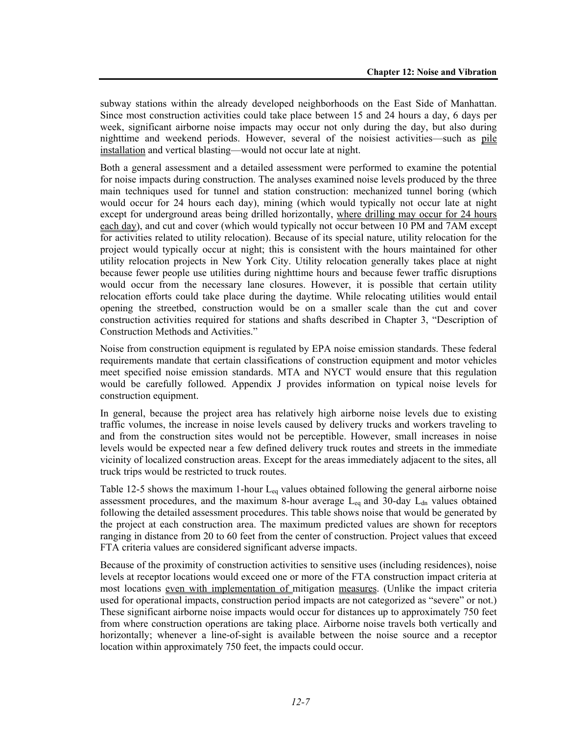subway stations within the already developed neighborhoods on the East Side of Manhattan. Since most construction activities could take place between 15 and 24 hours a day, 6 days per week, significant airborne noise impacts may occur not only during the day, but also during nighttime and weekend periods. However, several of the noisiest activities—such as pile installation and vertical blasting—would not occur late at night.

Both a general assessment and a detailed assessment were performed to examine the potential for noise impacts during construction. The analyses examined noise levels produced by the three main techniques used for tunnel and station construction: mechanized tunnel boring (which would occur for 24 hours each day), mining (which would typically not occur late at night except for underground areas being drilled horizontally, where drilling may occur for 24 hours each day), and cut and cover (which would typically not occur between 10 PM and 7AM except for activities related to utility relocation). Because of its special nature, utility relocation for the project would typically occur at night; this is consistent with the hours maintained for other utility relocation projects in New York City. Utility relocation generally takes place at night because fewer people use utilities during nighttime hours and because fewer traffic disruptions would occur from the necessary lane closures. However, it is possible that certain utility relocation efforts could take place during the daytime. While relocating utilities would entail opening the streetbed, construction would be on a smaller scale than the cut and cover construction activities required for stations and shafts described in Chapter 3, "Description of Construction Methods and Activities."

Noise from construction equipment is regulated by EPA noise emission standards. These federal requirements mandate that certain classifications of construction equipment and motor vehicles meet specified noise emission standards. MTA and NYCT would ensure that this regulation would be carefully followed. Appendix J provides information on typical noise levels for construction equipment.

In general, because the project area has relatively high airborne noise levels due to existing traffic volumes, the increase in noise levels caused by delivery trucks and workers traveling to and from the construction sites would not be perceptible. However, small increases in noise levels would be expected near a few defined delivery truck routes and streets in the immediate vicinity of localized construction areas. Except for the areas immediately adjacent to the sites, all truck trips would be restricted to truck routes.

Table 12-5 shows the maximum 1-hour $L_{eq}$ values obtained following the general airborne noise assessment procedures, and the maximum 8-hour average $L_{eq}$ and 30-day $L_{dn}$ values obtained following the detailed assessment procedures. This table shows noise that would be generated by the project at each construction area. The maximum predicted values are shown for receptors ranging in distance from 20 to 60 feet from the center of construction. Project values that exceed FTA criteria values are considered significant adverse impacts.

Because of the proximity of construction activities to sensitive uses (including residences), noise levels at receptor locations would exceed one or more of the FTA construction impact criteria at most locations even with implementation of mitigation measures. (Unlike the impact criteria used for operational impacts, construction period impacts are not categorized as "severe" or not.) These significant airborne noise impacts would occur for distances up to approximately 750 feet from where construction operations are taking place. Airborne noise travels both vertically and horizontally; whenever a line-of-sight is available between the noise source and a receptor location within approximately 750 feet, the impacts could occur.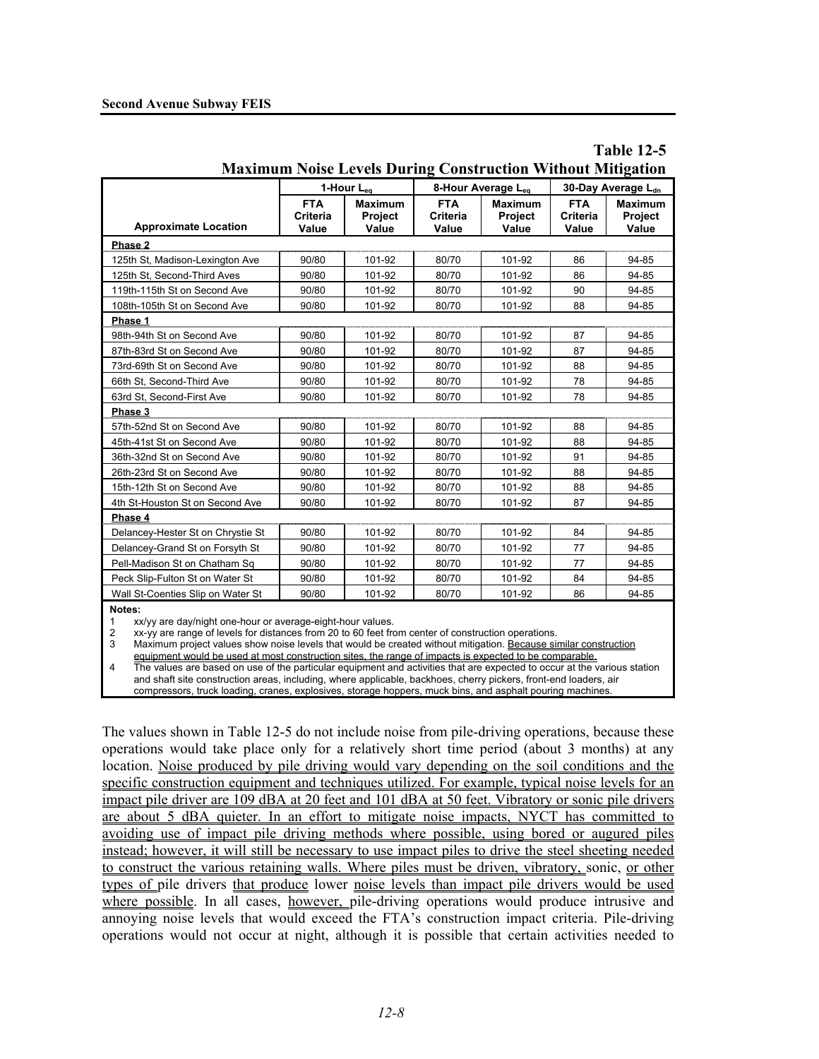**Table 12-5**
**Maximum Noise Levels During Construction Without Mitigation**

| Approximate Location | 1-Hour $L_{eq}$ | | 8-Hour Average $L_{eq}$ | | 30-Day Average $L_{dn}$ | |
|---|---|---|---|---|---|---|
| | FTA Criteria Value | Maximum Project Value | FTA Criteria Value | Maximum Project Value | FTA Criteria Value | Maximum Project Value |
| **Phase 2** | | | | | | |
| 125th St, Madison-Lexington Ave | 90/80 | 101-92 | 80/70 | 101-92 | 86 | 94-85 |
| 125th St, Second-Third Aves | 90/80 | 101-92 | 80/70 | 101-92 | 86 | 94-85 |
| 119th-115th St on Second Ave | 90/80 | 101-92 | 80/70 | 101-92 | 90 | 94-85 |
| 108th-105th St on Second Ave | 90/80 | 101-92 | 80/70 | 101-92 | 88 | 94-85 |
| **Phase 1** | | | | | | |
| 98th-94th St on Second Ave | 90/80 | 101-92 | 80/70 | 101-92 | 87 | 94-85 |
| 87th-83rd St on Second Ave | 90/80 | 101-92 | 80/70 | 101-92 | 87 | 94-85 |
| 73rd-69th St on Second Ave | 90/80 | 101-92 | 80/70 | 101-92 | 88 | 94-85 |
| 66th St, Second-Third Ave | 90/80 | 101-92 | 80/70 | 101-92 | 78 | 94-85 |
| 63rd St, Second-First Ave | 90/80 | 101-92 | 80/70 | 101-92 | 78 | 94-85 |
| **Phase 3** | | | | | | |
| 57th-52nd St on Second Ave | 90/80 | 101-92 | 80/70 | 101-92 | 88 | 94-85 |
| 45th-41st St on Second Ave | 90/80 | 101-92 | 80/70 | 101-92 | 88 | 94-85 |
| 36th-32nd St on Second Ave | 90/80 | 101-92 | 80/70 | 101-92 | 91 | 94-85 |
| 26th-23rd St on Second Ave | 90/80 | 101-92 | 80/70 | 101-92 | 88 | 94-85 |
| 15th-12th St on Second Ave | 90/80 | 101-92 | 80/70 | 101-92 | 88 | 94-85 |
| 4th St-Houston St on Second Ave | 90/80 | 101-92 | 80/70 | 101-92 | 87 | 94-85 |
| **Phase 4** | | | | | | |
| Delancey-Hester St on Chrystie St | 90/80 | 101-92 | 80/70 | 101-92 | 84 | 94-85 |
| Delancey-Grand St on Forsyth St | 90/80 | 101-92 | 80/70 | 101-92 | 77 | 94-85 |
| Pell-Madison St on Chatham Sq | 90/80 | 101-92 | 80/70 | 101-92 | 77 | 94-85 |
| Peck Slip-Fulton St on Water St | 90/80 | 101-92 | 80/70 | 101-92 | 84 | 94-85 |
| Wall St-Coenties Slip on Water St | 90/80 | 101-92 | 80/70 | 101-92 | 86 | 94-85 |

**Notes:**

1. xx/yy are day/night one-hour or average-eight-hour values.
2. xx-yy are range of levels for distances from 20 to 60 feet from center of construction operations.
3. Maximum project values show noise levels that would be created without mitigation. Because similar construction equipment would be used at most construction sites, the range of impacts is expected to be comparable.
4. The values are based on use of the particular equipment and activities that are expected to occur at the various station and shaft site construction areas, including, where applicable, backhoes, cherry pickers, front-end loaders, air compressors, truck loading, cranes, explosives, storage hoppers, muck bins, and asphalt pouring machines.

The values shown in Table 12-5 do not include noise from pile-driving operations, because these operations would take place only for a relatively short time period (about 3 months) at any location. Noise produced by pile driving would vary depending on the soil conditions and the specific construction equipment and techniques utilized. For example, typical noise levels for an impact pile driver are 109 dBA at 20 feet and 101 dBA at 50 feet. Vibratory or sonic pile drivers are about 5 dBA quieter. In an effort to mitigate noise impacts, NYCT has committed to avoiding use of impact pile driving methods where possible, using bored or augured piles instead; however, it will still be necessary to use impact piles to drive the steel sheeting needed to construct the various retaining walls. Where piles must be driven, vibratory, sonic, or other types of pile drivers that produce lower noise levels than impact pile drivers would be used where possible. In all cases, however, pile-driving operations would produce intrusive and annoying noise levels that would exceed the FTA's construction impact criteria. Pile-driving operations would not occur at night, although it is possible that certain activities needed to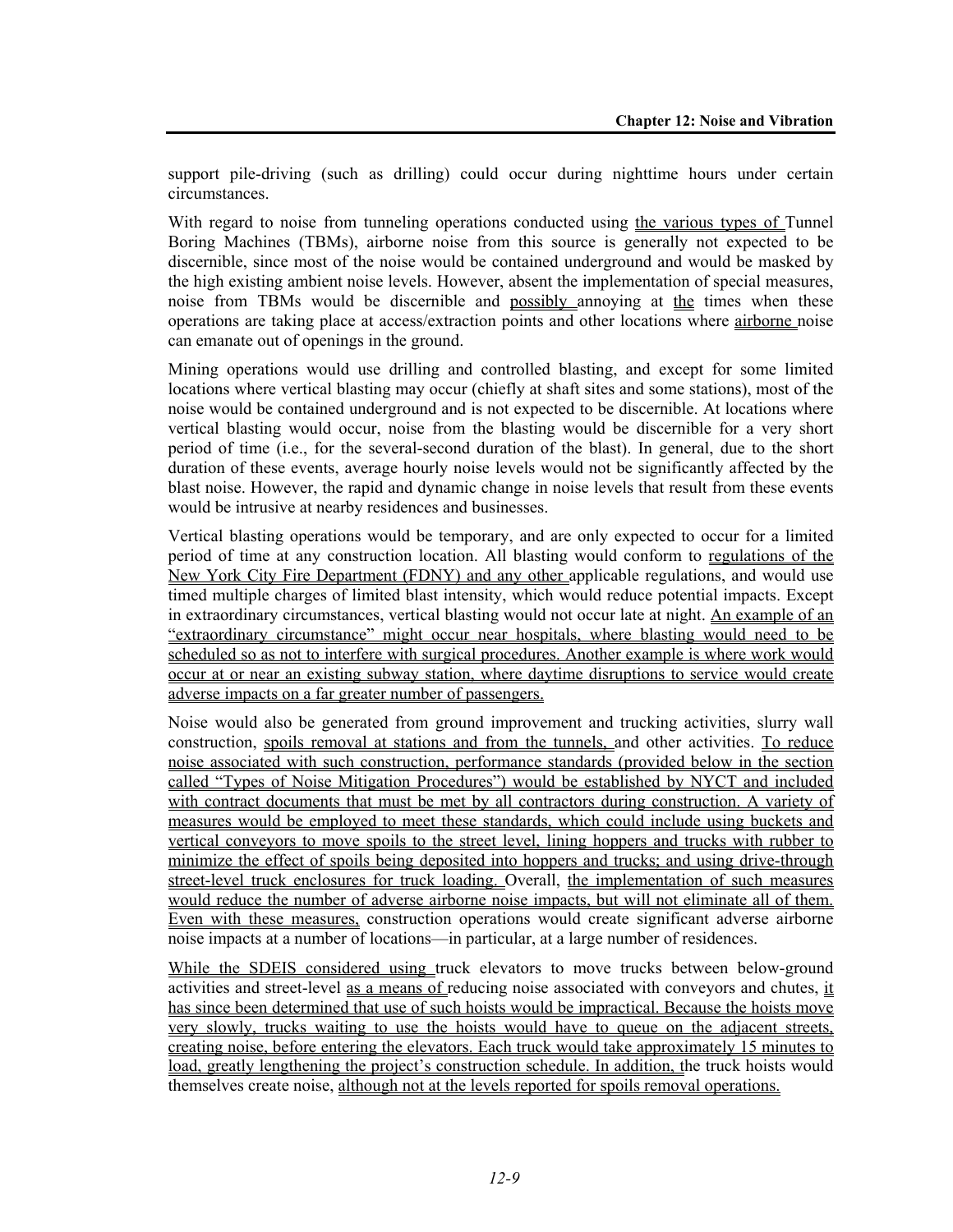support pile-driving (such as drilling) could occur during nighttime hours under certain circumstances.

With regard to noise from tunneling operations conducted using the various types of Tunnel Boring Machines (TBMs), airborne noise from this source is generally not expected to be discernible, since most of the noise would be contained underground and would be masked by the high existing ambient noise levels. However, absent the implementation of special measures, noise from TBMs would be discernible and possibly annoying at the times when these operations are taking place at access/extraction points and other locations where airborne noise can emanate out of openings in the ground.

Mining operations would use drilling and controlled blasting, and except for some limited locations where vertical blasting may occur (chiefly at shaft sites and some stations), most of the noise would be contained underground and is not expected to be discernible. At locations where vertical blasting would occur, noise from the blasting would be discernible for a very short period of time (i.e., for the several-second duration of the blast). In general, due to the short duration of these events, average hourly noise levels would not be significantly affected by the blast noise. However, the rapid and dynamic change in noise levels that result from these events would be intrusive at nearby residences and businesses.

Vertical blasting operations would be temporary, and are only expected to occur for a limited period of time at any construction location. All blasting would conform to regulations of the New York City Fire Department (FDNY) and any other applicable regulations, and would use timed multiple charges of limited blast intensity, which would reduce potential impacts. Except in extraordinary circumstances, vertical blasting would not occur late at night. An example of an "extraordinary circumstance" might occur near hospitals, where blasting would need to be scheduled so as not to interfere with surgical procedures. Another example is where work would occur at or near an existing subway station, where daytime disruptions to service would create adverse impacts on a far greater number of passengers.

Noise would also be generated from ground improvement and trucking activities, slurry wall construction, spoils removal at stations and from the tunnels, and other activities. To reduce noise associated with such construction, performance standards (provided below in the section called "Types of Noise Mitigation Procedures") would be established by NYCT and included with contract documents that must be met by all contractors during construction. A variety of measures would be employed to meet these standards, which could include using buckets and vertical conveyors to move spoils to the street level, lining hoppers and trucks with rubber to minimize the effect of spoils being deposited into hoppers and trucks; and using drive-through street-level truck enclosures for truck loading. Overall, the implementation of such measures would reduce the number of adverse airborne noise impacts, but will not eliminate all of them. Even with these measures, construction operations would create significant adverse airborne noise impacts at a number of locations—in particular, at a large number of residences.

While the SDEIS considered using truck elevators to move trucks between below-ground activities and street-level as a means of reducing noise associated with conveyors and chutes, it has since been determined that use of such hoists would be impractical. Because the hoists move very slowly, trucks waiting to use the hoists would have to queue on the adjacent streets, creating noise, before entering the elevators. Each truck would take approximately 15 minutes to load, greatly lengthening the project's construction schedule. In addition, the truck hoists would themselves create noise, although not at the levels reported for spoils removal operations.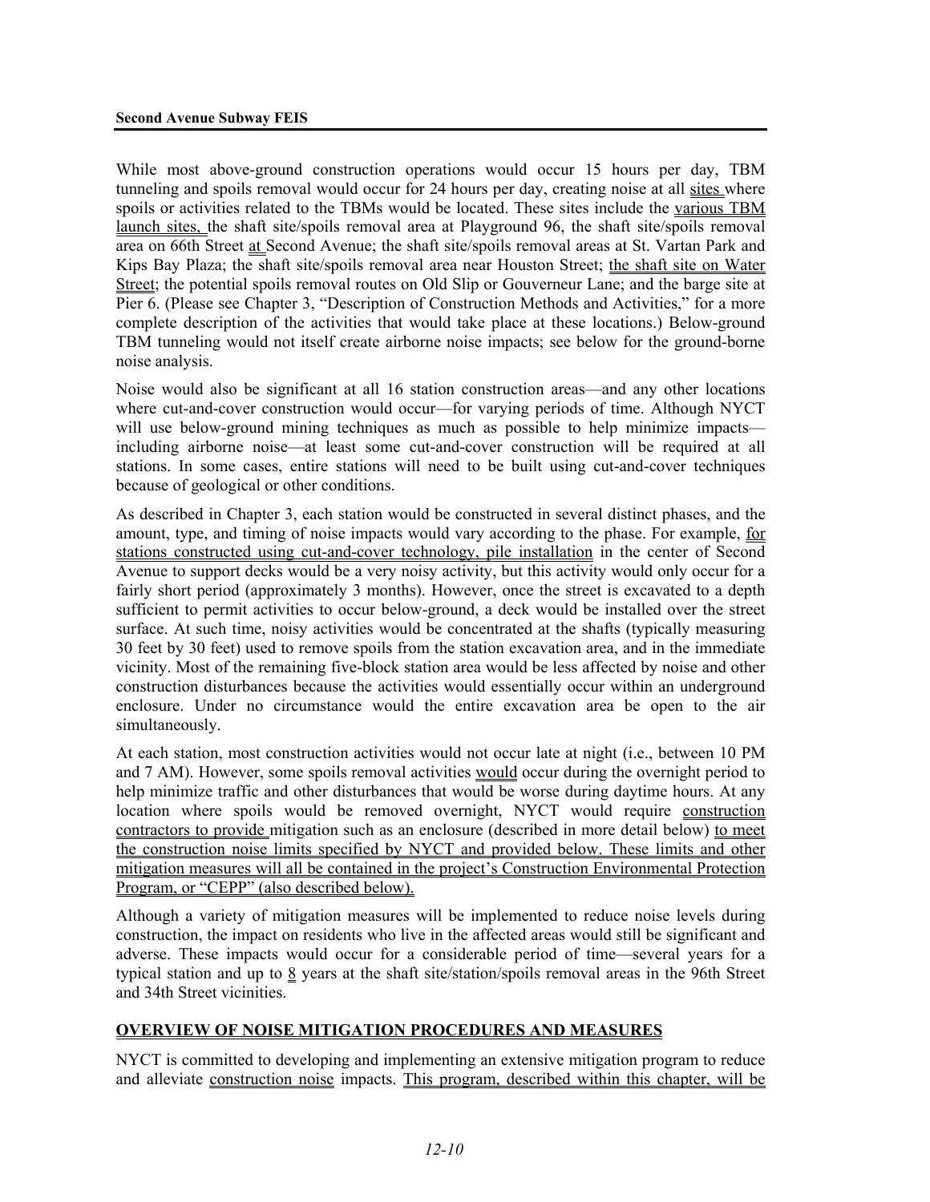While most above-ground construction operations would occur 15 hours per day, TBM tunneling and spoils removal would occur for 24 hours per day, creating noise at all sites where spoils or activities related to the TBMs would be located. These sites include the various TBM launch sites, the shaft site/spoils removal area at Playground 96, the shaft site/spoils removal area on 66th Street at Second Avenue; the shaft site/spoils removal areas at St. Vartan Park and Kips Bay Plaza; the shaft site/spoils removal area near Houston Street; the shaft site on Water Street; the potential spoils removal routes on Old Slip or Gouverneur Lane; and the barge site at Pier 6. (Please see Chapter 3, "Description of Construction Methods and Activities," for a more complete description of the activities that would take place at these locations.) Below-ground TBM tunneling would not itself create airborne noise impacts; see below for the ground-borne noise analysis.

Noise would also be significant at all 16 station construction areas—and any other locations where cut-and-cover construction would occur—for varying periods of time. Although NYCT will use below-ground mining techniques as much as possible to help minimize impacts—including airborne noise—at least some cut-and-cover construction will be required at all stations. In some cases, entire stations will need to be built using cut-and-cover techniques because of geological or other conditions.

As described in Chapter 3, each station would be constructed in several distinct phases, and the amount, type, and timing of noise impacts would vary according to the phase. For example, for stations constructed using cut-and-cover technology, pile installation in the center of Second Avenue to support decks would be a very noisy activity, but this activity would only occur for a fairly short period (approximately 3 months). However, once the street is excavated to a depth sufficient to permit activities to occur below-ground, a deck would be installed over the street surface. At such time, noisy activities would be concentrated at the shafts (typically measuring 30 feet by 30 feet) used to remove spoils from the station excavation area, and in the immediate vicinity. Most of the remaining five-block station area would be less affected by noise and other construction disturbances because the activities would essentially occur within an underground enclosure. Under no circumstance would the entire excavation area be open to the air simultaneously.

At each station, most construction activities would not occur late at night (i.e., between 10 PM and 7 AM). However, some spoils removal activities would occur during the overnight period to help minimize traffic and other disturbances that would be worse during daytime hours. At any location where spoils would be removed overnight, NYCT would require construction contractors to provide mitigation such as an enclosure (described in more detail below) to meet the construction noise limits specified by NYCT and provided below. These limits and other mitigation measures will all be contained in the project's Construction Environmental Protection Program, or "CEPP" (also described below).

Although a variety of mitigation measures will be implemented to reduce noise levels during construction, the impact on residents who live in the affected areas would still be significant and adverse. These impacts would occur for a considerable period of time—several years for a typical station and up to 8 years at the shaft site/station/spoils removal areas in the 96th Street and 34th Street vicinities.

## OVERVIEW OF NOISE MITIGATION PROCEDURES AND MEASURES

NYCT is committed to developing and implementing an extensive mitigation program to reduce and alleviate construction noise impacts. This program, described within this chapter, will be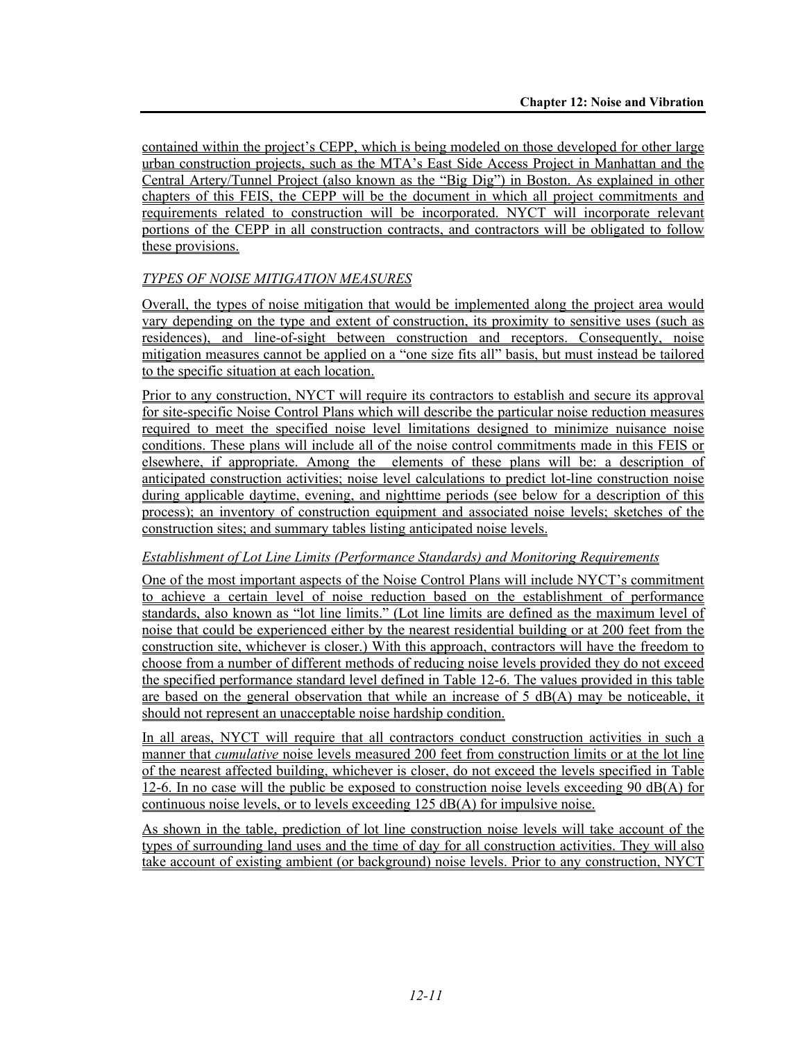contained within the project's CEPP, which is being modeled on those developed for other large urban construction projects, such as the MTA's East Side Access Project in Manhattan and the Central Artery/Tunnel Project (also known as the "Big Dig") in Boston. As explained in other chapters of this FEIS, the CEPP will be the document in which all project commitments and requirements related to construction will be incorporated. NYCT will incorporate relevant portions of the CEPP in all construction contracts, and contractors will be obligated to follow these provisions.

*TYPES OF NOISE MITIGATION MEASURES*

Overall, the types of noise mitigation that would be implemented along the project area would vary depending on the type and extent of construction, its proximity to sensitive uses (such as residences), and line-of-sight between construction and receptors. Consequently, noise mitigation measures cannot be applied on a "one size fits all" basis, but must instead be tailored to the specific situation at each location.

Prior to any construction, NYCT will require its contractors to establish and secure its approval for site-specific Noise Control Plans which will describe the particular noise reduction measures required to meet the specified noise level limitations designed to minimize nuisance noise conditions. These plans will include all of the noise control commitments made in this FEIS or elsewhere, if appropriate. Among the elements of these plans will be: a description of anticipated construction activities; noise level calculations to predict lot-line construction noise during applicable daytime, evening, and nighttime periods (see below for a description of this process); an inventory of construction equipment and associated noise levels; sketches of the construction sites; and summary tables listing anticipated noise levels.

*Establishment of Lot Line Limits (Performance Standards) and Monitoring Requirements*

One of the most important aspects of the Noise Control Plans will include NYCT's commitment to achieve a certain level of noise reduction based on the establishment of performance standards, also known as "lot line limits." (Lot line limits are defined as the maximum level of noise that could be experienced either by the nearest residential building or at 200 feet from the construction site, whichever is closer.) With this approach, contractors will have the freedom to choose from a number of different methods of reducing noise levels provided they do not exceed the specified performance standard level defined in Table 12-6. The values provided in this table are based on the general observation that while an increase of 5 dB(A) may be noticeable, it should not represent an unacceptable noise hardship condition.

In all areas, NYCT will require that all contractors conduct construction activities in such a manner that *cumulative* noise levels measured 200 feet from construction limits or at the lot line of the nearest affected building, whichever is closer, do not exceed the levels specified in Table 12-6. In no case will the public be exposed to construction noise levels exceeding 90 dB(A) for continuous noise levels, or to levels exceeding 125 dB(A) for impulsive noise.

As shown in the table, prediction of lot line construction noise levels will take account of the types of surrounding land uses and the time of day for all construction activities. They will also take account of existing ambient (or background) noise levels. Prior to any construction, NYCT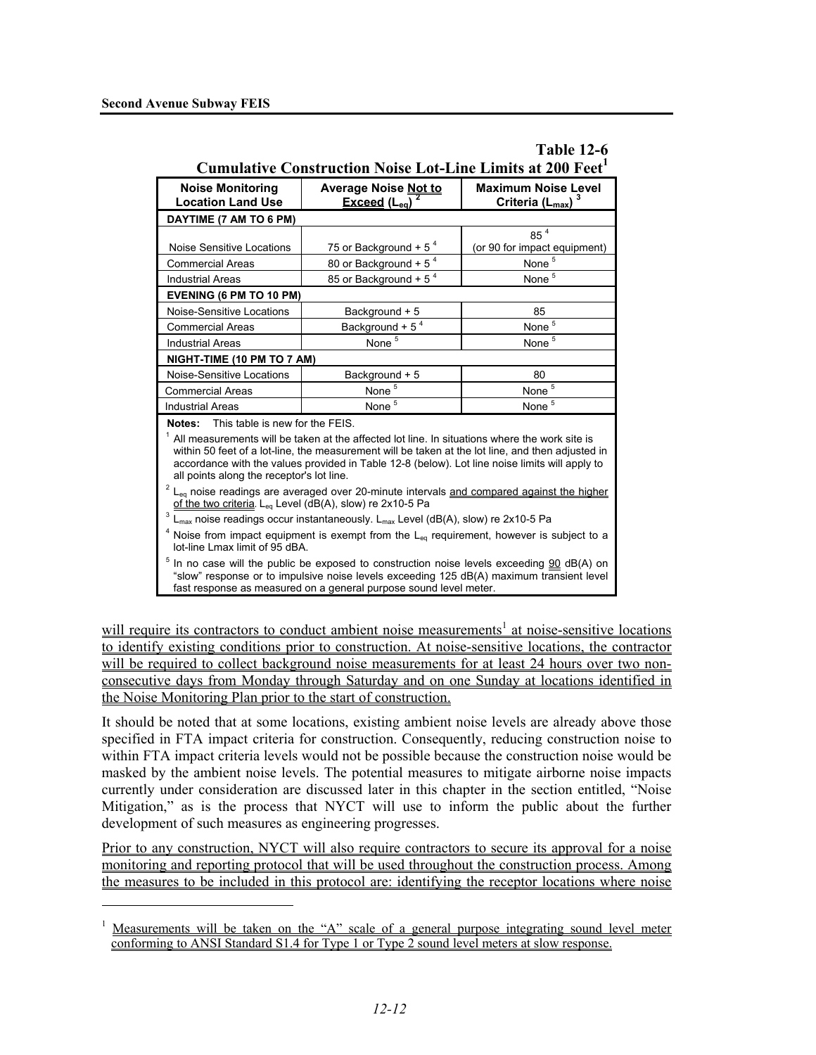**Table 12-6**
**Cumulative Construction Noise Lot-Line Limits at 200 Feet[1]**

| Noise Monitoring Location Land Use | Average Noise Not to Exceed ($L_{eq}$) [2] | Maximum Noise Level Criteria ($L_{max}$) [3] |
|---|---|---|
| **DAYTIME (7 AM TO 6 PM)** | | |
| Noise Sensitive Locations | 75 or Background + 5 [4] | 85 [4] (or 90 for impact equipment) |
| Commercial Areas | 80 or Background + 5 [4] | None [5] |
| Industrial Areas | 85 or Background + 5 [4] | None [5] |
| **EVENING (6 PM TO 10 PM)** | | |
| Noise-Sensitive Locations | Background + 5 | 85 |
| Commercial Areas | Background + 5 [4] | None [5] |
| Industrial Areas | None [5] | None [5] |
| **NIGHT-TIME (10 PM TO 7 AM)** | | |
| Noise-Sensitive Locations | Background + 5 | 80 |
| Commercial Areas | None [5] | None [5] |
| Industrial Areas | None [5] | None [5] |

**Notes:** This table is new for the FEIS.

[1] All measurements will be taken at the affected lot line. In situations where the work site is within 50 feet of a lot-line, the measurement will be taken at the lot line, and then adjusted in accordance with the values provided in Table 12-8 (below). Lot line noise limits will apply to all points along the receptor's lot line.

[2] $L_{eq}$ noise readings are averaged over 20-minute intervals and compared against the higher of the two criteria. $L_{eq}$ Level (dB(A), slow) re 2x10-5 Pa

[3] $L_{max}$ noise readings occur instantaneously. $L_{max}$ Level (dB(A), slow) re 2x10-5 Pa

[4] Noise from impact equipment is exempt from the $L_{eq}$ requirement, however is subject to a lot-line Lmax limit of 95 dBA.

[5] In no case will the public be exposed to construction noise levels exceeding 90 dB(A) on "slow" response or to impulsive noise levels exceeding 125 dB(A) maximum transient level fast response as measured on a general purpose sound level meter.

will require its contractors to conduct ambient noise measurements[1] at noise-sensitive locations to identify existing conditions prior to construction. At noise-sensitive locations, the contractor will be required to collect background noise measurements for at least 24 hours over two non-consecutive days from Monday through Saturday and on one Sunday at locations identified in the Noise Monitoring Plan prior to the start of construction.

It should be noted that at some locations, existing ambient noise levels are already above those specified in FTA impact criteria for construction. Consequently, reducing construction noise to within FTA impact criteria levels would not be possible because the construction noise would be masked by the ambient noise levels. The potential measures to mitigate airborne noise impacts currently under consideration are discussed later in this chapter in the section entitled, "Noise Mitigation," as is the process that NYCT will use to inform the public about the further development of such measures as engineering progresses.

Prior to any construction, NYCT will also require contractors to secure its approval for a noise monitoring and reporting protocol that will be used throughout the construction process. Among the measures to be included in this protocol are: identifying the receptor locations where noise

[1] Measurements will be taken on the "A" scale of a general purpose integrating sound level meter conforming to ANSI Standard S1.4 for Type 1 or Type 2 sound level meters at slow response.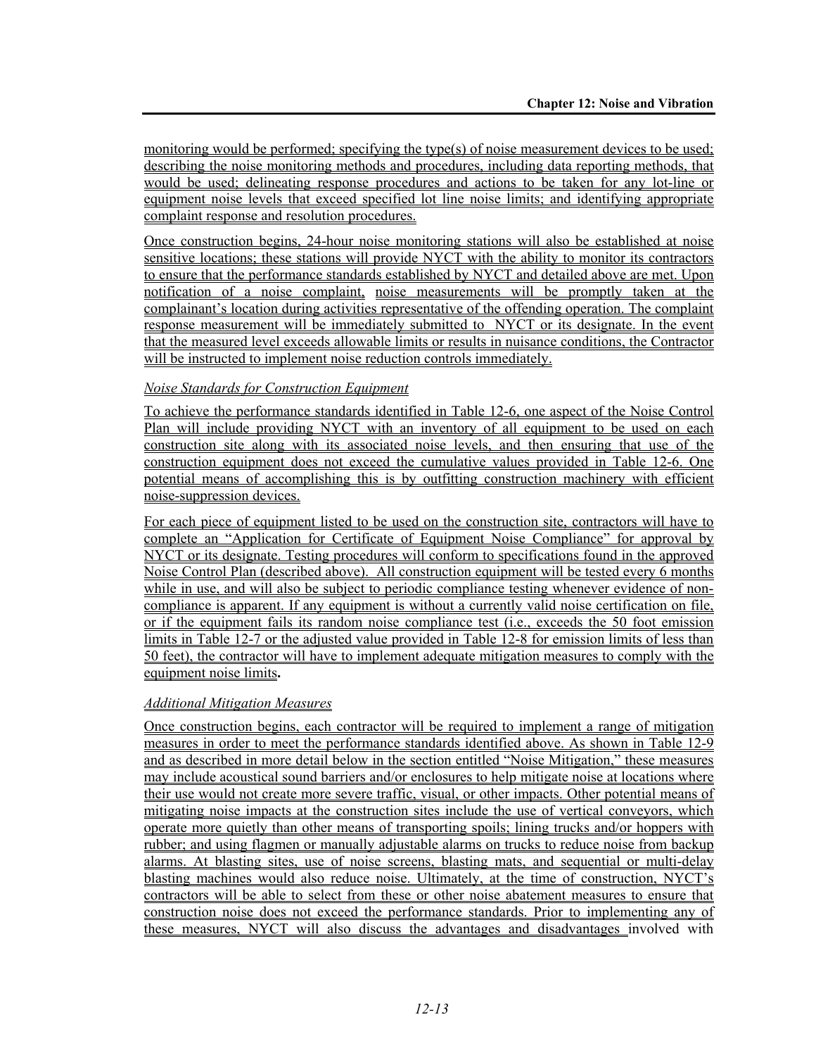monitoring would be performed; specifying the type(s) of noise measurement devices to be used; describing the noise monitoring methods and procedures, including data reporting methods, that would be used; delineating response procedures and actions to be taken for any lot-line or equipment noise levels that exceed specified lot line noise limits; and identifying appropriate complaint response and resolution procedures.

Once construction begins, 24-hour noise monitoring stations will also be established at noise sensitive locations; these stations will provide NYCT with the ability to monitor its contractors to ensure that the performance standards established by NYCT and detailed above are met. Upon notification of a noise complaint, noise measurements will be promptly taken at the complainant's location during activities representative of the offending operation. The complaint response measurement will be immediately submitted to NYCT or its designate. In the event that the measured level exceeds allowable limits or results in nuisance conditions, the Contractor will be instructed to implement noise reduction controls immediately.

*Noise Standards for Construction Equipment*

To achieve the performance standards identified in Table 12-6, one aspect of the Noise Control Plan will include providing NYCT with an inventory of all equipment to be used on each construction site along with its associated noise levels, and then ensuring that use of the construction equipment does not exceed the cumulative values provided in Table 12-6. One potential means of accomplishing this is by outfitting construction machinery with efficient noise-suppression devices.

For each piece of equipment listed to be used on the construction site, contractors will have to complete an "Application for Certificate of Equipment Noise Compliance" for approval by NYCT or its designate. Testing procedures will conform to specifications found in the approved Noise Control Plan (described above). All construction equipment will be tested every 6 months while in use, and will also be subject to periodic compliance testing whenever evidence of non-compliance is apparent. If any equipment is without a currently valid noise certification on file, or if the equipment fails its random noise compliance test (i.e., exceeds the 50 foot emission limits in Table 12-7 or the adjusted value provided in Table 12-8 for emission limits of less than 50 feet), the contractor will have to implement adequate mitigation measures to comply with the equipment noise limits**.**

*Additional Mitigation Measures*

Once construction begins, each contractor will be required to implement a range of mitigation measures in order to meet the performance standards identified above. As shown in Table 12-9 and as described in more detail below in the section entitled "Noise Mitigation," these measures may include acoustical sound barriers and/or enclosures to help mitigate noise at locations where their use would not create more severe traffic, visual, or other impacts. Other potential means of mitigating noise impacts at the construction sites include the use of vertical conveyors, which operate more quietly than other means of transporting spoils; lining trucks and/or hoppers with rubber; and using flagmen or manually adjustable alarms on trucks to reduce noise from backup alarms. At blasting sites, use of noise screens, blasting mats, and sequential or multi-delay blasting machines would also reduce noise. Ultimately, at the time of construction, NYCT's contractors will be able to select from these or other noise abatement measures to ensure that construction noise does not exceed the performance standards. Prior to implementing any of these measures, NYCT will also discuss the advantages and disadvantages involved with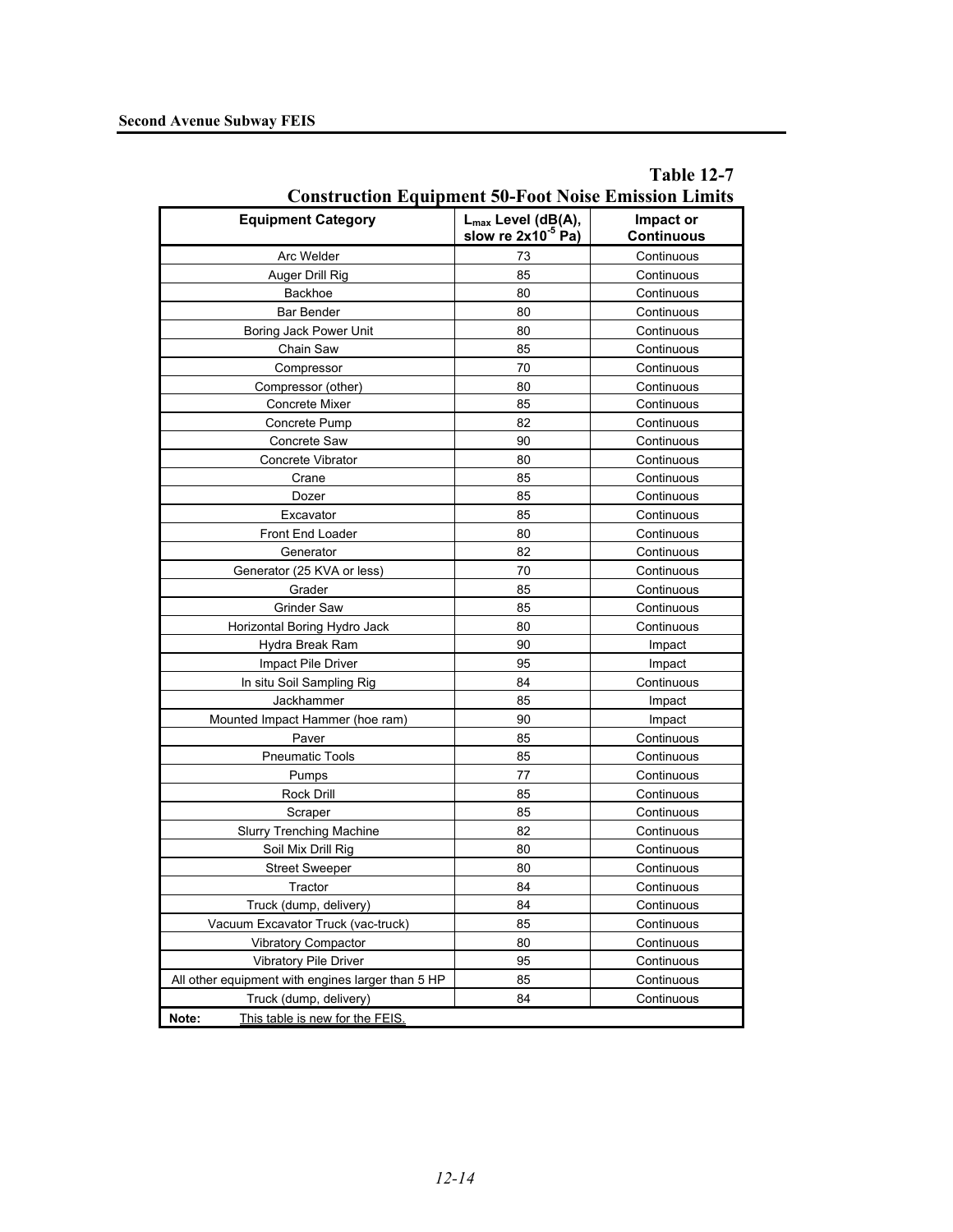**Table 12-7**
**Construction Equipment 50-Foot Noise Emission Limits**

| Equipment Category | $L_{max}$ Level (dB(A), slow re $2x10^{-5}$ Pa) | Impact or Continuous |
|---|---|---|
| Arc Welder | 73 | Continuous |
| Auger Drill Rig | 85 | Continuous |
| Backhoe | 80 | Continuous |
| Bar Bender | 80 | Continuous |
| Boring Jack Power Unit | 80 | Continuous |
| Chain Saw | 85 | Continuous |
| Compressor | 70 | Continuous |
| Compressor (other) | 80 | Continuous |
| Concrete Mixer | 85 | Continuous |
| Concrete Pump | 82 | Continuous |
| Concrete Saw | 90 | Continuous |
| Concrete Vibrator | 80 | Continuous |
| Crane | 85 | Continuous |
| Dozer | 85 | Continuous |
| Excavator | 85 | Continuous |
| Front End Loader | 80 | Continuous |
| Generator | 82 | Continuous |
| Generator (25 KVA or less) | 70 | Continuous |
| Grader | 85 | Continuous |
| Grinder Saw | 85 | Continuous |
| Horizontal Boring Hydro Jack | 80 | Continuous |
| Hydra Break Ram | 90 | Impact |
| Impact Pile Driver | 95 | Impact |
| In situ Soil Sampling Rig | 84 | Continuous |
| Jackhammer | 85 | Impact |
| Mounted Impact Hammer (hoe ram) | 90 | Impact |
| Paver | 85 | Continuous |
| Pneumatic Tools | 85 | Continuous |
| Pumps | 77 | Continuous |
| Rock Drill | 85 | Continuous |
| Scraper | 85 | Continuous |
| Slurry Trenching Machine | 82 | Continuous |
| Soil Mix Drill Rig | 80 | Continuous |
| Street Sweeper | 80 | Continuous |
| Tractor | 84 | Continuous |
| Truck (dump, delivery) | 84 | Continuous |
| Vacuum Excavator Truck (vac-truck) | 85 | Continuous |
| Vibratory Compactor | 80 | Continuous |
| Vibratory Pile Driver | 95 | Continuous |
| All other equipment with engines larger than 5 HP | 85 | Continuous |
| Truck (dump, delivery) | 84 | Continuous |

**Note:** This table is new for the FEIS.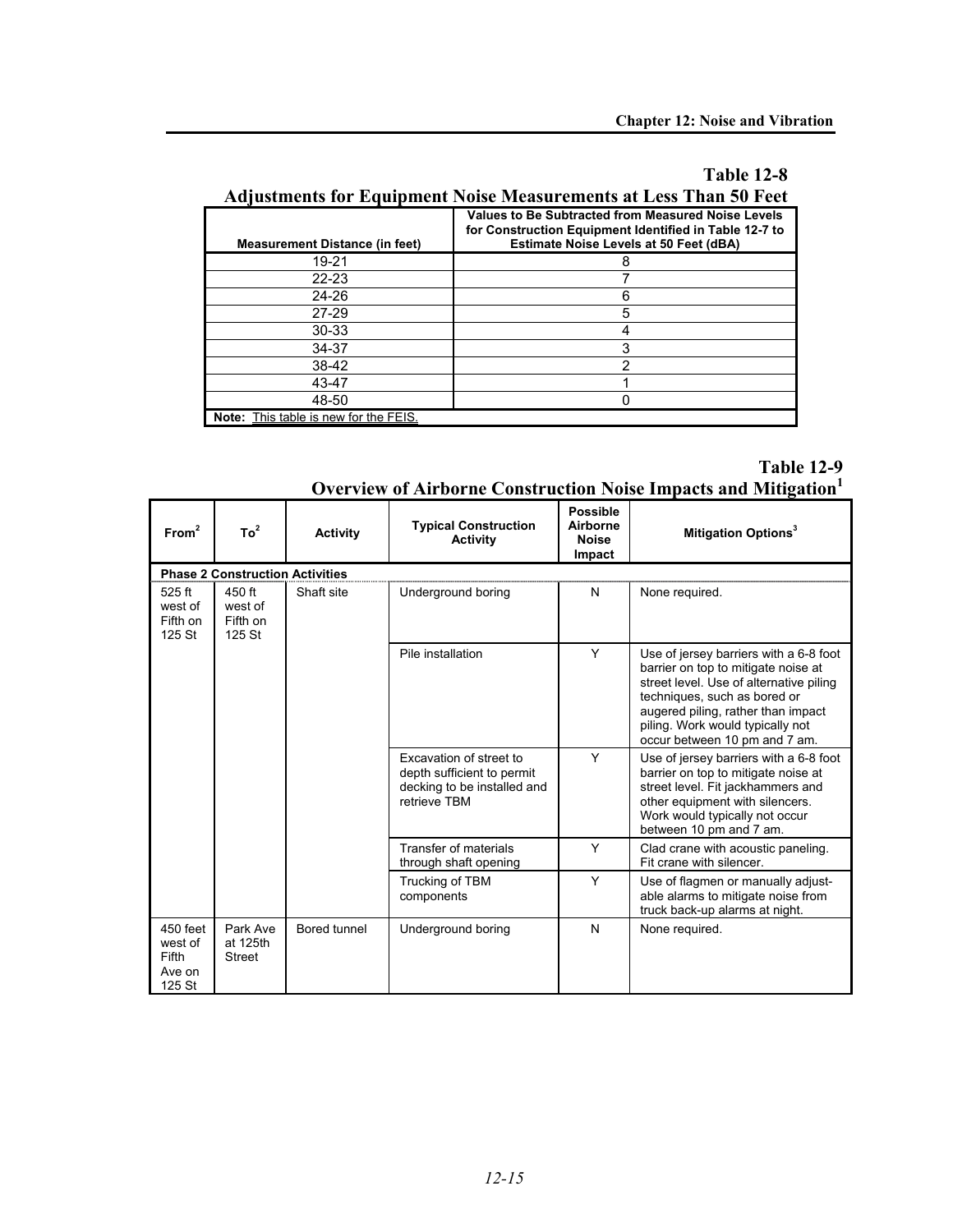## Table 12-8

## Adjustments for Equipment Noise Measurements at Less Than 50 Feet

| Measurement Distance (in feet) | Values to Be Subtracted from Measured Noise Levels for Construction Equipment Identified in Table 12-7 to Estimate Noise Levels at 50 Feet (dBA) |
|---|---|
| 19-21 | 8 |
| 22-23 | 7 |
| 24-26 | 6 |
| 27-29 | 5 |
| 30-33 | 4 |
| 34-37 | 3 |
| 38-42 | 2 |
| 43-47 | 1 |
| 48-50 | 0 |
| **Note:** This table is new for the FEIS. | |

## Table 12-9

## Overview of Airborne Construction Noise Impacts and Mitigation[1]

| From[2] | To[2] | Activity | Typical Construction Activity | Possible Airborne Noise Impact | Mitigation Options[3] |
|---|---|---|---|---|---|
| **Phase 2 Construction Activities** | | | | | |
| 525 ft west of Fifth on 125 St | 450 ft west of Fifth on 125 St | Shaft site | Underground boring | N | None required. |
| | | | Pile installation | Y | Use of jersey barriers with a 6-8 foot barrier on top to mitigate noise at street level. Use of alternative piling techniques, such as bored or augered piling, rather than impact piling. Work would typically not occur between 10 pm and 7 am. |
| | | | Excavation of street to depth sufficient to permit decking to be installed and retrieve TBM | Y | Use of jersey barriers with a 6-8 foot barrier on top to mitigate noise at street level. Fit jackhammers and other equipment with silencers. Work would typically not occur between 10 pm and 7 am. |
| | | | Transfer of materials through shaft opening | Y | Clad crane with acoustic paneling. Fit crane with silencer. |
| | | | Trucking of TBM components | Y | Use of flagmen or manually adjust-able alarms to mitigate noise from truck back-up alarms at night. |
| 450 feet west of Fifth Ave on 125 St | Park Ave at 125th Street | Bored tunnel | Underground boring | N | None required. |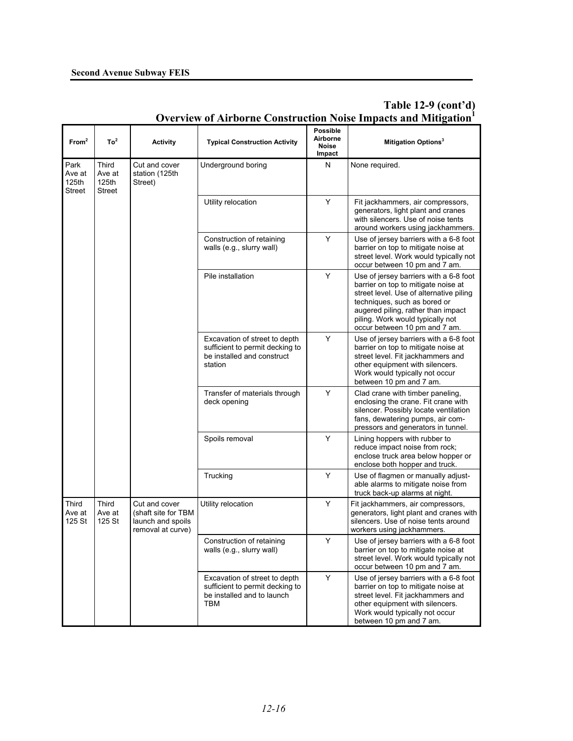## Table 12-9 (cont'd)
## Overview of Airborne Construction Noise Impacts and Mitigation[1]

| From[2] | To[2] | Activity | Typical Construction Activity | Possible Airborne Noise Impact | Mitigation Options[3] |
|---|---|---|---|---|---|
| Park Ave at 125th Street | Third Ave at 125th Street | Cut and cover station (125th Street) | Underground boring | N | None required. |
| | | | Utility relocation | Y | Fit jackhammers, air compressors, generators, light plant and cranes with silencers. Use of noise tents around workers using jackhammers. |
| | | | Construction of retaining walls (e.g., slurry wall) | Y | Use of jersey barriers with a 6-8 foot barrier on top to mitigate noise at street level. Work would typically not occur between 10 pm and 7 am. |
| | | | Pile installation | Y | Use of jersey barriers with a 6-8 foot barrier on top to mitigate noise at street level. Use of alternative piling techniques, such as bored or augered piling, rather than impact piling. Work would typically not occur between 10 pm and 7 am. |
| | | | Excavation of street to depth sufficient to permit decking to be installed and construct station | Y | Use of jersey barriers with a 6-8 foot barrier on top to mitigate noise at street level. Fit jackhammers and other equipment with silencers. Work would typically not occur between 10 pm and 7 am. |
| | | | Transfer of materials through deck opening | Y | Clad crane with timber paneling, enclosing the crane. Fit crane with silencer. Possibly locate ventilation fans, dewatering pumps, air compressors and generators in tunnel. |
| | | | Spoils removal | Y | Lining hoppers with rubber to reduce impact noise from rock; enclose truck area below hopper or enclose both hopper and truck. |
| | | | Trucking | Y | Use of flagmen or manually adjustable alarms to mitigate noise from truck back-up alarms at night. |
| Third Ave at 125 St | Third Ave at 125 St | Cut and cover (shaft site for TBM launch and spoils removal at curve) | Utility relocation | Y | Fit jackhammers, air compressors, generators, light plant and cranes with silencers. Use of noise tents around workers using jackhammers. |
| | | | Construction of retaining walls (e.g., slurry wall) | Y | Use of jersey barriers with a 6-8 foot barrier on top to mitigate noise at street level. Work would typically not occur between 10 pm and 7 am. |
| | | | Excavation of street to depth sufficient to permit decking to be installed and to launch TBM | Y | Use of jersey barriers with a 6-8 foot barrier on top to mitigate noise at street level. Fit jackhammers and other equipment with silencers. Work would typically not occur between 10 pm and 7 am. |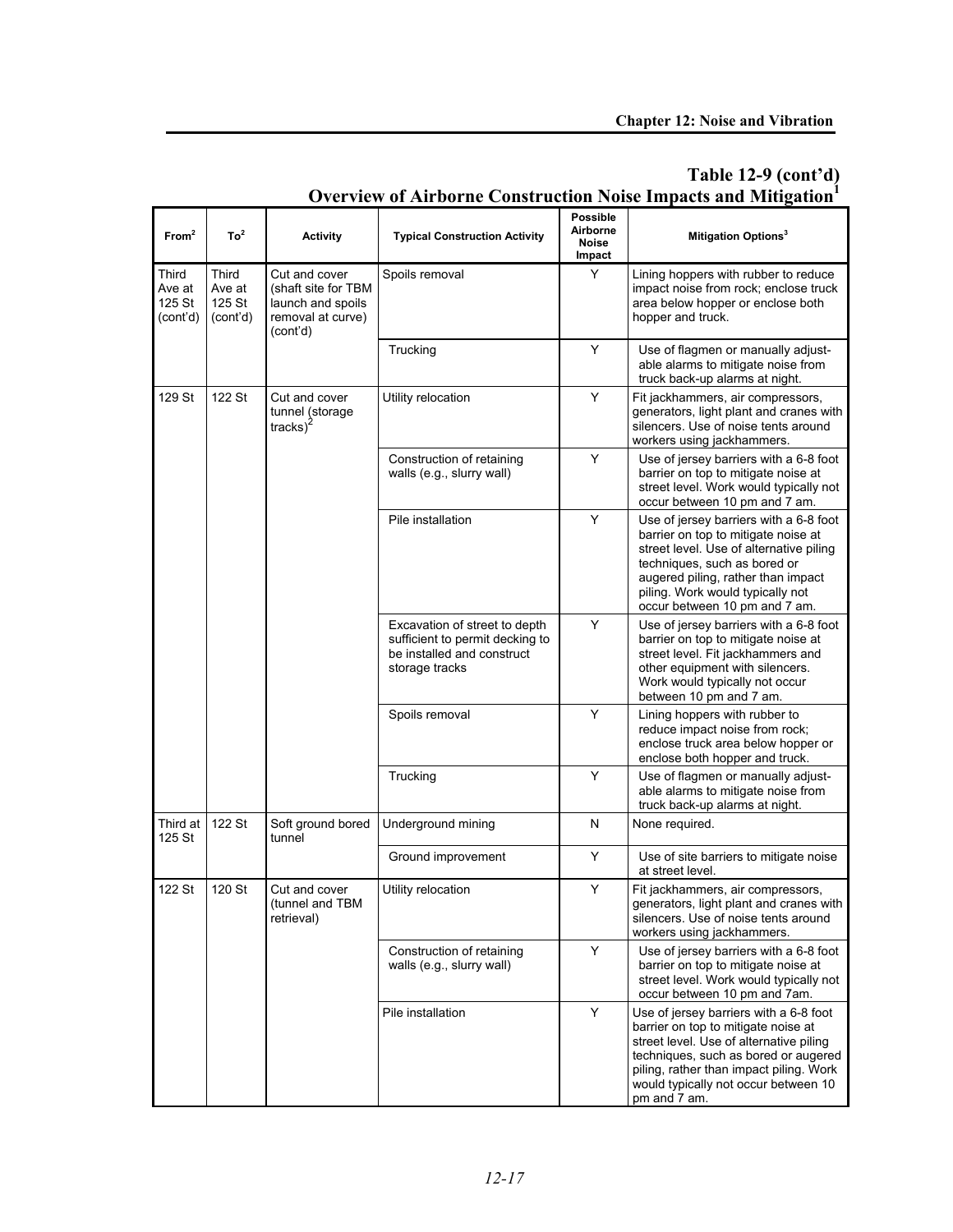## Table 12-9 (cont'd)
## Overview of Airborne Construction Noise Impacts and Mitigation[1]

| From[2] | To[2] | Activity | Typical Construction Activity | Possible Airborne Noise Impact | Mitigation Options[3] |
|---|---|---|---|---|---|
| Third Ave at 125 St (cont'd) | Third Ave at 125 St (cont'd) | Cut and cover (shaft site for TBM launch and spoils removal at curve) (cont'd) | Spoils removal | Y | Lining hoppers with rubber to reduce impact noise from rock; enclose truck area below hopper or enclose both hopper and truck. |
| | | | Trucking | Y | Use of flagmen or manually adjustable alarms to mitigate noise from truck back-up alarms at night. |
| 129 St | 122 St | Cut and cover tunnel (storage tracks)[2] | Utility relocation | Y | Fit jackhammers, air compressors, generators, light plant and cranes with silencers. Use of noise tents around workers using jackhammers. |
| | | | Construction of retaining walls (e.g., slurry wall) | Y | Use of jersey barriers with a 6-8 foot barrier on top to mitigate noise at street level. Work would typically not occur between 10 pm and 7 am. |
| | | | Pile installation | Y | Use of jersey barriers with a 6-8 foot barrier on top to mitigate noise at street level. Use of alternative piling techniques, such as bored or augered piling, rather than impact piling. Work would typically not occur between 10 pm and 7 am. |
| | | | Excavation of street to depth sufficient to permit decking to be installed and construct storage tracks | Y | Use of jersey barriers with a 6-8 foot barrier on top to mitigate noise at street level. Fit jackhammers and other equipment with silencers. Work would typically not occur between 10 pm and 7 am. |
| | | | Spoils removal | Y | Lining hoppers with rubber to reduce impact noise from rock; enclose truck area below hopper or enclose both hopper and truck. |
| | | | Trucking | Y | Use of flagmen or manually adjustable alarms to mitigate noise from truck back-up alarms at night. |
| Third at 125 St | 122 St | Soft ground bored tunnel | Underground mining | N | None required. |
| | | | Ground improvement | Y | Use of site barriers to mitigate noise at street level. |
| 122 St | 120 St | Cut and cover (tunnel and TBM retrieval) | Utility relocation | Y | Fit jackhammers, air compressors, generators, light plant and cranes with silencers. Use of noise tents around workers using jackhammers. |
| | | | Construction of retaining walls (e.g., slurry wall) | Y | Use of jersey barriers with a 6-8 foot barrier on top to mitigate noise at street level. Work would typically not occur between 10 pm and 7am. |
| | | | Pile installation | Y | Use of jersey barriers with a 6-8 foot barrier on top to mitigate noise at street level. Use of alternative piling techniques, such as bored or augered piling, rather than impact piling. Work would typically not occur between 10 pm and 7 am. |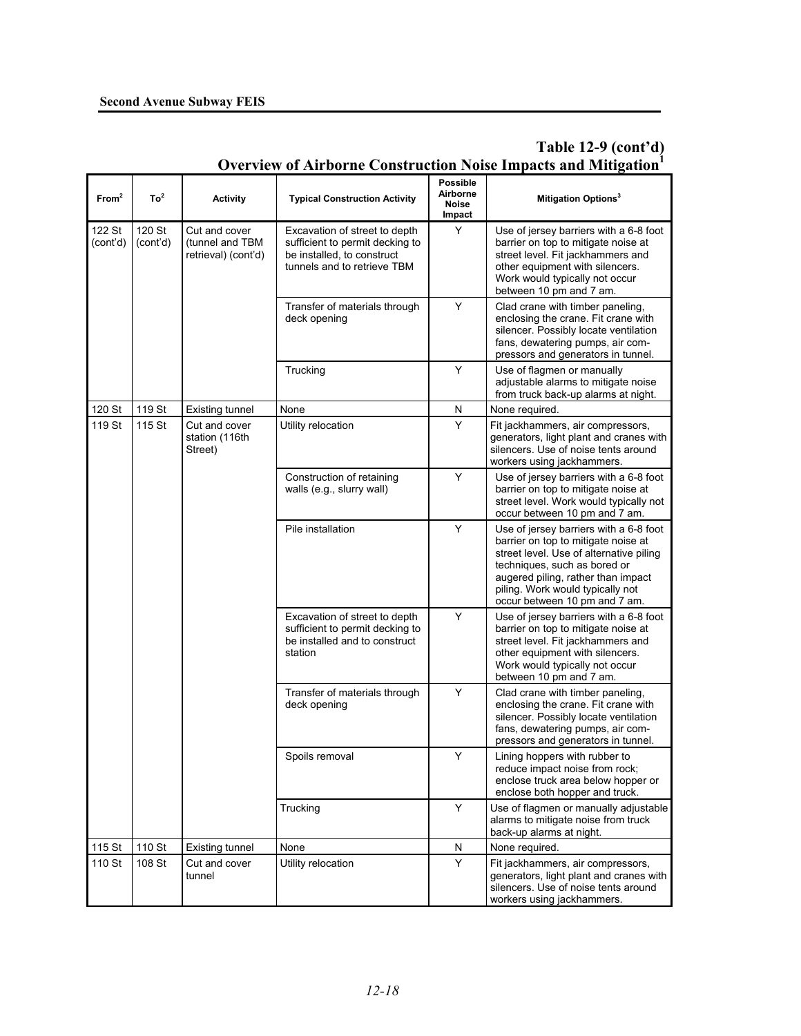**Table 12-9 (cont'd)**
**Overview of Airborne Construction Noise Impacts and Mitigation[1]**

| From[2] | To[2] | Activity | Typical Construction Activity | Possible Airborne Noise Impact | Mitigation Options[3] |
|---|---|---|---|---|---|
| 122 St (cont'd) | 120 St (cont'd) | Cut and cover (tunnel and TBM retrieval) (cont'd) | Excavation of street to depth sufficient to permit decking to be installed, to construct tunnels and to retrieve TBM | Y | Use of jersey barriers with a 6-8 foot barrier on top to mitigate noise at street level. Fit jackhammers and other equipment with silencers. Work would typically not occur between 10 pm and 7 am. |
| | | | Transfer of materials through deck opening | Y | Clad crane with timber paneling, enclosing the crane. Fit crane with silencer. Possibly locate ventilation fans, dewatering pumps, air compressors and generators in tunnel. |
| | | | Trucking | Y | Use of flagmen or manually adjustable alarms to mitigate noise from truck back-up alarms at night. |
| 120 St | 119 St | Existing tunnel | None | N | None required. |
| 119 St | 115 St | Cut and cover station (116th Street) | Utility relocation | Y | Fit jackhammers, air compressors, generators, light plant and cranes with silencers. Use of noise tents around workers using jackhammers. |
| | | | Construction of retaining walls (e.g., slurry wall) | Y | Use of jersey barriers with a 6-8 foot barrier on top to mitigate noise at street level. Work would typically not occur between 10 pm and 7 am. |
| | | | Pile installation | Y | Use of jersey barriers with a 6-8 foot barrier on top to mitigate noise at street level. Use of alternative piling techniques, such as bored or augered piling, rather than impact piling. Work would typically not occur between 10 pm and 7 am. |
| | | | Excavation of street to depth sufficient to permit decking to be installed and to construct station | Y | Use of jersey barriers with a 6-8 foot barrier on top to mitigate noise at street level. Fit jackhammers and other equipment with silencers. Work would typically not occur between 10 pm and 7 am. |
| | | | Transfer of materials through deck opening | Y | Clad crane with timber paneling, enclosing the crane. Fit crane with silencer. Possibly locate ventilation fans, dewatering pumps, air compressors and generators in tunnel. |
| | | | Spoils removal | Y | Lining hoppers with rubber to reduce impact noise from rock; enclose truck area below hopper or enclose both hopper and truck. |
| | | | Trucking | Y | Use of flagmen or manually adjustable alarms to mitigate noise from truck back-up alarms at night. |
| 115 St | 110 St | Existing tunnel | None | N | None required. |
| 110 St | 108 St | Cut and cover tunnel | Utility relocation | Y | Fit jackhammers, air compressors, generators, light plant and cranes with silencers. Use of noise tents around workers using jackhammers. |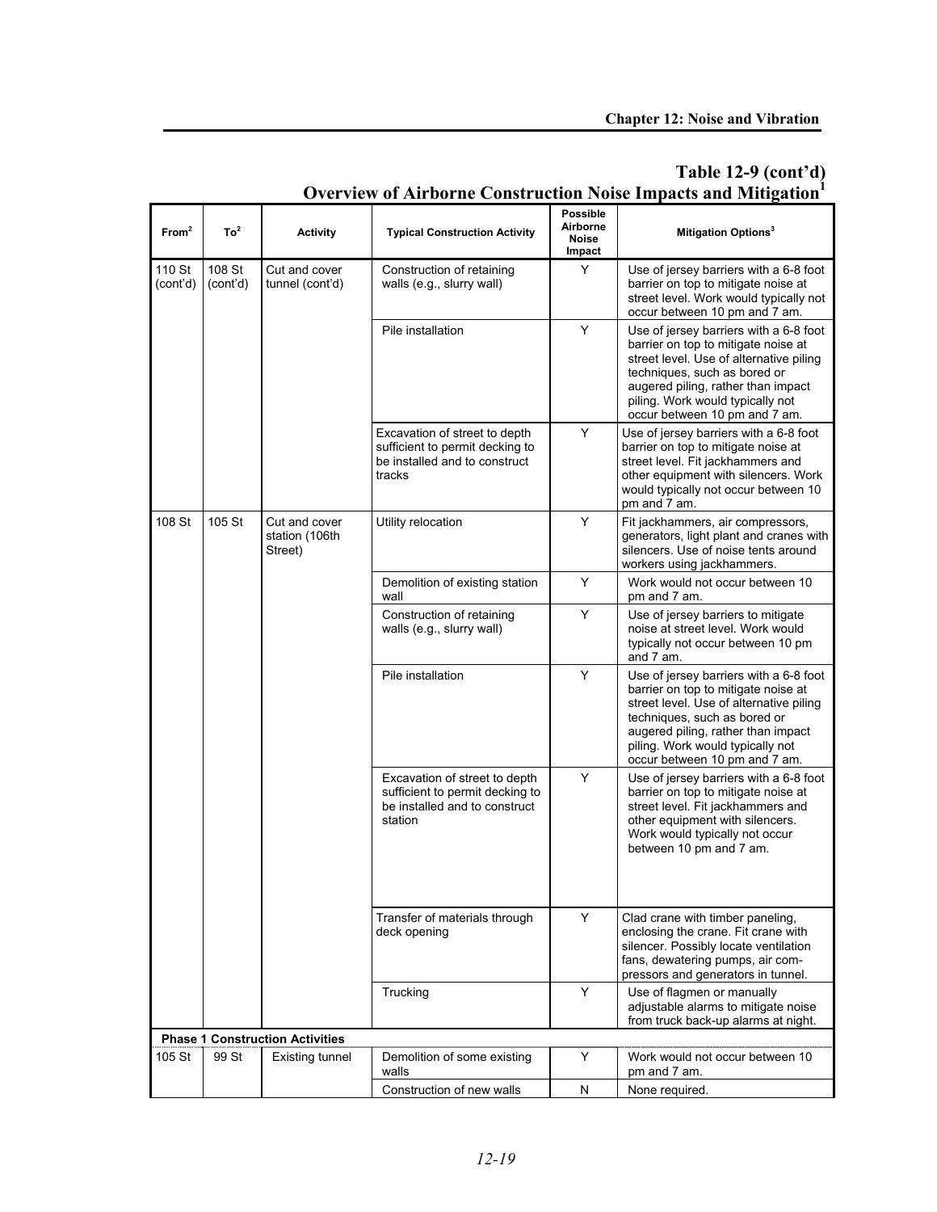## Table 12-9 (cont'd)
## Overview of Airborne Construction Noise Impacts and Mitigation[1]

| From[2] | To[2] | Activity | Typical Construction Activity | Possible Airborne Noise Impact | Mitigation Options[3] |
|---|---|---|---|---|---|
| 110 St (cont'd) | 108 St (cont'd) | Cut and cover tunnel (cont'd) | Construction of retaining walls (e.g., slurry wall) | Y | Use of jersey barriers with a 6-8 foot barrier on top to mitigate noise at street level. Work would typically not occur between 10 pm and 7 am. |
| | | | Pile installation | Y | Use of jersey barriers with a 6-8 foot barrier on top to mitigate noise at street level. Use of alternative piling techniques, such as bored or augered piling, rather than impact piling. Work would typically not occur between 10 pm and 7 am. |
| | | | Excavation of street to depth sufficient to permit decking to be installed and to construct tracks | Y | Use of jersey barriers with a 6-8 foot barrier on top to mitigate noise at street level. Fit jackhammers and other equipment with silencers. Work would typically not occur between 10 pm and 7 am. |
| 108 St | 105 St | Cut and cover station (106th Street) | Utility relocation | Y | Fit jackhammers, air compressors, generators, light plant and cranes with silencers. Use of noise tents around workers using jackhammers. |
| | | | Demolition of existing station wall | Y | Work would not occur between 10 pm and 7 am. |
| | | | Construction of retaining walls (e.g., slurry wall) | Y | Use of jersey barriers to mitigate noise at street level. Work would typically not occur between 10 pm and 7 am. |
| | | | Pile installation | Y | Use of jersey barriers with a 6-8 foot barrier on top to mitigate noise at street level. Use of alternative piling techniques, such as bored or augered piling, rather than impact piling. Work would typically not occur between 10 pm and 7 am. |
| | | | Excavation of street to depth sufficient to permit decking to be installed and to construct station | Y | Use of jersey barriers with a 6-8 foot barrier on top to mitigate noise at street level. Fit jackhammers and other equipment with silencers. Work would typically not occur between 10 pm and 7 am. |
| | | | Transfer of materials through deck opening | Y | Clad crane with timber paneling, enclosing the crane. Fit crane with silencer. Possibly locate ventilation fans, dewatering pumps, air compressors and generators in tunnel. |
| | | | Trucking | Y | Use of flagmen or manually adjustable alarms to mitigate noise from truck back-up alarms at night. |
| **Phase 1 Construction Activities** | | | | | |
| 105 St | 99 St | Existing tunnel | Demolition of some existing walls | Y | Work would not occur between 10 pm and 7 am. |
| | | | Construction of new walls | N | None required. |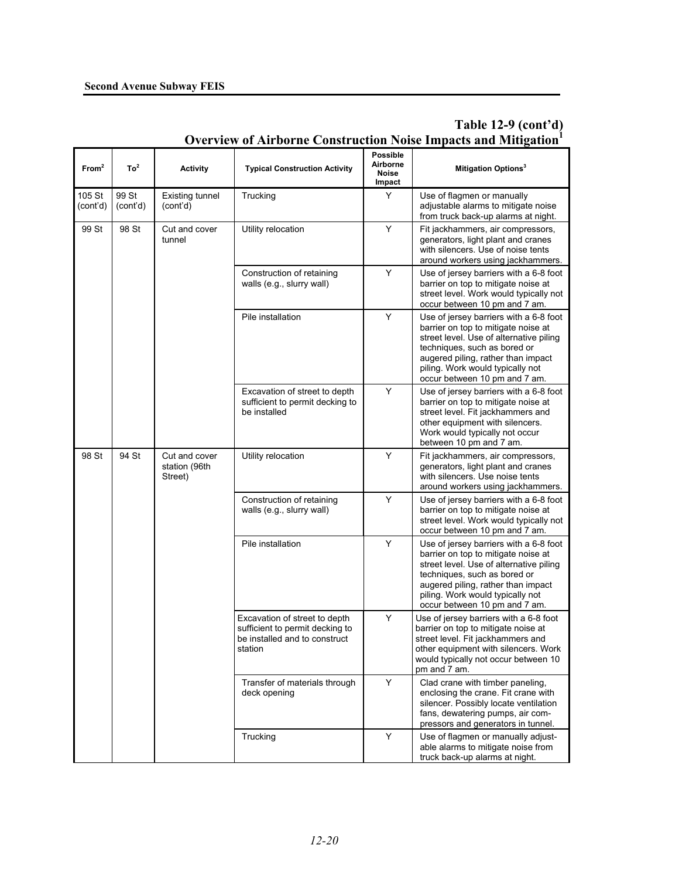## Table 12-9 (cont'd)
## Overview of Airborne Construction Noise Impacts and Mitigation[1]

| From[2] | To[2] | Activity | Typical Construction Activity | Possible Airborne Noise Impact | Mitigation Options[3] |
|---|---|---|---|---|---|
| 105 St (cont'd) | 99 St (cont'd) | Existing tunnel (cont'd) | Trucking | Y | Use of flagmen or manually adjustable alarms to mitigate noise from truck back-up alarms at night. |
| 99 St | 98 St | Cut and cover tunnel | Utility relocation | Y | Fit jackhammers, air compressors, generators, light plant and cranes with silencers. Use of noise tents around workers using jackhammers. |
| | | | Construction of retaining walls (e.g., slurry wall) | Y | Use of jersey barriers with a 6-8 foot barrier on top to mitigate noise at street level. Work would typically not occur between 10 pm and 7 am. |
| | | | Pile installation | Y | Use of jersey barriers with a 6-8 foot barrier on top to mitigate noise at street level. Use of alternative piling techniques, such as bored or augered piling, rather than impact piling. Work would typically not occur between 10 pm and 7 am. |
| | | | Excavation of street to depth sufficient to permit decking to be installed | Y | Use of jersey barriers with a 6-8 foot barrier on top to mitigate noise at street level. Fit jackhammers and other equipment with silencers. Work would typically not occur between 10 pm and 7 am. |
| 98 St | 94 St | Cut and cover station (96th Street) | Utility relocation | Y | Fit jackhammers, air compressors, generators, light plant and cranes with silencers. Use noise tents around workers using jackhammers. |
| | | | Construction of retaining walls (e.g., slurry wall) | Y | Use of jersey barriers with a 6-8 foot barrier on top to mitigate noise at street level. Work would typically not occur between 10 pm and 7 am. |
| | | | Pile installation | Y | Use of jersey barriers with a 6-8 foot barrier on top to mitigate noise at street level. Use of alternative piling techniques, such as bored or augered piling, rather than impact piling. Work would typically not occur between 10 pm and 7 am. |
| | | | Excavation of street to depth sufficient to permit decking to be installed and to construct station | Y | Use of jersey barriers with a 6-8 foot barrier on top to mitigate noise at street level. Fit jackhammers and other equipment with silencers. Work would typically not occur between 10 pm and 7 am. |
| | | | Transfer of materials through deck opening | Y | Clad crane with timber paneling, enclosing the crane. Fit crane with silencer. Possibly locate ventilation fans, dewatering pumps, air compressors and generators in tunnel. |
| | | | Trucking | Y | Use of flagmen or manually adjustable alarms to mitigate noise from truck back-up alarms at night. |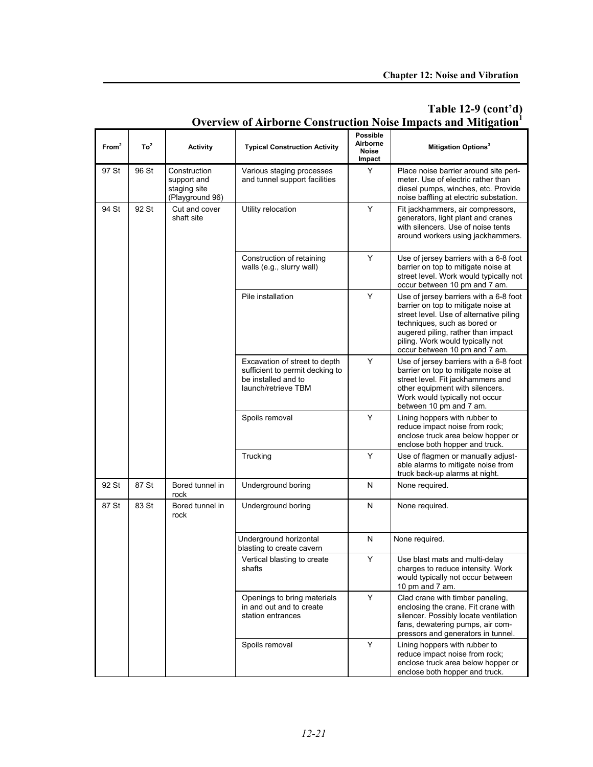**Table 12-9 (cont'd)**
**Overview of Airborne Construction Noise Impacts and Mitigation[1]**

| From[2] | To[2] | Activity | Typical Construction Activity | Possible Airborne Noise Impact | Mitigation Options[3] |
|---|---|---|---|---|---|
| 97 St | 96 St | Construction support and staging site (Playground 96) | Various staging processes and tunnel support facilities | Y | Place noise barrier around site perimeter. Use of electric rather than diesel pumps, winches, etc. Provide noise baffling at electric substation. |
| 94 St | 92 St | Cut and cover shaft site | Utility relocation | Y | Fit jackhammers, air compressors, generators, light plant and cranes with silencers. Use of noise tents around workers using jackhammers. |
| | | | Construction of retaining walls (e.g., slurry wall) | Y | Use of jersey barriers with a 6-8 foot barrier on top to mitigate noise at street level. Work would typically not occur between 10 pm and 7 am. |
| | | | Pile installation | Y | Use of jersey barriers with a 6-8 foot barrier on top to mitigate noise at street level. Use of alternative piling techniques, such as bored or augered piling, rather than impact piling. Work would typically not occur between 10 pm and 7 am. |
| | | | Excavation of street to depth sufficient to permit decking to be installed and to launch/retrieve TBM | Y | Use of jersey barriers with a 6-8 foot barrier on top to mitigate noise at street level. Fit jackhammers and other equipment with silencers. Work would typically not occur between 10 pm and 7 am. |
| | | | Spoils removal | Y | Lining hoppers with rubber to reduce impact noise from rock; enclose truck area below hopper or enclose both hopper and truck. |
| | | | Trucking | Y | Use of flagmen or manually adjustable alarms to mitigate noise from truck back-up alarms at night. |
| 92 St | 87 St | Bored tunnel in rock | Underground boring | N | None required. |
| 87 St | 83 St | Bored tunnel in rock | Underground boring | N | None required. |
| | | | Underground horizontal blasting to create cavern | N | None required. |
| | | | Vertical blasting to create shafts | Y | Use blast mats and multi-delay charges to reduce intensity. Work would typically not occur between 10 pm and 7 am. |
| | | | Openings to bring materials in and out and to create station entrances | Y | Clad crane with timber paneling, enclosing the crane. Fit crane with silencer. Possibly locate ventilation fans, dewatering pumps, air compressors and generators in tunnel. |
| | | | Spoils removal | Y | Lining hoppers with rubber to reduce impact noise from rock; enclose truck area below hopper or enclose both hopper and truck. |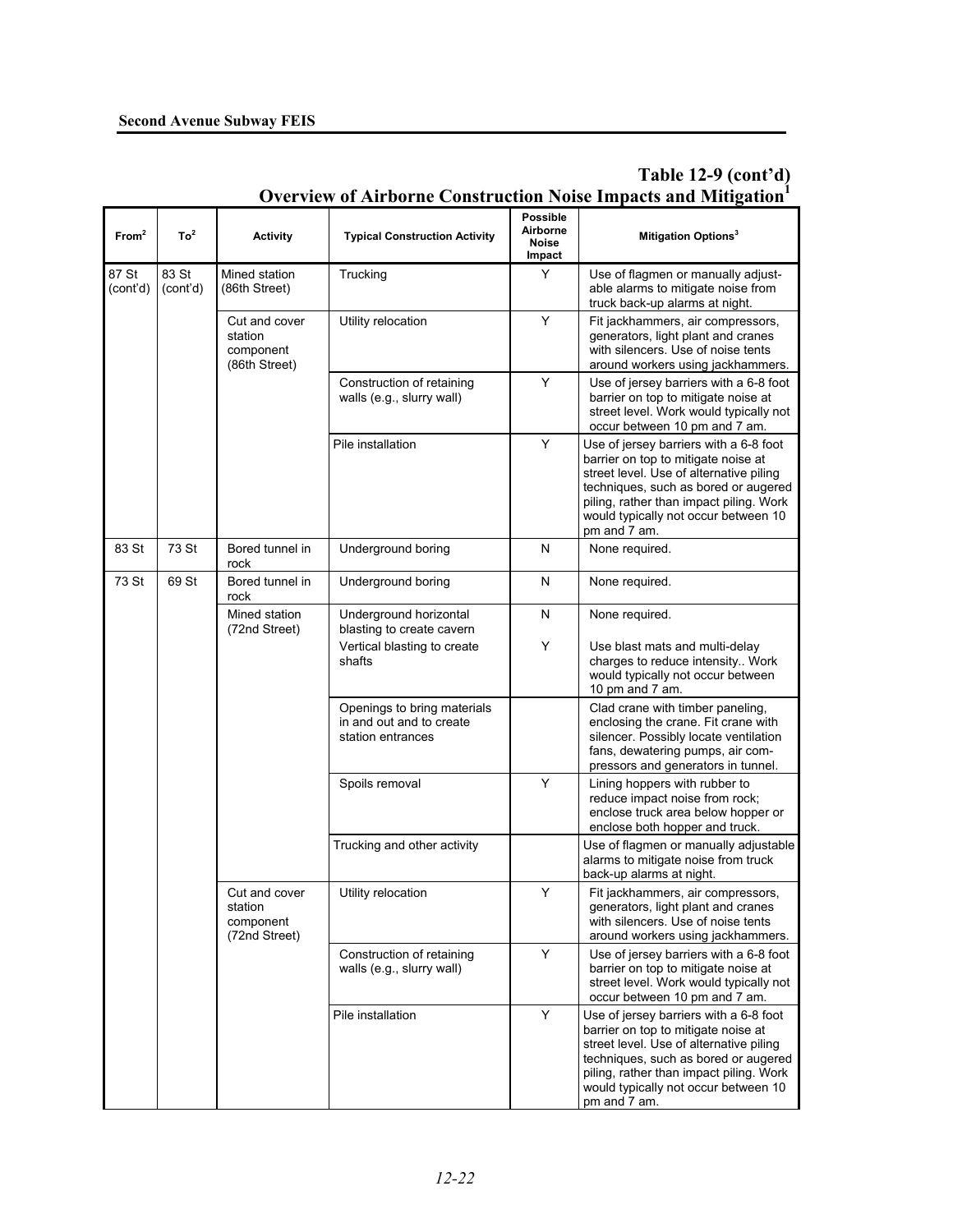## Table 12-9 (cont'd)
## Overview of Airborne Construction Noise Impacts and Mitigation[1]

| From[2] | To[2] | Activity | Typical Construction Activity | Possible Airborne Noise Impact | Mitigation Options[3] |
|---|---|---|---|---|---|
| 87 St (cont'd) | 83 St (cont'd) | Mined station (86th Street) | Trucking | Y | Use of flagmen or manually adjustable alarms to mitigate noise from truck back-up alarms at night. |
| | | Cut and cover station component (86th Street) | Utility relocation | Y | Fit jackhammers, air compressors, generators, light plant and cranes with silencers. Use of noise tents around workers using jackhammers. |
| | | | Construction of retaining walls (e.g., slurry wall) | Y | Use of jersey barriers with a 6-8 foot barrier on top to mitigate noise at street level. Work would typically not occur between 10 pm and 7 am. |
| | | | Pile installation | Y | Use of jersey barriers with a 6-8 foot barrier on top to mitigate noise at street level. Use of alternative piling techniques, such as bored or augered piling, rather than impact piling. Work would typically not occur between 10 pm and 7 am. |
| 83 St | 73 St | Bored tunnel in rock | Underground boring | N | None required. |
| 73 St | 69 St | Bored tunnel in rock | Underground boring | N | None required. |
| | | Mined station (72nd Street) | Underground horizontal blasting to create cavern | N | None required. |
| | | | Vertical blasting to create shafts | Y | Use blast mats and multi-delay charges to reduce intensity.. Work would typically not occur between 10 pm and 7 am. |
| | | | Openings to bring materials in and out and to create station entrances | | Clad crane with timber paneling, enclosing the crane. Fit crane with silencer. Possibly locate ventilation fans, dewatering pumps, air compressors and generators in tunnel. |
| | | | Spoils removal | Y | Lining hoppers with rubber to reduce impact noise from rock; enclose truck area below hopper or enclose both hopper and truck. |
| | | | Trucking and other activity | | Use of flagmen or manually adjustable alarms to mitigate noise from truck back-up alarms at night. |
| | | Cut and cover station component (72nd Street) | Utility relocation | Y | Fit jackhammers, air compressors, generators, light plant and cranes with silencers. Use of noise tents around workers using jackhammers. |
| | | | Construction of retaining walls (e.g., slurry wall) | Y | Use of jersey barriers with a 6-8 foot barrier on top to mitigate noise at street level. Work would typically not occur between 10 pm and 7 am. |
| | | | Pile installation | Y | Use of jersey barriers with a 6-8 foot barrier on top to mitigate noise at street level. Use of alternative piling techniques, such as bored or augered piling, rather than impact piling. Work would typically not occur between 10 pm and 7 am. |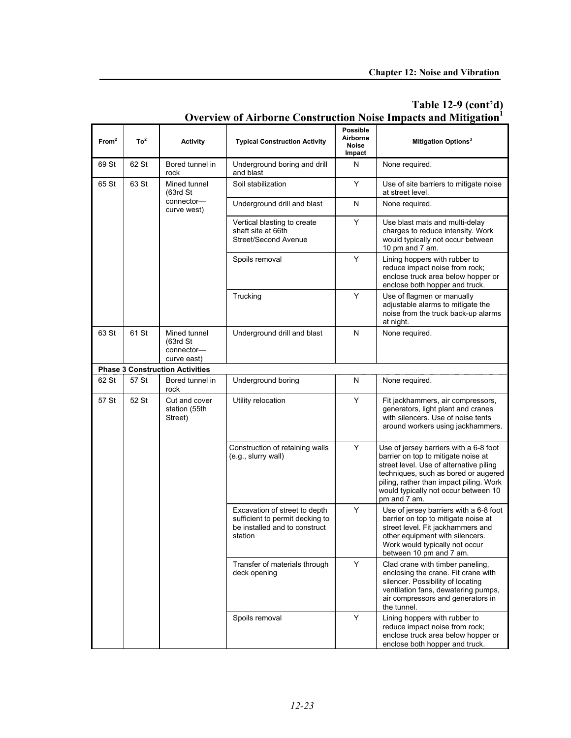## Table 12-9 (cont'd)
## Overview of Airborne Construction Noise Impacts and Mitigation[1]

| From[2] | To[2] | Activity | Typical Construction Activity | Possible Airborne Noise Impact | Mitigation Options[3] |
|---|---|---|---|---|---|
| 69 St | 62 St | Bored tunnel in rock | Underground boring and drill and blast | N | None required. |
| 65 St | 63 St | Mined tunnel (63rd St connector—curve west) | Soil stabilization | Y | Use of site barriers to mitigate noise at street level. |
| | | | Underground drill and blast | N | None required. |
| | | | Vertical blasting to create shaft site at 66th Street/Second Avenue | Y | Use blast mats and multi-delay charges to reduce intensity. Work would typically not occur between 10 pm and 7 am. |
| | | | Spoils removal | Y | Lining hoppers with rubber to reduce impact noise from rock; enclose truck area below hopper or enclose both hopper and truck. |
| | | | Trucking | Y | Use of flagmen or manually adjustable alarms to mitigate the noise from the truck back-up alarms at night. |
| 63 St | 61 St | Mined tunnel (63rd St connector—curve east) | Underground drill and blast | N | None required. |
| **Phase 3 Construction Activities** | | | | | |
| 62 St | 57 St | Bored tunnel in rock | Underground boring | N | None required. |
| 57 St | 52 St | Cut and cover station (55th Street) | Utility relocation | Y | Fit jackhammers, air compressors, generators, light plant and cranes with silencers. Use of noise tents around workers using jackhammers. |
| | | | Construction of retaining walls (e.g., slurry wall) | Y | Use of jersey barriers with a 6-8 foot barrier on top to mitigate noise at street level. Use of alternative piling techniques, such as bored or augered piling, rather than impact piling. Work would typically not occur between 10 pm and 7 am. |
| | | | Excavation of street to depth sufficient to permit decking to be installed and to construct station | Y | Use of jersey barriers with a 6-8 foot barrier on top to mitigate noise at street level. Fit jackhammers and other equipment with silencers. Work would typically not occur between 10 pm and 7 am. |
| | | | Transfer of materials through deck opening | Y | Clad crane with timber paneling, enclosing the crane. Fit crane with silencer. Possibility of locating ventilation fans, dewatering pumps, air compressors and generators in the tunnel. |
| | | | Spoils removal | Y | Lining hoppers with rubber to reduce impact noise from rock; enclose truck area below hopper or enclose both hopper and truck. |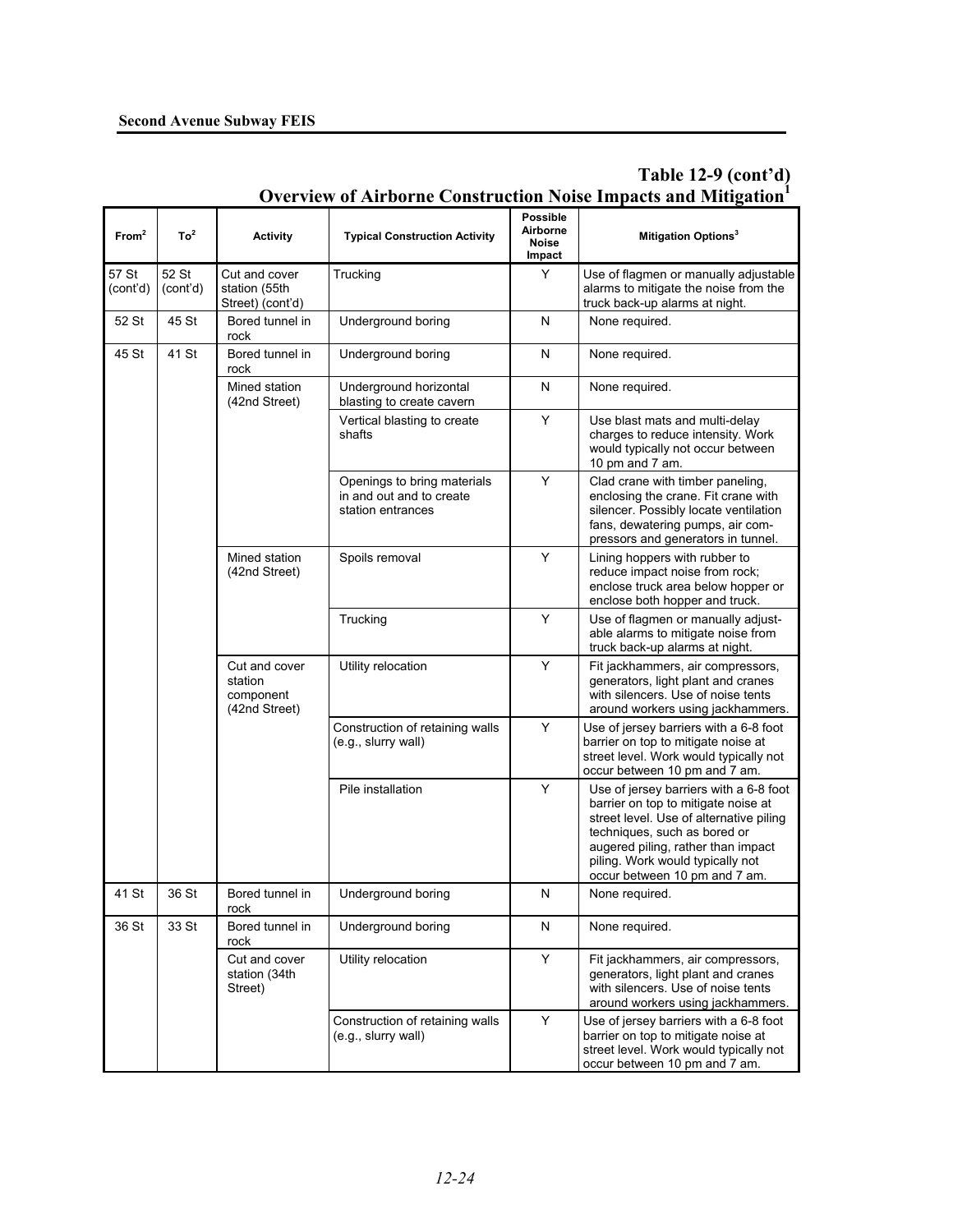**Table 12-9 (cont'd)**
**Overview of Airborne Construction Noise Impacts and Mitigation[1]**

| From[2] | To[2] | Activity | Typical Construction Activity | Possible Airborne Noise Impact | Mitigation Options[3] |
|---|---|---|---|---|---|
| 57 St (cont'd) | 52 St (cont'd) | Cut and cover station (55th Street) (cont'd) | Trucking | Y | Use of flagmen or manually adjustable alarms to mitigate the noise from the truck back-up alarms at night. |
| 52 St | 45 St | Bored tunnel in rock | Underground boring | N | None required. |
| 45 St | 41 St | Bored tunnel in rock | Underground boring | N | None required. |
| | | Mined station (42nd Street) | Underground horizontal blasting to create cavern | N | None required. |
| | | | Vertical blasting to create shafts | Y | Use blast mats and multi-delay charges to reduce intensity. Work would typically not occur between 10 pm and 7 am. |
| | | | Openings to bring materials in and out and to create station entrances | Y | Clad crane with timber paneling, enclosing the crane. Fit crane with silencer. Possibly locate ventilation fans, dewatering pumps, air compressors and generators in tunnel. |
| | | Mined station (42nd Street) | Spoils removal | Y | Lining hoppers with rubber to reduce impact noise from rock; enclose truck area below hopper or enclose both hopper and truck. |
| | | | Trucking | Y | Use of flagmen or manually adjustable alarms to mitigate noise from truck back-up alarms at night. |
| | | Cut and cover station component (42nd Street) | Utility relocation | Y | Fit jackhammers, air compressors, generators, light plant and cranes with silencers. Use of noise tents around workers using jackhammers. |
| | | | Construction of retaining walls (e.g., slurry wall) | Y | Use of jersey barriers with a 6-8 foot barrier on top to mitigate noise at street level. Work would typically not occur between 10 pm and 7 am. |
| | | | Pile installation | Y | Use of jersey barriers with a 6-8 foot barrier on top to mitigate noise at street level. Use of alternative piling techniques, such as bored or augered piling, rather than impact piling. Work would typically not occur between 10 pm and 7 am. |
| 41 St | 36 St | Bored tunnel in rock | Underground boring | N | None required. |
| 36 St | 33 St | Bored tunnel in rock | Underground boring | N | None required. |
| | | Cut and cover station (34th Street) | Utility relocation | Y | Fit jackhammers, air compressors, generators, light plant and cranes with silencers. Use of noise tents around workers using jackhammers. |
| | | | Construction of retaining walls (e.g., slurry wall) | Y | Use of jersey barriers with a 6-8 foot barrier on top to mitigate noise at street level. Work would typically not occur between 10 pm and 7 am. |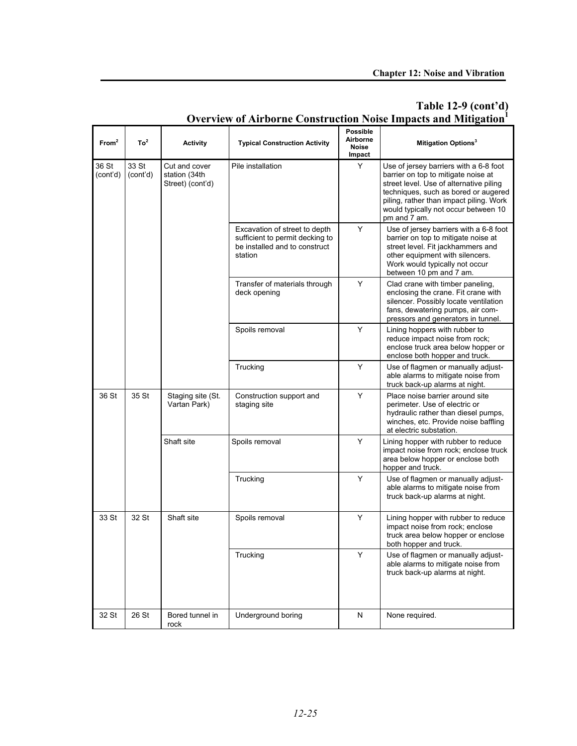## Table 12-9 (cont'd)
## Overview of Airborne Construction Noise Impacts and Mitigation[1]

| From[2] | To[2] | Activity | Typical Construction Activity | Possible Airborne Noise Impact | Mitigation Options[3] |
|---|---|---|---|---|---|
| 36 St (cont'd) | 33 St (cont'd) | Cut and cover station (34th Street) (cont'd) | Pile installation | Y | Use of jersey barriers with a 6-8 foot barrier on top to mitigate noise at street level. Use of alternative piling techniques, such as bored or augered piling, rather than impact piling. Work would typically not occur between 10 pm and 7 am. |
| | | | Excavation of street to depth sufficient to permit decking to be installed and to construct station | Y | Use of jersey barriers with a 6-8 foot barrier on top to mitigate noise at street level. Fit jackhammers and other equipment with silencers. Work would typically not occur between 10 pm and 7 am. |
| | | | Transfer of materials through deck opening | Y | Clad crane with timber paneling, enclosing the crane. Fit crane with silencer. Possibly locate ventilation fans, dewatering pumps, air compressors and generators in tunnel. |
| | | | Spoils removal | Y | Lining hoppers with rubber to reduce impact noise from rock; enclose truck area below hopper or enclose both hopper and truck. |
| | | | Trucking | Y | Use of flagmen or manually adjustable alarms to mitigate noise from truck back-up alarms at night. |
| 36 St | 35 St | Staging site (St. Vartan Park) | Construction support and staging site | Y | Place noise barrier around site perimeter. Use of electric or hydraulic rather than diesel pumps, winches, etc. Provide noise baffling at electric substation. |
| | | Shaft site | Spoils removal | Y | Lining hopper with rubber to reduce impact noise from rock; enclose truck area below hopper or enclose both hopper and truck. |
| | | | Trucking | Y | Use of flagmen or manually adjustable alarms to mitigate noise from truck back-up alarms at night. |
| 33 St | 32 St | Shaft site | Spoils removal | Y | Lining hopper with rubber to reduce impact noise from rock; enclose truck area below hopper or enclose both hopper and truck. |
| | | | Trucking | Y | Use of flagmen or manually adjustable alarms to mitigate noise from truck back-up alarms at night. |
| 32 St | 26 St | Bored tunnel in rock | Underground boring | N | None required. |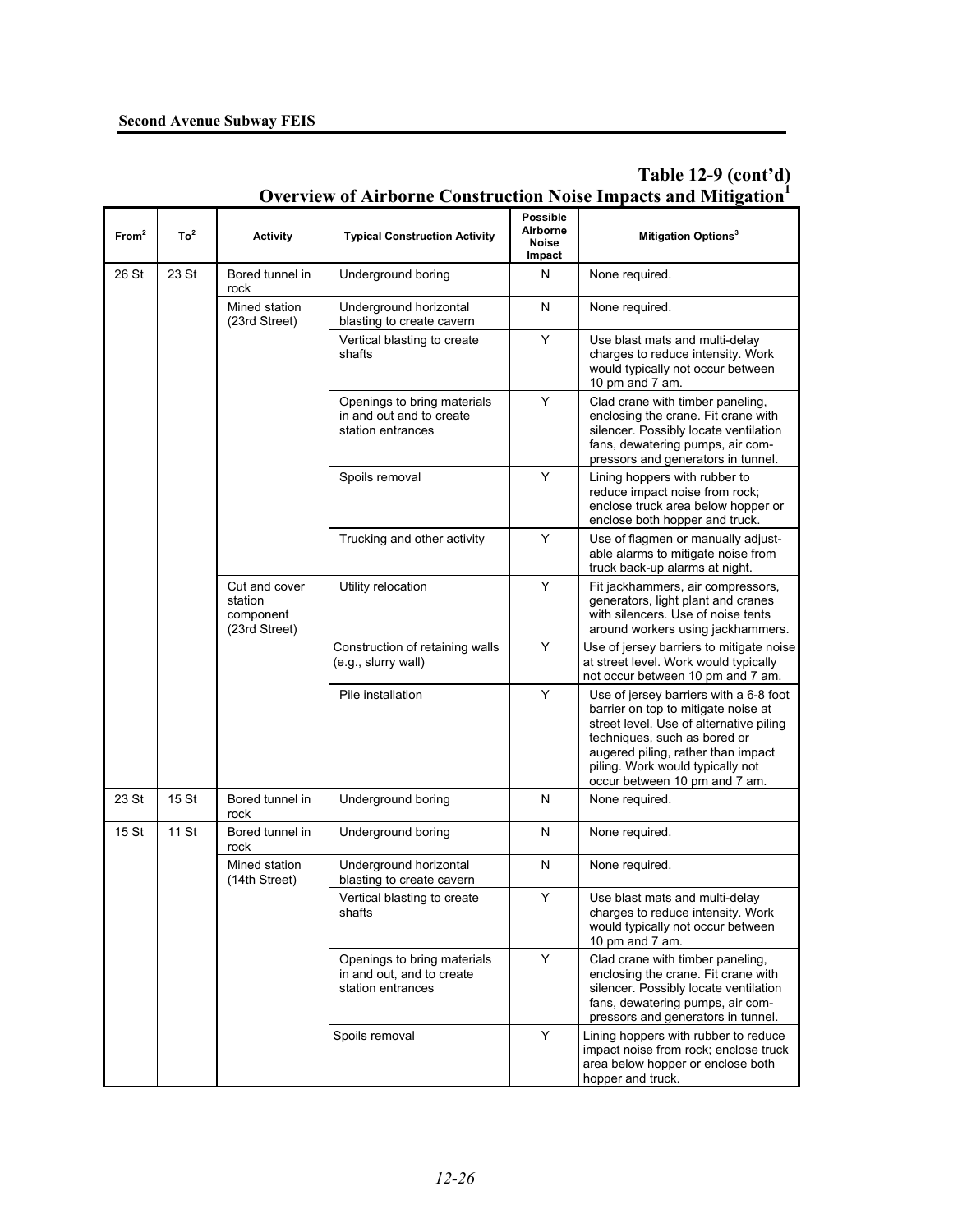## Table 12-9 (cont'd)
## Overview of Airborne Construction Noise Impacts and Mitigation[1]

| From[2] | To[2] | Activity | Typical Construction Activity | Possible Airborne Noise Impact | Mitigation Options[3] |
|---|---|---|---|---|---|
| 26 St | 23 St | Bored tunnel in rock | Underground boring | N | None required. |
| | | Mined station (23rd Street) | Underground horizontal blasting to create cavern | N | None required. |
| | | | Vertical blasting to create shafts | Y | Use blast mats and multi-delay charges to reduce intensity. Work would typically not occur between 10 pm and 7 am. |
| | | | Openings to bring materials in and out and to create station entrances | Y | Clad crane with timber paneling, enclosing the crane. Fit crane with silencer. Possibly locate ventilation fans, dewatering pumps, air compressors and generators in tunnel. |
| | | | Spoils removal | Y | Lining hoppers with rubber to reduce impact noise from rock; enclose truck area below hopper or enclose both hopper and truck. |
| | | | Trucking and other activity | Y | Use of flagmen or manually adjustable alarms to mitigate noise from truck back-up alarms at night. |
| | | Cut and cover station component (23rd Street) | Utility relocation | Y | Fit jackhammers, air compressors, generators, light plant and cranes with silencers. Use of noise tents around workers using jackhammers. |
| | | | Construction of retaining walls (e.g., slurry wall) | Y | Use of jersey barriers to mitigate noise at street level. Work would typically not occur between 10 pm and 7 am. |
| | | | Pile installation | Y | Use of jersey barriers with a 6-8 foot barrier on top to mitigate noise at street level. Use of alternative piling techniques, such as bored or augered piling, rather than impact piling. Work would typically not occur between 10 pm and 7 am. |
| 23 St | 15 St | Bored tunnel in rock | Underground boring | N | None required. |
| 15 St | 11 St | Bored tunnel in rock | Underground boring | N | None required. |
| | | Mined station (14th Street) | Underground horizontal blasting to create cavern | N | None required. |
| | | | Vertical blasting to create shafts | Y | Use blast mats and multi-delay charges to reduce intensity. Work would typically not occur between 10 pm and 7 am. |
| | | | Openings to bring materials in and out, and to create station entrances | Y | Clad crane with timber paneling, enclosing the crane. Fit crane with silencer. Possibly locate ventilation fans, dewatering pumps, air compressors and generators in tunnel. |
| | | | Spoils removal | Y | Lining hoppers with rubber to reduce impact noise from rock; enclose truck area below hopper or enclose both hopper and truck. |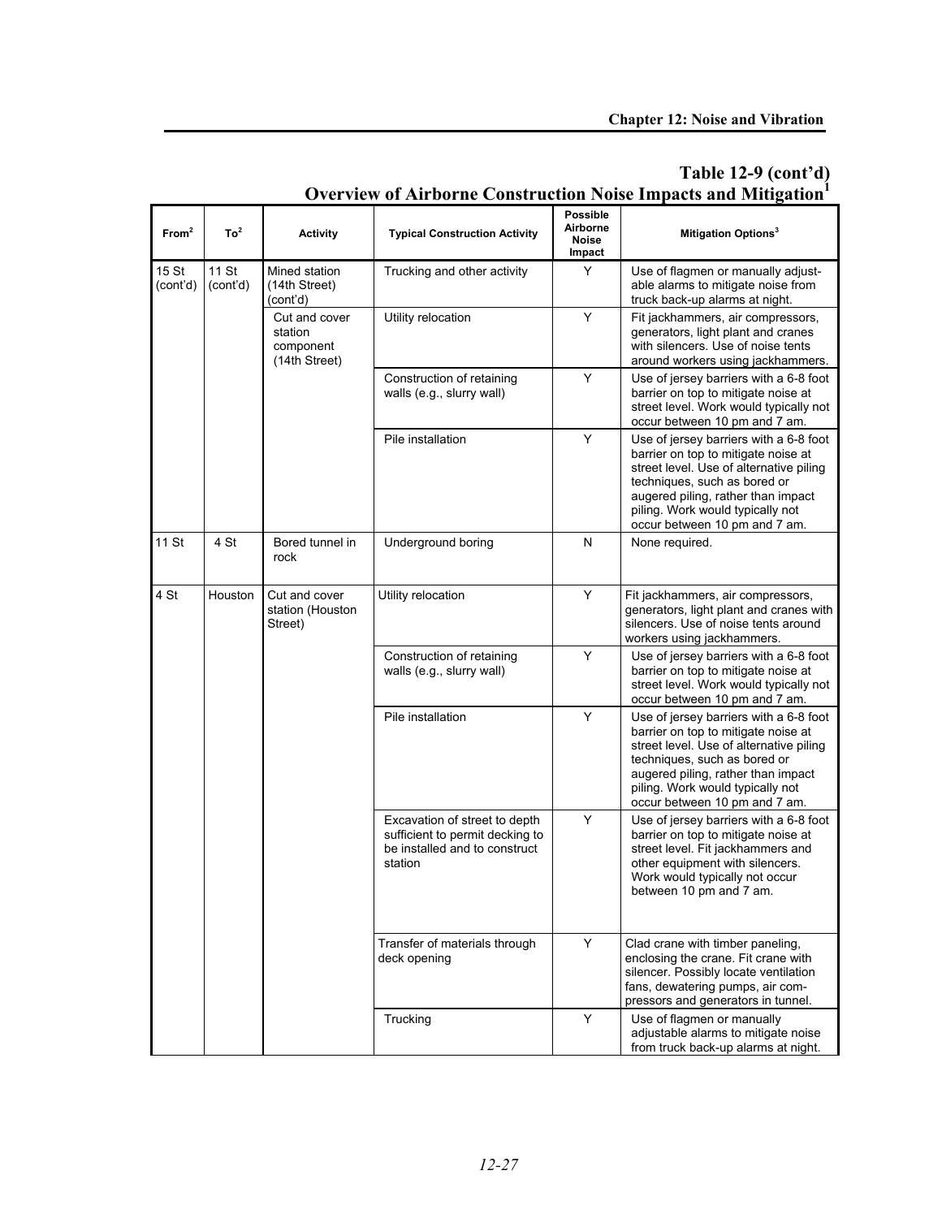## Table 12-9 (cont'd)
## Overview of Airborne Construction Noise Impacts and Mitigation[1]

| From[2] | To[2] | Activity | Typical Construction Activity | Possible Airborne Noise Impact | Mitigation Options[3] |
|---|---|---|---|---|---|
| 15 St (cont'd) | 11 St (cont'd) | Mined station (14th Street) (cont'd) | Trucking and other activity | Y | Use of flagmen or manually adjustable alarms to mitigate noise from truck back-up alarms at night. |
| | | Cut and cover station component (14th Street) | Utility relocation | Y | Fit jackhammers, air compressors, generators, light plant and cranes with silencers. Use of noise tents around workers using jackhammers. |
| | | | Construction of retaining walls (e.g., slurry wall) | Y | Use of jersey barriers with a 6-8 foot barrier on top to mitigate noise at street level. Work would typically not occur between 10 pm and 7 am. |
| | | | Pile installation | Y | Use of jersey barriers with a 6-8 foot barrier on top to mitigate noise at street level. Use of alternative piling techniques, such as bored or augered piling, rather than impact piling. Work would typically not occur between 10 pm and 7 am. |
| 11 St | 4 St | Bored tunnel in rock | Underground boring | N | None required. |
| 4 St | Houston | Cut and cover station (Houston Street) | Utility relocation | Y | Fit jackhammers, air compressors, generators, light plant and cranes with silencers. Use of noise tents around workers using jackhammers. |
| | | | Construction of retaining walls (e.g., slurry wall) | Y | Use of jersey barriers with a 6-8 foot barrier on top to mitigate noise at street level. Work would typically not occur between 10 pm and 7 am. |
| | | | Pile installation | Y | Use of jersey barriers with a 6-8 foot barrier on top to mitigate noise at street level. Use of alternative piling techniques, such as bored or augered piling, rather than impact piling. Work would typically not occur between 10 pm and 7 am. |
| | | | Excavation of street to depth sufficient to permit decking to be installed and to construct station | Y | Use of jersey barriers with a 6-8 foot barrier on top to mitigate noise at street level. Fit jackhammers and other equipment with silencers. Work would typically not occur between 10 pm and 7 am. |
| | | | Transfer of materials through deck opening | Y | Clad crane with timber paneling, enclosing the crane. Fit crane with silencer. Possibly locate ventilation fans, dewatering pumps, air compressors and generators in tunnel. |
| | | | Trucking | Y | Use of flagmen or manually adjustable alarms to mitigate noise from truck back-up alarms at night. |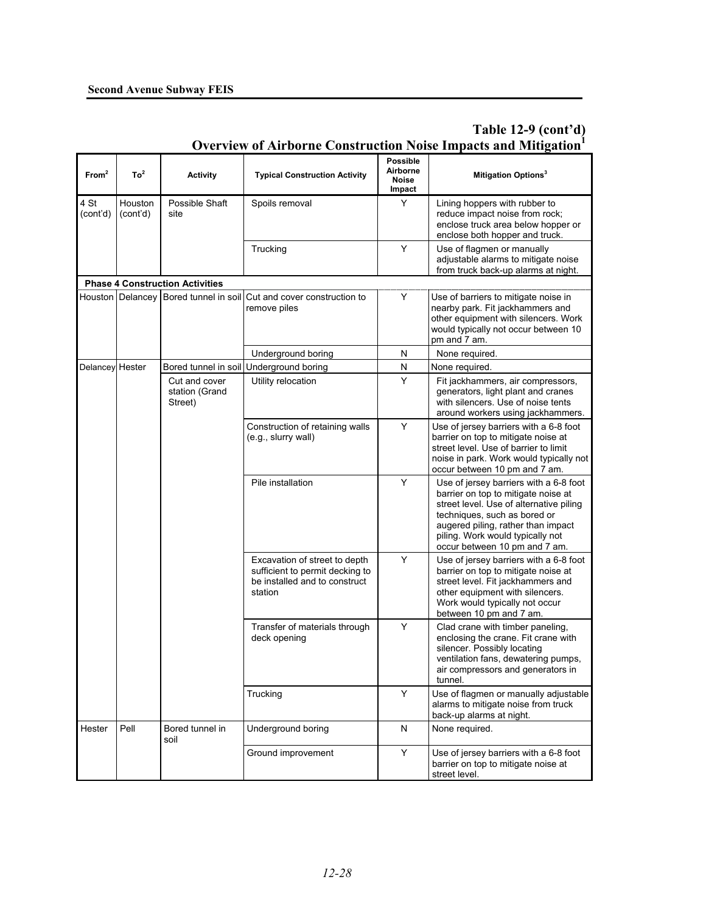## Table 12-9 (cont'd)
## Overview of Airborne Construction Noise Impacts and Mitigation[1]

| From[2] | To[2] | Activity | Typical Construction Activity | Possible Airborne Noise Impact | Mitigation Options[3] |
|---|---|---|---|---|---|
| 4 St (cont'd) | Houston (cont'd) | Possible Shaft site | Spoils removal | Y | Lining hoppers with rubber to reduce impact noise from rock; enclose truck area below hopper or enclose both hopper and truck. |
| | | | Trucking | Y | Use of flagmen or manually adjustable alarms to mitigate noise from truck back-up alarms at night. |
| **Phase 4 Construction Activities** | | | | | |
| Houston | Delancey | Bored tunnel in soil | Cut and cover construction to remove piles | Y | Use of barriers to mitigate noise in nearby park. Fit jackhammers and other equipment with silencers. Work would typically not occur between 10 pm and 7 am. |
| | | | Underground boring | N | None required. |
| Delancey | Hester | Bored tunnel in soil | Underground boring | N | None required. |
| | | Cut and cover station (Grand Street) | Utility relocation | Y | Fit jackhammers, air compressors, generators, light plant and cranes with silencers. Use of noise tents around workers using jackhammers. |
| | | | Construction of retaining walls (e.g., slurry wall) | Y | Use of jersey barriers with a 6-8 foot barrier on top to mitigate noise at street level. Use of barrier to limit noise in park. Work would typically not occur between 10 pm and 7 am. |
| | | | Pile installation | Y | Use of jersey barriers with a 6-8 foot barrier on top to mitigate noise at street level. Use of alternative piling techniques, such as bored or augered piling, rather than impact piling. Work would typically not occur between 10 pm and 7 am. |
| | | | Excavation of street to depth sufficient to permit decking to be installed and to construct station | Y | Use of jersey barriers with a 6-8 foot barrier on top to mitigate noise at street level. Fit jackhammers and other equipment with silencers. Work would typically not occur between 10 pm and 7 am. |
| | | | Transfer of materials through deck opening | Y | Clad crane with timber paneling, enclosing the crane. Fit crane with silencer. Possibly locating ventilation fans, dewatering pumps, air compressors and generators in tunnel. |
| | | | Trucking | Y | Use of flagmen or manually adjustable alarms to mitigate noise from truck back-up alarms at night. |
| Hester | Pell | Bored tunnel in soil | Underground boring | N | None required. |
| | | | Ground improvement | Y | Use of jersey barriers with a 6-8 foot barrier on top to mitigate noise at street level. |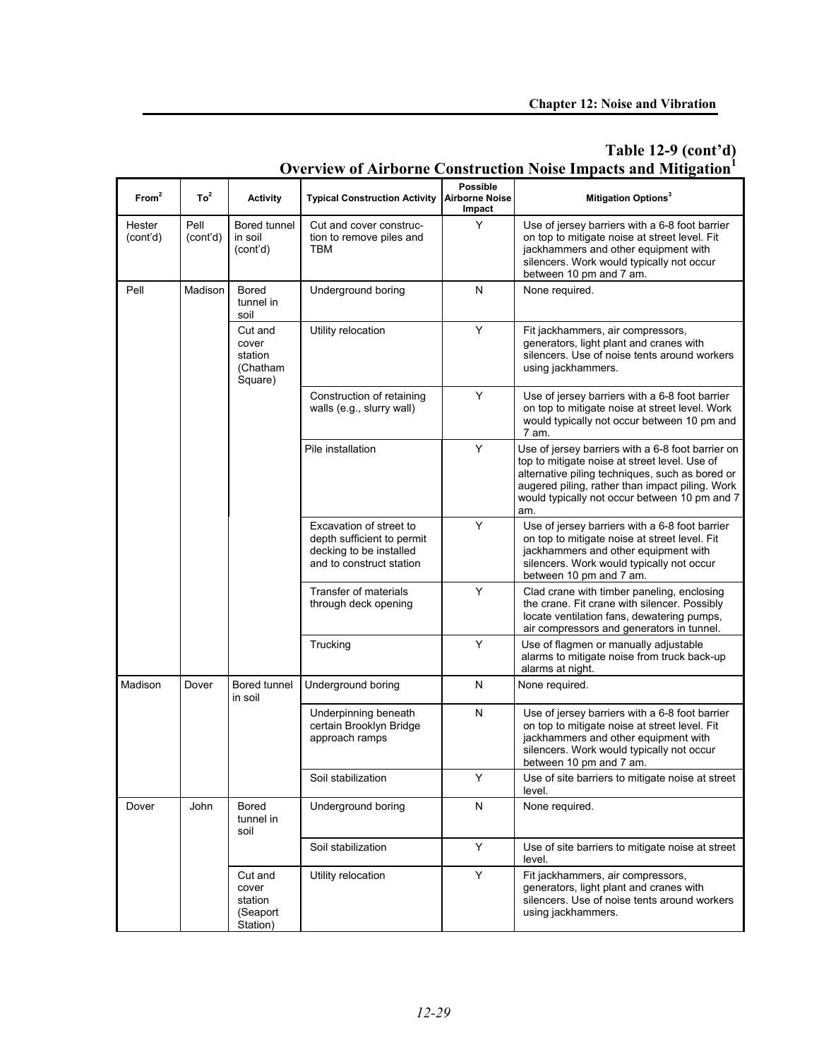## Table 12-9 (cont'd)
## Overview of Airborne Construction Noise Impacts and Mitigation[1]

| From[2] | To[2] | Activity | Typical Construction Activity | Possible Airborne Noise Impact | Mitigation Options[3] |
|---|---|---|---|---|---|
| Hester (cont'd) | Pell (cont'd) | Bored tunnel in soil (cont'd) | Cut and cover construction to remove piles and TBM | Y | Use of jersey barriers with a 6-8 foot barrier on top to mitigate noise at street level. Fit jackhammers and other equipment with silencers. Work would typically not occur between 10 pm and 7 am. |
| Pell | Madison | Bored tunnel in soil | Underground boring | N | None required. |
| | | Cut and cover station (Chatham Square) | Utility relocation | Y | Fit jackhammers, air compressors, generators, light plant and cranes with silencers. Use of noise tents around workers using jackhammers. |
| | | | Construction of retaining walls (e.g., slurry wall) | Y | Use of jersey barriers with a 6-8 foot barrier on top to mitigate noise at street level. Work would typically not occur between 10 pm and 7 am. |
| | | | Pile installation | Y | Use of jersey barriers with a 6-8 foot barrier on top to mitigate noise at street level. Use of alternative piling techniques, such as bored or augered piling, rather than impact piling. Work would typically not occur between 10 pm and 7 am. |
| | | | Excavation of street to depth sufficient to permit decking to be installed and to construct station | Y | Use of jersey barriers with a 6-8 foot barrier on top to mitigate noise at street level. Fit jackhammers and other equipment with silencers. Work would typically not occur between 10 pm and 7 am. |
| | | | Transfer of materials through deck opening | Y | Clad crane with timber paneling, enclosing the crane. Fit crane with silencer. Possibly locate ventilation fans, dewatering pumps, air compressors and generators in tunnel. |
| | | | Trucking | Y | Use of flagmen or manually adjustable alarms to mitigate noise from truck back-up alarms at night. |
| Madison | Dover | Bored tunnel in soil | Underground boring | N | None required. |
| | | | Underpinning beneath certain Brooklyn Bridge approach ramps | N | Use of jersey barriers with a 6-8 foot barrier on top to mitigate noise at street level. Fit jackhammers and other equipment with silencers. Work would typically not occur between 10 pm and 7 am. |
| | | | Soil stabilization | Y | Use of site barriers to mitigate noise at street level. |
| Dover | John | Bored tunnel in soil | Underground boring | N | None required. |
| | | | Soil stabilization | Y | Use of site barriers to mitigate noise at street level. |
| | | Cut and cover station (Seaport Station) | Utility relocation | Y | Fit jackhammers, air compressors, generators, light plant and cranes with silencers. Use of noise tents around workers using jackhammers. |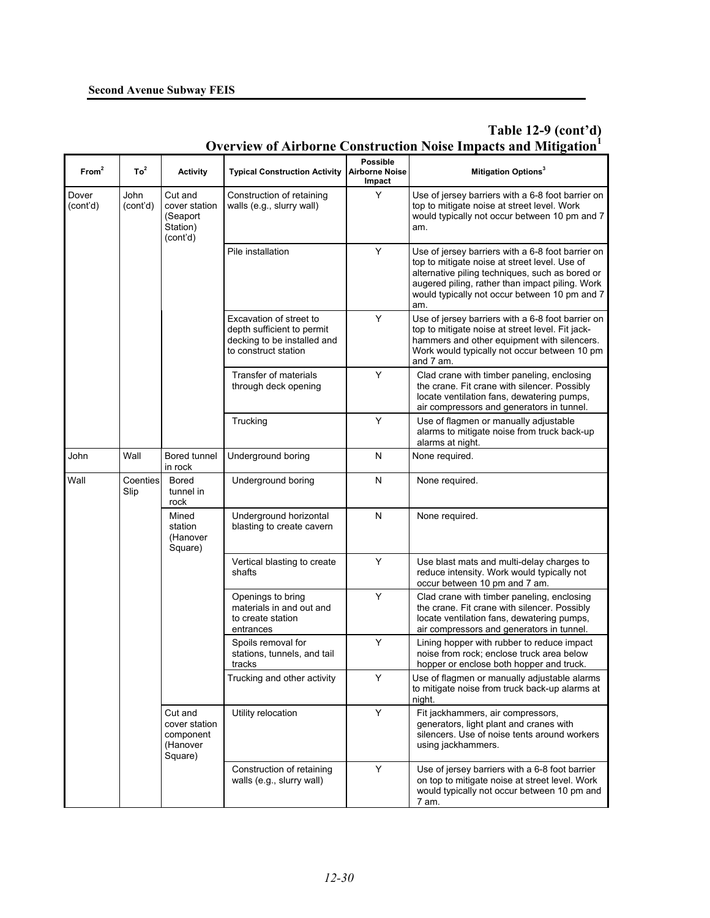## Table 12-9 (cont'd)
## Overview of Airborne Construction Noise Impacts and Mitigation[1]

| From[2] | To[2] | Activity | Typical Construction Activity | Possible Airborne Noise Impact | Mitigation Options[3] |
|---|---|---|---|---|---|
| Dover (cont'd) | John (cont'd) | Cut and cover station (Seaport Station) (cont'd) | Construction of retaining walls (e.g., slurry wall) | Y | Use of jersey barriers with a 6-8 foot barrier on top to mitigate noise at street level. Work would typically not occur between 10 pm and 7 am. |
| | | | Pile installation | Y | Use of jersey barriers with a 6-8 foot barrier on top to mitigate noise at street level. Use of alternative piling techniques, such as bored or augered piling, rather than impact piling. Work would typically not occur between 10 pm and 7 am. |
| | | | Excavation of street to depth sufficient to permit decking to be installed and to construct station | Y | Use of jersey barriers with a 6-8 foot barrier on top to mitigate noise at street level. Fit jack-hammers and other equipment with silencers. Work would typically not occur between 10 pm and 7 am. |
| | | | Transfer of materials through deck opening | Y | Clad crane with timber paneling, enclosing the crane. Fit crane with silencer. Possibly locate ventilation fans, dewatering pumps, air compressors and generators in tunnel. |
| | | | Trucking | Y | Use of flagmen or manually adjustable alarms to mitigate noise from truck back-up alarms at night. |
| John | Wall | Bored tunnel in rock | Underground boring | N | None required. |
| Wall | Coenties Slip | Bored tunnel in rock | Underground boring | N | None required. |
| | | Mined station (Hanover Square) | Underground horizontal blasting to create cavern | N | None required. |
| | | | Vertical blasting to create shafts | Y | Use blast mats and multi-delay charges to reduce intensity. Work would typically not occur between 10 pm and 7 am. |
| | | | Openings to bring materials in and out and to create station entrances | Y | Clad crane with timber paneling, enclosing the crane. Fit crane with silencer. Possibly locate ventilation fans, dewatering pumps, air compressors and generators in tunnel. |
| | | | Spoils removal for stations, tunnels, and tail tracks | Y | Lining hopper with rubber to reduce impact noise from rock; enclose truck area below hopper or enclose both hopper and truck. |
| | | | Trucking and other activity | Y | Use of flagmen or manually adjustable alarms to mitigate noise from truck back-up alarms at night. |
| | | Cut and cover station component (Hanover Square) | Utility relocation | Y | Fit jackhammers, air compressors, generators, light plant and cranes with silencers. Use of noise tents around workers using jackhammers. |
| | | | Construction of retaining walls (e.g., slurry wall) | Y | Use of jersey barriers with a 6-8 foot barrier on top to mitigate noise at street level. Work would typically not occur between 10 pm and 7 am. |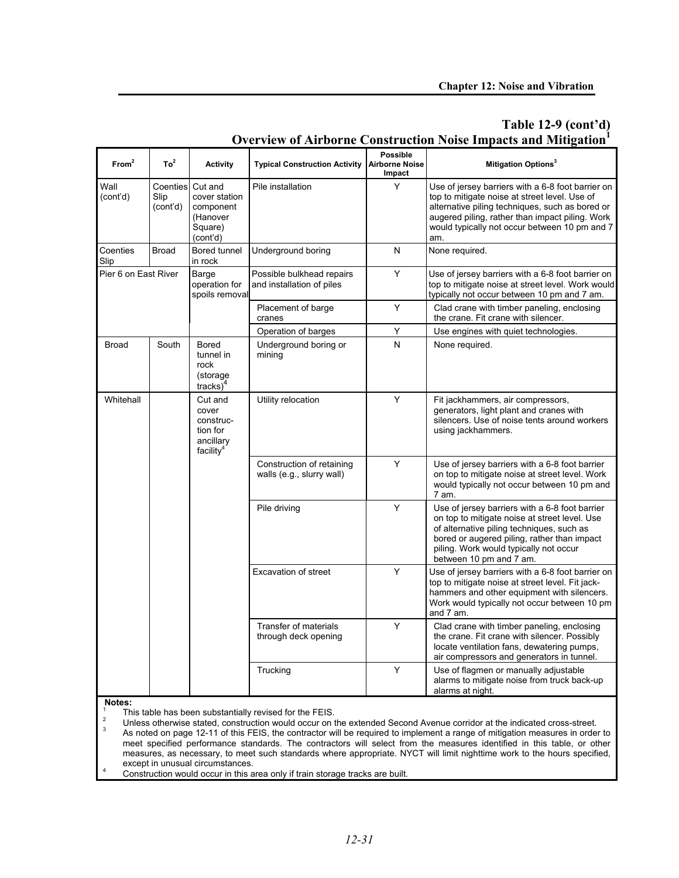## Table 12-9 (cont'd)
## Overview of Airborne Construction Noise Impacts and Mitigation[1]

| From[2] | To[2] | Activity | Typical Construction Activity | Possible Airborne Noise Impact | Mitigation Options[3] |
|---|---|---|---|---|---|
| Wall (cont'd) | Coenties Slip (cont'd) | Cut and cover station component (Hanover Square) (cont'd) | Pile installation | Y | Use of jersey barriers with a 6-8 foot barrier on top to mitigate noise at street level. Use of alternative piling techniques, such as bored or augered piling, rather than impact piling. Work would typically not occur between 10 pm and 7 am. |
| Coenties Slip | Broad | Bored tunnel in rock | Underground boring | N | None required. |
| Pier 6 on East River | | Barge operation for spoils removal | Possible bulkhead repairs and installation of piles | Y | Use of jersey barriers with a 6-8 foot barrier on top to mitigate noise at street level. Work would typically not occur between 10 pm and 7 am. |
| | | | Placement of barge cranes | Y | Clad crane with timber paneling, enclosing the crane. Fit crane with silencer. |
| | | | Operation of barges | Y | Use engines with quiet technologies. |
| Broad | South | Bored tunnel in rock (storage tracks)[4] | Underground boring or mining | N | None required. |
| Whitehall | | Cut and cover construction for ancillary facility[4] | Utility relocation | Y | Fit jackhammers, air compressors, generators, light plant and cranes with silencers. Use of noise tents around workers using jackhammers. |
| | | | Construction of retaining walls (e.g., slurry wall) | Y | Use of jersey barriers with a 6-8 foot barrier on top to mitigate noise at street level. Work would typically not occur between 10 pm and 7 am. |
| | | | Pile driving | Y | Use of jersey barriers with a 6-8 foot barrier on top to mitigate noise at street level. Use of alternative piling techniques, such as bored or augered piling, rather than impact piling. Work would typically not occur between 10 pm and 7 am. |
| | | | Excavation of street | Y | Use of jersey barriers with a 6-8 foot barrier on top to mitigate noise at street level. Fit jack-hammers and other equipment with silencers. Work would typically not occur between 10 pm and 7 am. |
| | | | Transfer of materials through deck opening | Y | Clad crane with timber paneling, enclosing the crane. Fit crane with silencer. Possibly locate ventilation fans, dewatering pumps, air compressors and generators in tunnel. |
| | | | Trucking | Y | Use of flagmen or manually adjustable alarms to mitigate noise from truck back-up alarms at night. |

**Notes:**

1 This table has been substantially revised for the FEIS.

2 Unless otherwise stated, construction would occur on the extended Second Avenue corridor at the indicated cross-street.

3 As noted on page 12-11 of this FEIS, the contractor will be required to implement a range of mitigation measures in order to meet specified performance standards. The contractors will select from the measures identified in this table, or other measures, as necessary, to meet such standards where appropriate. NYCT will limit nighttime work to the hours specified, except in unusual circumstances.

4 Construction would occur in this area only if train storage tracks are built.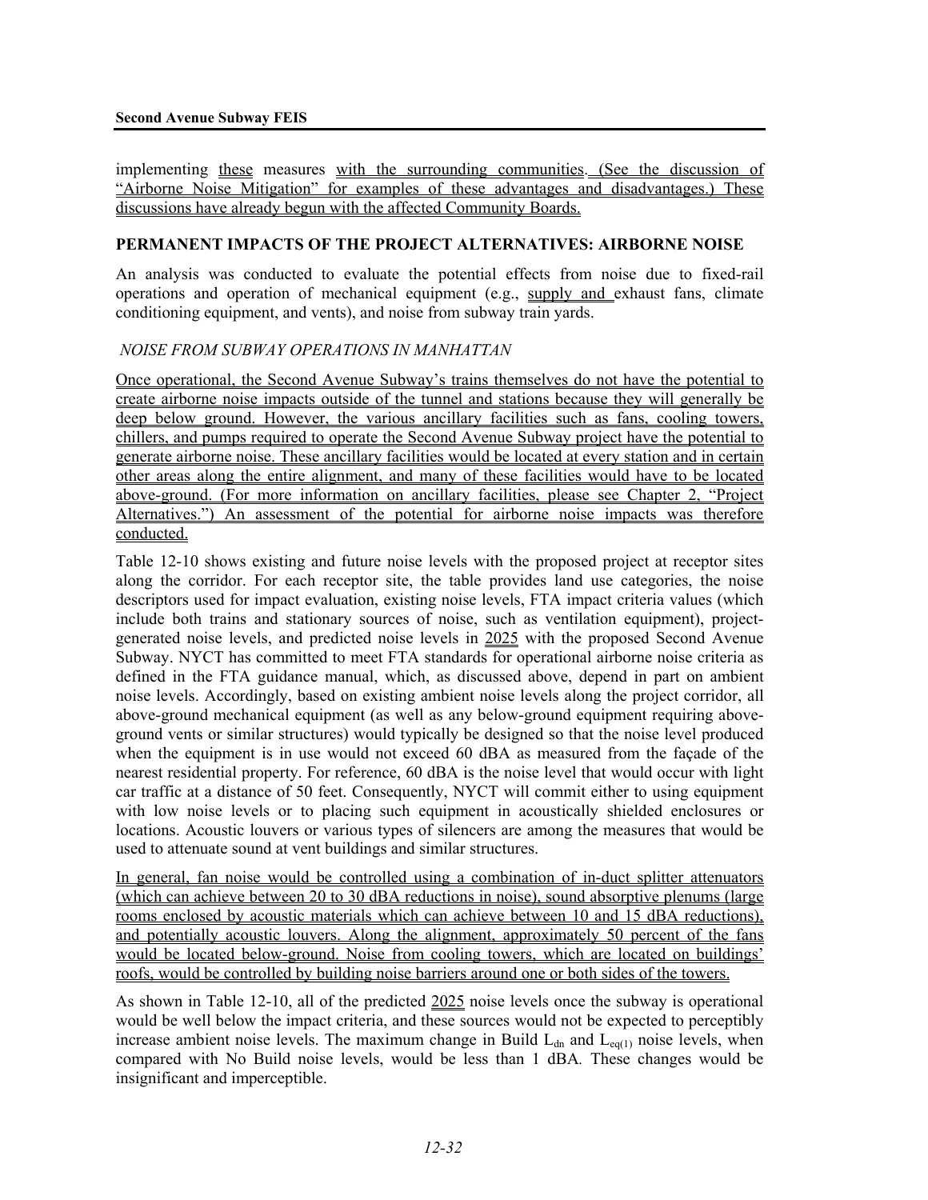implementing these measures with the surrounding communities. (See the discussion of "Airborne Noise Mitigation" for examples of these advantages and disadvantages.) These discussions have already begun with the affected Community Boards.

## PERMANENT IMPACTS OF THE PROJECT ALTERNATIVES: AIRBORNE NOISE

An analysis was conducted to evaluate the potential effects from noise due to fixed-rail operations and operation of mechanical equipment (e.g., supply and exhaust fans, climate conditioning equipment, and vents), and noise from subway train yards.

### *NOISE FROM SUBWAY OPERATIONS IN MANHATTAN*

Once operational, the Second Avenue Subway's trains themselves do not have the potential to create airborne noise impacts outside of the tunnel and stations because they will generally be deep below ground. However, the various ancillary facilities such as fans, cooling towers, chillers, and pumps required to operate the Second Avenue Subway project have the potential to generate airborne noise. These ancillary facilities would be located at every station and in certain other areas along the entire alignment, and many of these facilities would have to be located above-ground. (For more information on ancillary facilities, please see Chapter 2, "Project Alternatives.") An assessment of the potential for airborne noise impacts was therefore conducted.

Table 12-10 shows existing and future noise levels with the proposed project at receptor sites along the corridor. For each receptor site, the table provides land use categories, the noise descriptors used for impact evaluation, existing noise levels, FTA impact criteria values (which include both trains and stationary sources of noise, such as ventilation equipment), project-generated noise levels, and predicted noise levels in 2025 with the proposed Second Avenue Subway. NYCT has committed to meet FTA standards for operational airborne noise criteria as defined in the FTA guidance manual, which, as discussed above, depend in part on ambient noise levels. Accordingly, based on existing ambient noise levels along the project corridor, all above-ground mechanical equipment (as well as any below-ground equipment requiring above-ground vents or similar structures) would typically be designed so that the noise level produced when the equipment is in use would not exceed 60 dBA as measured from the façade of the nearest residential property. For reference, 60 dBA is the noise level that would occur with light car traffic at a distance of 50 feet. Consequently, NYCT will commit either to using equipment with low noise levels or to placing such equipment in acoustically shielded enclosures or locations. Acoustic louvers or various types of silencers are among the measures that would be used to attenuate sound at vent buildings and similar structures.

In general, fan noise would be controlled using a combination of in-duct splitter attenuators (which can achieve between 20 to 30 dBA reductions in noise), sound absorptive plenums (large rooms enclosed by acoustic materials which can achieve between 10 and 15 dBA reductions), and potentially acoustic louvers. Along the alignment, approximately 50 percent of the fans would be located below-ground. Noise from cooling towers, which are located on buildings' roofs, would be controlled by building noise barriers around one or both sides of the towers.

As shown in Table 12-10, all of the predicted 2025 noise levels once the subway is operational would be well below the impact criteria, and these sources would not be expected to perceptibly increase ambient noise levels. The maximum change in Build $L_{dn}$ and $L_{eq(1)}$ noise levels, when compared with No Build noise levels, would be less than 1 dBA. These changes would be insignificant and imperceptible.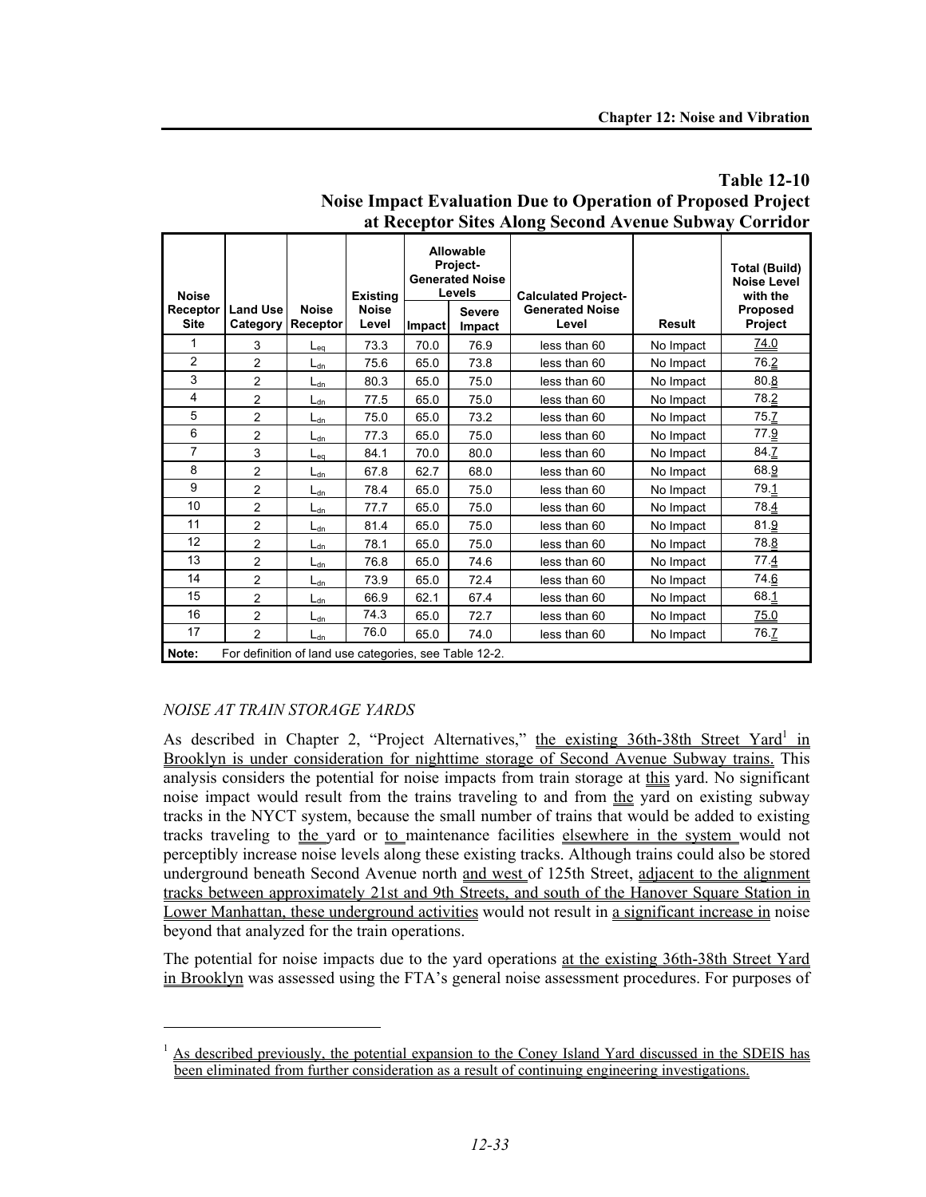**Table 12-10**
**Noise Impact Evaluation Due to Operation of Proposed Project at Receptor Sites Along Second Avenue Subway Corridor**

| Noise Receptor Site | Land Use Category | Noise Receptor | Existing Noise Level | Allowable Project-Generated Noise Levels | | Calculated Project-Generated Noise Level | Result | Total (Build) Noise Level with the Proposed Project |
|---|---|---|---|---|---|---|---|---|
| | | | | Impact | Severe Impact | | | |
| 1 | 3 | $L_{eq}$ | 73.3 | 70.0 | 76.9 | less than 60 | No Impact | 74.0 |
| 2 | 2 | $L_{dn}$ | 75.6 | 65.0 | 73.8 | less than 60 | No Impact | 76.2 |
| 3 | 2 | $L_{dn}$ | 80.3 | 65.0 | 75.0 | less than 60 | No Impact | 80.8 |
| 4 | 2 | $L_{dn}$ | 77.5 | 65.0 | 75.0 | less than 60 | No Impact | 78.2 |
| 5 | 2 | $L_{dn}$ | 75.0 | 65.0 | 73.2 | less than 60 | No Impact | 75.7 |
| 6 | 2 | $L_{dn}$ | 77.3 | 65.0 | 75.0 | less than 60 | No Impact | 77.9 |
| 7 | 3 | $L_{eq}$ | 84.1 | 70.0 | 80.0 | less than 60 | No Impact | 84.7 |
| 8 | 2 | $L_{dn}$ | 67.8 | 62.7 | 68.0 | less than 60 | No Impact | 68.9 |
| 9 | 2 | $L_{dn}$ | 78.4 | 65.0 | 75.0 | less than 60 | No Impact | 79.1 |
| 10 | 2 | $L_{dn}$ | 77.7 | 65.0 | 75.0 | less than 60 | No Impact | 78.4 |
| 11 | 2 | $L_{dn}$ | 81.4 | 65.0 | 75.0 | less than 60 | No Impact | 81.9 |
| 12 | 2 | $L_{dn}$ | 78.1 | 65.0 | 75.0 | less than 60 | No Impact | 78.8 |
| 13 | 2 | $L_{dn}$ | 76.8 | 65.0 | 74.6 | less than 60 | No Impact | 77.4 |
| 14 | 2 | $L_{dn}$ | 73.9 | 65.0 | 72.4 | less than 60 | No Impact | 74.6 |
| 15 | 2 | $L_{dn}$ | 66.9 | 62.1 | 67.4 | less than 60 | No Impact | 68.1 |
| 16 | 2 | $L_{dn}$ | 74.3 | 65.0 | 72.7 | less than 60 | No Impact | 75.0 |
| 17 | 2 | $L_{dn}$ | 76.0 | 65.0 | 74.0 | less than 60 | No Impact | 76.7 |

**Note:** For definition of land use categories, see Table 12-2.

*NOISE AT TRAIN STORAGE YARDS*

As described in Chapter 2, "Project Alternatives," the existing 36th-38th Street Yard[1] in Brooklyn is under consideration for nighttime storage of Second Avenue Subway trains. This analysis considers the potential for noise impacts from train storage at this yard. No significant noise impact would result from the trains traveling to and from the yard on existing subway tracks in the NYCT system, because the small number of trains that would be added to existing tracks traveling to the yard or to maintenance facilities elsewhere in the system would not perceptibly increase noise levels along these existing tracks. Although trains could also be stored underground beneath Second Avenue north and west of 125th Street, adjacent to the alignment tracks between approximately 21st and 9th Streets, and south of the Hanover Square Station in Lower Manhattan, these underground activities would not result in a significant increase in noise beyond that analyzed for the train operations.

The potential for noise impacts due to the yard operations at the existing 36th-38th Street Yard in Brooklyn was assessed using the FTA's general noise assessment procedures. For purposes of

[1] As described previously, the potential expansion to the Coney Island Yard discussed in the SDEIS has been eliminated from further consideration as a result of continuing engineering investigations.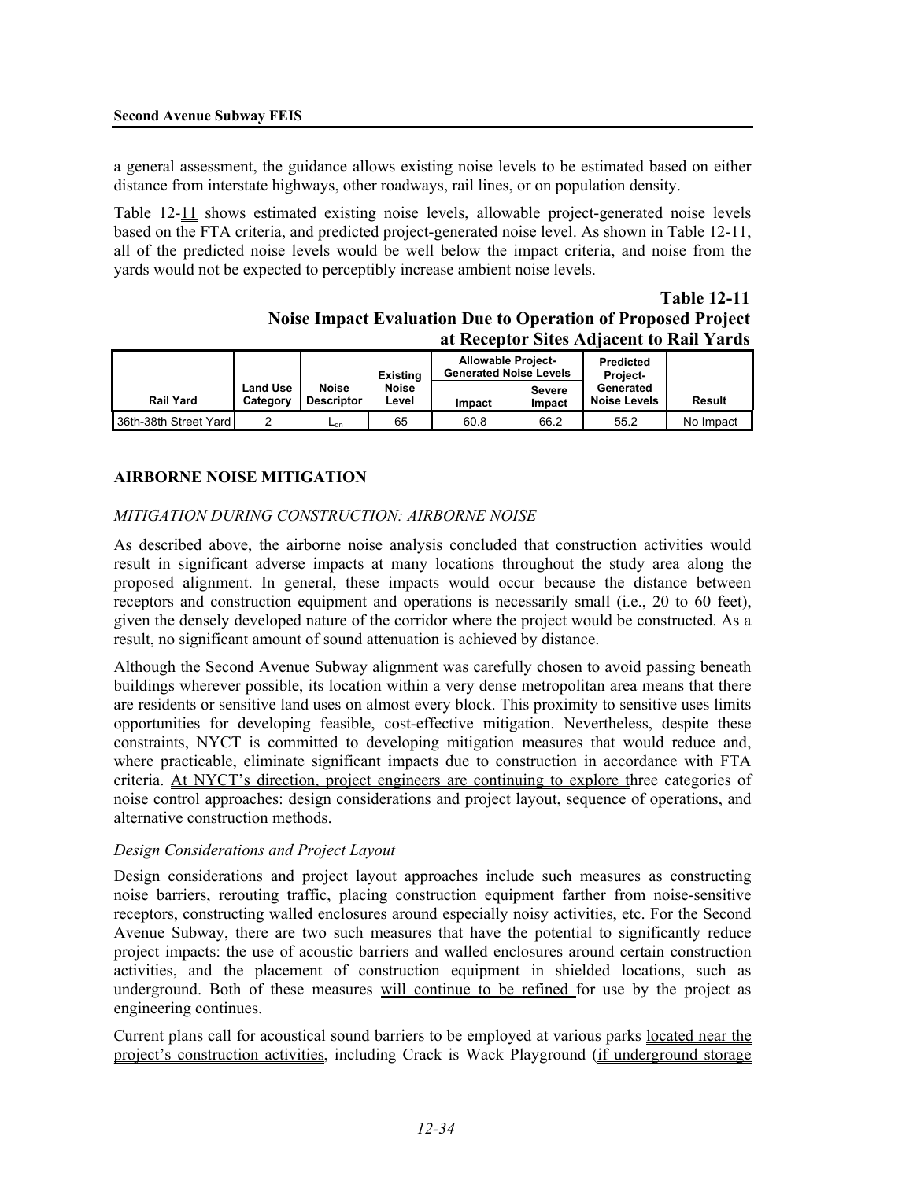a general assessment, the guidance allows existing noise levels to be estimated based on either distance from interstate highways, other roadways, rail lines, or on population density.

Table 12-11 shows estimated existing noise levels, allowable project-generated noise levels based on the FTA criteria, and predicted project-generated noise level. As shown in Table 12-11, all of the predicted noise levels would be well below the impact criteria, and noise from the yards would not be expected to perceptibly increase ambient noise levels.

**Table 12-11**
**Noise Impact Evaluation Due to Operation of Proposed Project at Receptor Sites Adjacent to Rail Yards**

| Rail Yard | Land Use Category | Noise Descriptor | Existing Noise Level | Allowable Project-Generated Noise Levels | | Predicted Project-Generated Noise Levels | Result |
|---|---|---|---|---|---|---|---|
| | | | | Impact | Severe Impact | | |
| 36th-38th Street Yard | 2 | $L_{dn}$ | 65 | 60.8 | 66.2 | 55.2 | No Impact |

## AIRBORNE NOISE MITIGATION

### *MITIGATION DURING CONSTRUCTION: AIRBORNE NOISE*

As described above, the airborne noise analysis concluded that construction activities would result in significant adverse impacts at many locations throughout the study area along the proposed alignment. In general, these impacts would occur because the distance between receptors and construction equipment and operations is necessarily small (i.e., 20 to 60 feet), given the densely developed nature of the corridor where the project would be constructed. As a result, no significant amount of sound attenuation is achieved by distance.

Although the Second Avenue Subway alignment was carefully chosen to avoid passing beneath buildings wherever possible, its location within a very dense metropolitan area means that there are residents or sensitive land uses on almost every block. This proximity to sensitive uses limits opportunities for developing feasible, cost-effective mitigation. Nevertheless, despite these constraints, NYCT is committed to developing mitigation measures that would reduce and, where practicable, eliminate significant impacts due to construction in accordance with FTA criteria. At NYCT's direction, project engineers are continuing to explore three categories of noise control approaches: design considerations and project layout, sequence of operations, and alternative construction methods.

#### *Design Considerations and Project Layout*

Design considerations and project layout approaches include such measures as constructing noise barriers, rerouting traffic, placing construction equipment farther from noise-sensitive receptors, constructing walled enclosures around especially noisy activities, etc. For the Second Avenue Subway, there are two such measures that have the potential to significantly reduce project impacts: the use of acoustic barriers and walled enclosures around certain construction activities, and the placement of construction equipment in shielded locations, such as underground. Both of these measures will continue to be refined for use by the project as engineering continues.

Current plans call for acoustical sound barriers to be employed at various parks located near the project's construction activities, including Crack is Wack Playground (if underground storage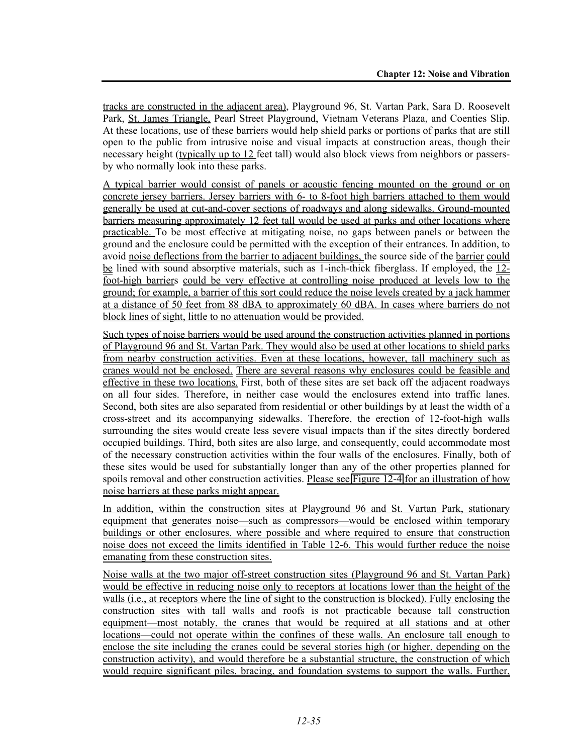tracks are constructed in the adjacent area), Playground 96, St. Vartan Park, Sara D. Roosevelt Park, St. James Triangle, Pearl Street Playground, Vietnam Veterans Plaza, and Coenties Slip. At these locations, use of these barriers would help shield parks or portions of parks that are still open to the public from intrusive noise and visual impacts at construction areas, though their necessary height (typically up to 12 feet tall) would also block views from neighbors or passers-by who normally look into these parks.

A typical barrier would consist of panels or acoustic fencing mounted on the ground or on concrete jersey barriers. Jersey barriers with 6- to 8-foot high barriers attached to them would generally be used at cut-and-cover sections of roadways and along sidewalks. Ground-mounted barriers measuring approximately 12 feet tall would be used at parks and other locations where practicable. To be most effective at mitigating noise, no gaps between panels or between the ground and the enclosure could be permitted with the exception of their entrances. In addition, to avoid noise deflections from the barrier to adjacent buildings, the source side of the barrier could be lined with sound absorptive materials, such as 1-inch-thick fiberglass. If employed, the 12-foot-high barriers could be very effective at controlling noise produced at levels low to the ground; for example, a barrier of this sort could reduce the noise levels created by a jack hammer at a distance of 50 feet from 88 dBA to approximately 60 dBA. In cases where barriers do not block lines of sight, little to no attenuation would be provided.

Such types of noise barriers would be used around the construction activities planned in portions of Playground 96 and St. Vartan Park. They would also be used at other locations to shield parks from nearby construction activities. Even at these locations, however, tall machinery such as cranes would not be enclosed. There are several reasons why enclosures could be feasible and effective in these two locations. First, both of these sites are set back off the adjacent roadways on all four sides. Therefore, in neither case would the enclosures extend into traffic lanes. Second, both sites are also separated from residential or other buildings by at least the width of a cross-street and its accompanying sidewalks. Therefore, the erection of 12-foot-high walls surrounding the sites would create less severe visual impacts than if the sites directly bordered occupied buildings. Third, both sites are also large, and consequently, could accommodate most of the necessary construction activities within the four walls of the enclosures. Finally, both of these sites would be used for substantially longer than any of the other properties planned for spoils removal and other construction activities. Please see Figure 12-4 for an illustration of how noise barriers at these parks might appear.

In addition, within the construction sites at Playground 96 and St. Vartan Park, stationary equipment that generates noise—such as compressors—would be enclosed within temporary buildings or other enclosures, where possible and where required to ensure that construction noise does not exceed the limits identified in Table 12-6. This would further reduce the noise emanating from these construction sites.

Noise walls at the two major off-street construction sites (Playground 96 and St. Vartan Park) would be effective in reducing noise only to receptors at locations lower than the height of the walls (i.e., at receptors where the line of sight to the construction is blocked). Fully enclosing the construction sites with tall walls and roofs is not practicable because tall construction equipment—most notably, the cranes that would be required at all stations and at other locations—could not operate within the confines of these walls. An enclosure tall enough to enclose the site including the cranes could be several stories high (or higher, depending on the construction activity), and would therefore be a substantial structure, the construction of which would require significant piles, bracing, and foundation systems to support the walls. Further,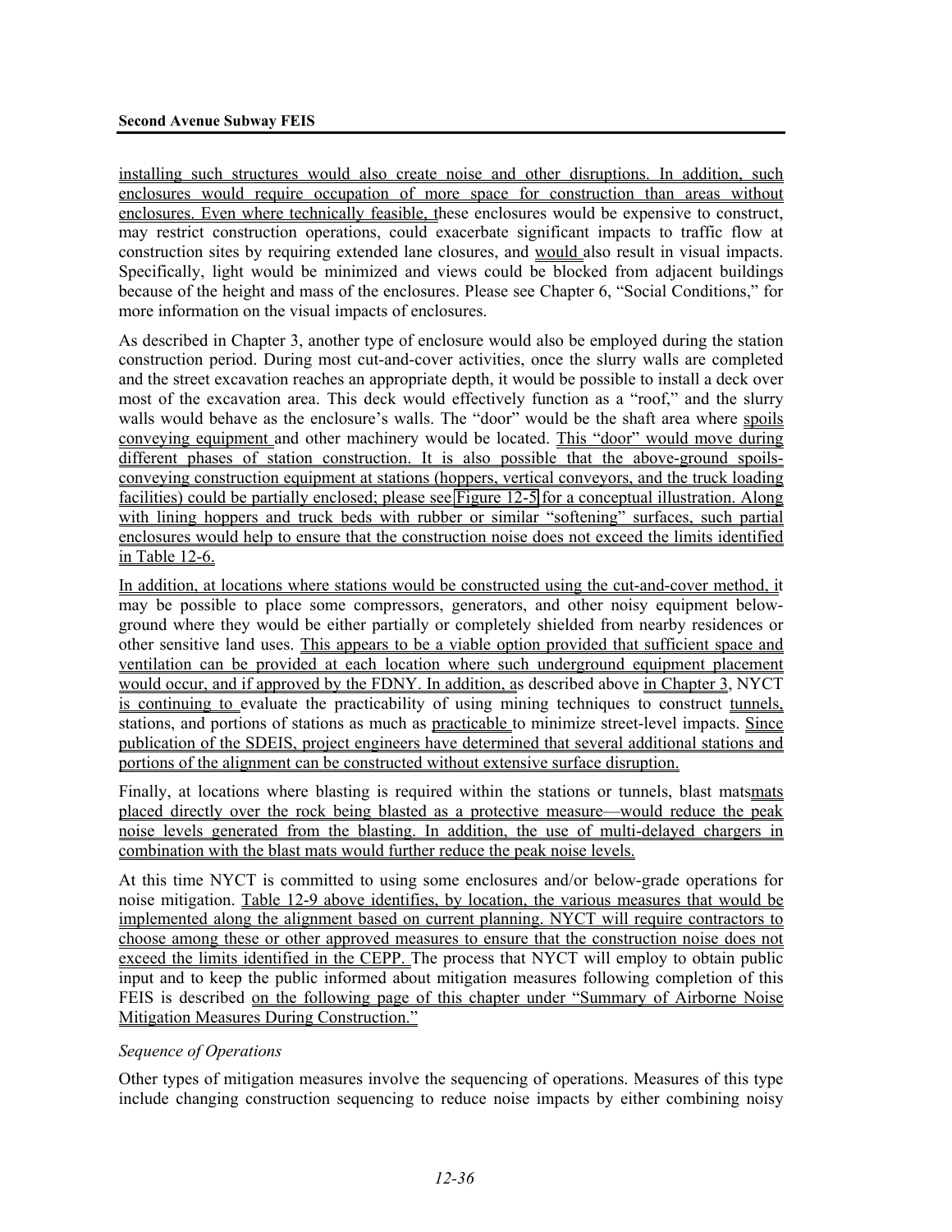installing such structures would also create noise and other disruptions. In addition, such enclosures would require occupation of more space for construction than areas without enclosures. Even where technically feasible, these enclosures would be expensive to construct, may restrict construction operations, could exacerbate significant impacts to traffic flow at construction sites by requiring extended lane closures, and would also result in visual impacts. Specifically, light would be minimized and views could be blocked from adjacent buildings because of the height and mass of the enclosures. Please see Chapter 6, "Social Conditions," for more information on the visual impacts of enclosures.

As described in Chapter 3, another type of enclosure would also be employed during the station construction period. During most cut-and-cover activities, once the slurry walls are completed and the street excavation reaches an appropriate depth, it would be possible to install a deck over most of the excavation area. This deck would effectively function as a "roof," and the slurry walls would behave as the enclosure's walls. The "door" would be the shaft area where spoils conveying equipment and other machinery would be located. This "door" would move during different phases of station construction. It is also possible that the above-ground spoils-conveying construction equipment at stations (hoppers, vertical conveyors, and the truck loading facilities) could be partially enclosed; please see Figure 12-5 for a conceptual illustration. Along with lining hoppers and truck beds with rubber or similar "softening" surfaces, such partial enclosures would help to ensure that the construction noise does not exceed the limits identified in Table 12-6.

In addition, at locations where stations would be constructed using the cut-and-cover method, it may be possible to place some compressors, generators, and other noisy equipment below-ground where they would be either partially or completely shielded from nearby residences or other sensitive land uses. This appears to be a viable option provided that sufficient space and ventilation can be provided at each location where such underground equipment placement would occur, and if approved by the FDNY. In addition, as described above in Chapter 3, NYCT is continuing to evaluate the practicability of using mining techniques to construct tunnels, stations, and portions of stations as much as practicable to minimize street-level impacts. Since publication of the SDEIS, project engineers have determined that several additional stations and portions of the alignment can be constructed without extensive surface disruption.

Finally, at locations where blasting is required within the stations or tunnels, blast matsmats placed directly over the rock being blasted as a protective measure—would reduce the peak noise levels generated from the blasting. In addition, the use of multi-delayed chargers in combination with the blast mats would further reduce the peak noise levels.

At this time NYCT is committed to using some enclosures and/or below-grade operations for noise mitigation. Table 12-9 above identifies, by location, the various measures that would be implemented along the alignment based on current planning. NYCT will require contractors to choose among these or other approved measures to ensure that the construction noise does not exceed the limits identified in the CEPP. The process that NYCT will employ to obtain public input and to keep the public informed about mitigation measures following completion of this FEIS is described on the following page of this chapter under "Summary of Airborne Noise Mitigation Measures During Construction."

*Sequence of Operations*

Other types of mitigation measures involve the sequencing of operations. Measures of this type include changing construction sequencing to reduce noise impacts by either combining noisy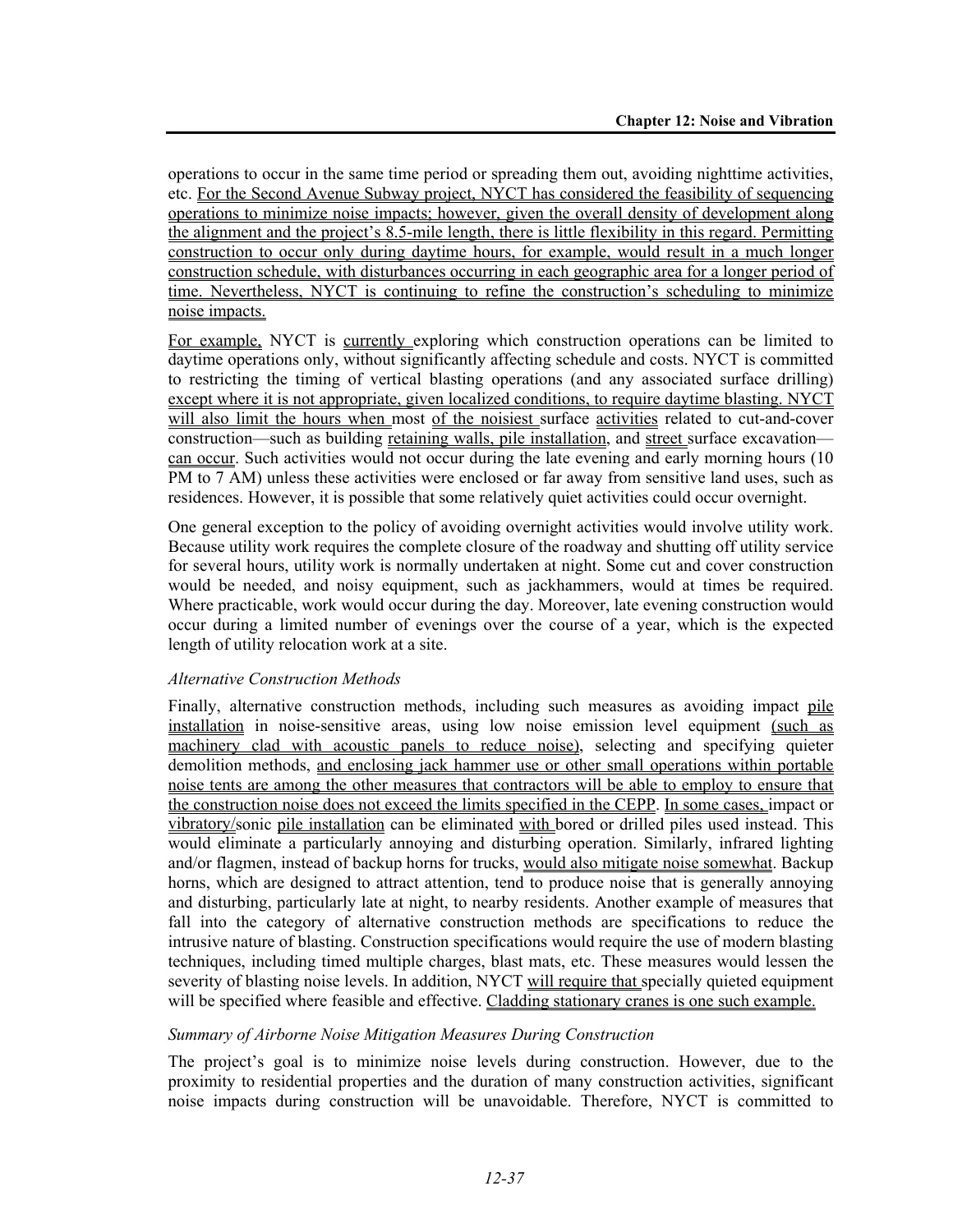operations to occur in the same time period or spreading them out, avoiding nighttime activities, etc. For the Second Avenue Subway project, NYCT has considered the feasibility of sequencing operations to minimize noise impacts; however, given the overall density of development along the alignment and the project's 8.5-mile length, there is little flexibility in this regard. Permitting construction to occur only during daytime hours, for example, would result in a much longer construction schedule, with disturbances occurring in each geographic area for a longer period of time. Nevertheless, NYCT is continuing to refine the construction's scheduling to minimize noise impacts.

For example, NYCT is currently exploring which construction operations can be limited to daytime operations only, without significantly affecting schedule and costs. NYCT is committed to restricting the timing of vertical blasting operations (and any associated surface drilling) except where it is not appropriate, given localized conditions, to require daytime blasting. NYCT will also limit the hours when most of the noisiest surface activities related to cut-and-cover construction—such as building retaining walls, pile installation, and street surface excavation—can occur. Such activities would not occur during the late evening and early morning hours (10 PM to 7 AM) unless these activities were enclosed or far away from sensitive land uses, such as residences. However, it is possible that some relatively quiet activities could occur overnight.

One general exception to the policy of avoiding overnight activities would involve utility work. Because utility work requires the complete closure of the roadway and shutting off utility service for several hours, utility work is normally undertaken at night. Some cut and cover construction would be needed, and noisy equipment, such as jackhammers, would at times be required. Where practicable, work would occur during the day. Moreover, late evening construction would occur during a limited number of evenings over the course of a year, which is the expected length of utility relocation work at a site.

*Alternative Construction Methods*

Finally, alternative construction methods, including such measures as avoiding impact pile installation in noise-sensitive areas, using low noise emission level equipment (such as machinery clad with acoustic panels to reduce noise), selecting and specifying quieter demolition methods, and enclosing jack hammer use or other small operations within portable noise tents are among the other measures that contractors will be able to employ to ensure that the construction noise does not exceed the limits specified in the CEPP. In some cases, impact or vibratory/sonic pile installation can be eliminated with bored or drilled piles used instead. This would eliminate a particularly annoying and disturbing operation. Similarly, infrared lighting and/or flagmen, instead of backup horns for trucks, would also mitigate noise somewhat. Backup horns, which are designed to attract attention, tend to produce noise that is generally annoying and disturbing, particularly late at night, to nearby residents. Another example of measures that fall into the category of alternative construction methods are specifications to reduce the intrusive nature of blasting. Construction specifications would require the use of modern blasting techniques, including timed multiple charges, blast mats, etc. These measures would lessen the severity of blasting noise levels. In addition, NYCT will require that specially quieted equipment will be specified where feasible and effective. Cladding stationary cranes is one such example.

*Summary of Airborne Noise Mitigation Measures During Construction*

The project's goal is to minimize noise levels during construction. However, due to the proximity to residential properties and the duration of many construction activities, significant noise impacts during construction will be unavoidable. Therefore, NYCT is committed to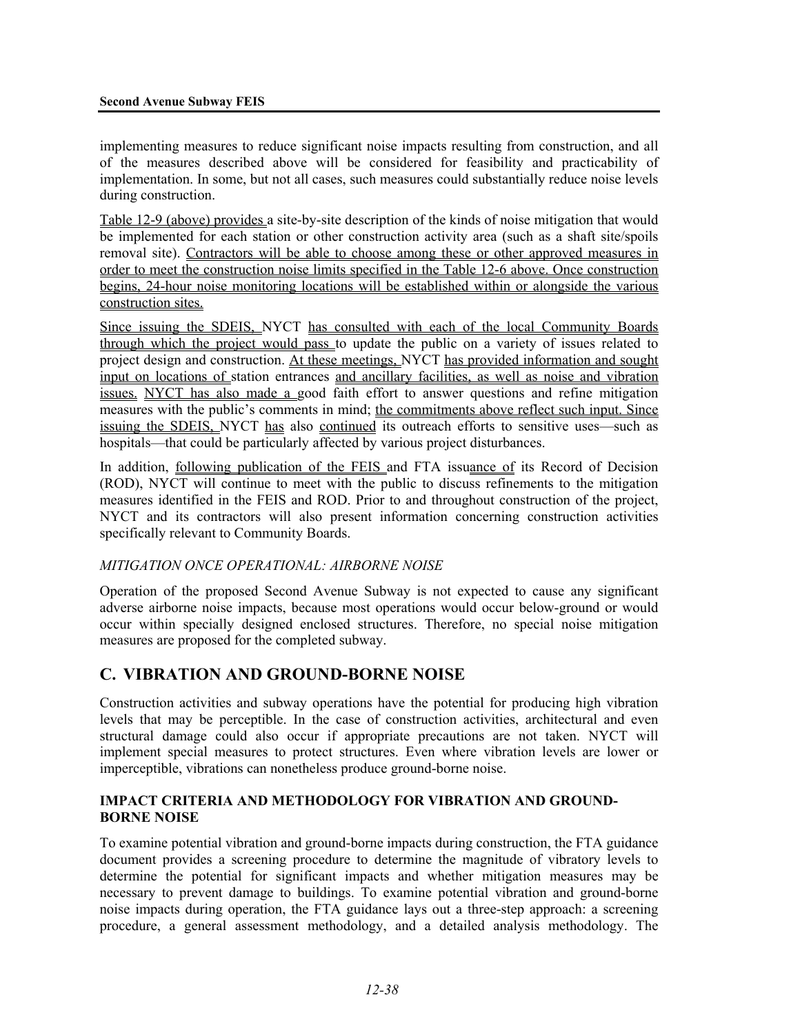implementing measures to reduce significant noise impacts resulting from construction, and all of the measures described above will be considered for feasibility and practicability of implementation. In some, but not all cases, such measures could substantially reduce noise levels during construction.

Table 12-9 (above) provides a site-by-site description of the kinds of noise mitigation that would be implemented for each station or other construction activity area (such as a shaft site/spoils removal site). Contractors will be able to choose among these or other approved measures in order to meet the construction noise limits specified in the Table 12-6 above. Once construction begins, 24-hour noise monitoring locations will be established within or alongside the various construction sites.

Since issuing the SDEIS, NYCT has consulted with each of the local Community Boards through which the project would pass to update the public on a variety of issues related to project design and construction. At these meetings, NYCT has provided information and sought input on locations of station entrances and ancillary facilities, as well as noise and vibration issues. NYCT has also made a good faith effort to answer questions and refine mitigation measures with the public's comments in mind; the commitments above reflect such input. Since issuing the SDEIS, NYCT has also continued its outreach efforts to sensitive uses—such as hospitals—that could be particularly affected by various project disturbances.

In addition, following publication of the FEIS and FTA issuance of its Record of Decision (ROD), NYCT will continue to meet with the public to discuss refinements to the mitigation measures identified in the FEIS and ROD. Prior to and throughout construction of the project, NYCT and its contractors will also present information concerning construction activities specifically relevant to Community Boards.

*MITIGATION ONCE OPERATIONAL: AIRBORNE NOISE*

Operation of the proposed Second Avenue Subway is not expected to cause any significant adverse airborne noise impacts, because most operations would occur below-ground or would occur within specially designed enclosed structures. Therefore, no special noise mitigation measures are proposed for the completed subway.

## C. VIBRATION AND GROUND-BORNE NOISE

Construction activities and subway operations have the potential for producing high vibration levels that may be perceptible. In the case of construction activities, architectural and even structural damage could also occur if appropriate precautions are not taken. NYCT will implement special measures to protect structures. Even where vibration levels are lower or imperceptible, vibrations can nonetheless produce ground-borne noise.

### IMPACT CRITERIA AND METHODOLOGY FOR VIBRATION AND GROUND-BORNE NOISE

To examine potential vibration and ground-borne impacts during construction, the FTA guidance document provides a screening procedure to determine the magnitude of vibratory levels to determine the potential for significant impacts and whether mitigation measures may be necessary to prevent damage to buildings. To examine potential vibration and ground-borne noise impacts during operation, the FTA guidance lays out a three-step approach: a screening procedure, a general assessment methodology, and a detailed analysis methodology. The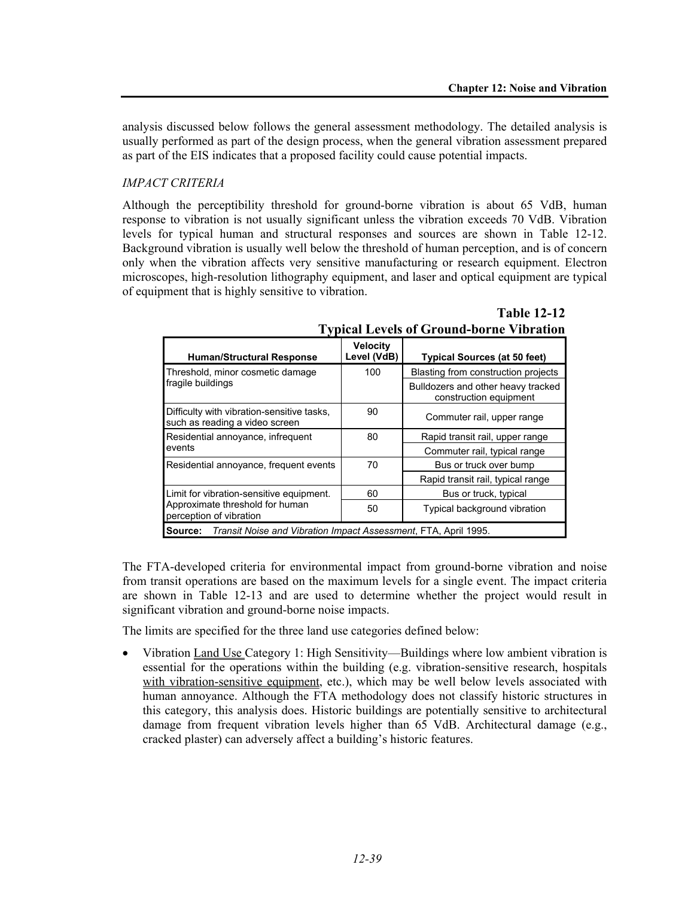analysis discussed below follows the general assessment methodology. The detailed analysis is usually performed as part of the design process, when the general vibration assessment prepared as part of the EIS indicates that a proposed facility could cause potential impacts.

*IMPACT CRITERIA*

Although the perceptibility threshold for ground-borne vibration is about 65 VdB, human response to vibration is not usually significant unless the vibration exceeds 70 VdB. Vibration levels for typical human and structural responses and sources are shown in Table 12-12. Background vibration is usually well below the threshold of human perception, and is of concern only when the vibration affects very sensitive manufacturing or research equipment. Electron microscopes, high-resolution lithography equipment, and laser and optical equipment are typical of equipment that is highly sensitive to vibration.

**Table 12-12**
**Typical Levels of Ground-borne Vibration**

| Human/Structural Response | Velocity Level (VdB) | Typical Sources (at 50 feet) |
|---|---|---|
| Threshold, minor cosmetic damage fragile buildings | 100 | Blasting from construction projects |
| | | Bulldozers and other heavy tracked construction equipment |
| Difficulty with vibration-sensitive tasks, such as reading a video screen | 90 | Commuter rail, upper range |
| Residential annoyance, infrequent events | 80 | Rapid transit rail, upper range |
| | | Commuter rail, typical range |
| Residential annoyance, frequent events | 70 | Bus or truck over bump |
| | | Rapid transit rail, typical range |
| Limit for vibration-sensitive equipment. Approximate threshold for human perception of vibration | 60 | Bus or truck, typical |
| | 50 | Typical background vibration |
| **Source:** *Transit Noise and Vibration Impact Assessment*, FTA, April 1995. | | |

The FTA-developed criteria for environmental impact from ground-borne vibration and noise from transit operations are based on the maximum levels for a single event. The impact criteria are shown in Table 12-13 and are used to determine whether the project would result in significant vibration and ground-borne noise impacts.

The limits are specified for the three land use categories defined below:

- Vibration Land Use Category 1: High Sensitivity—Buildings where low ambient vibration is essential for the operations within the building (e.g. vibration-sensitive research, hospitals with vibration-sensitive equipment, etc.), which may be well below levels associated with human annoyance. Although the FTA methodology does not classify historic structures in this category, this analysis does. Historic buildings are potentially sensitive to architectural damage from frequent vibration levels higher than 65 VdB. Architectural damage (e.g., cracked plaster) can adversely affect a building's historic features.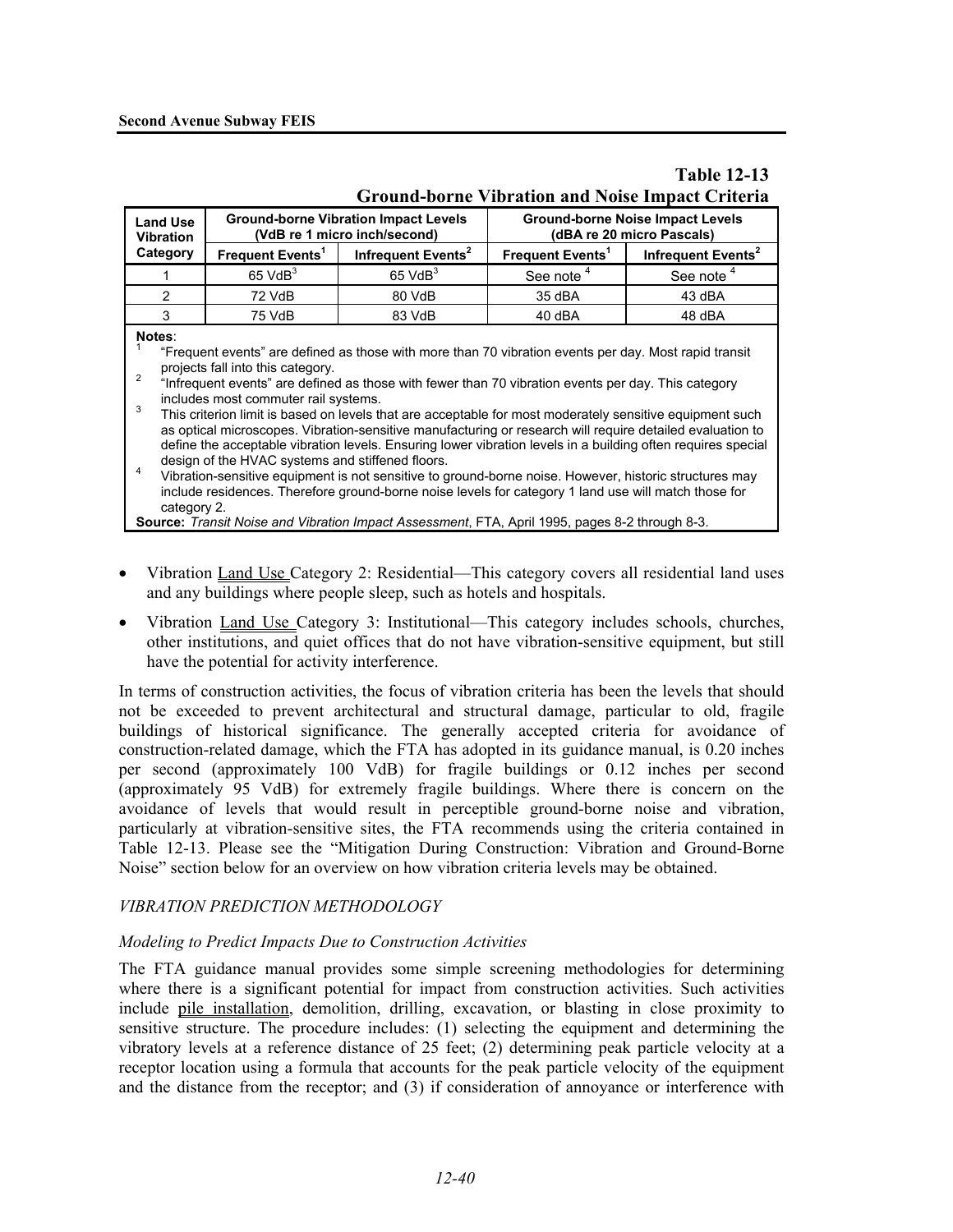**Table 12-13**
**Ground-borne Vibration and Noise Impact Criteria**

| Land Use Vibration Category | Ground-borne Vibration Impact Levels (VdB re 1 micro inch/second) | | Ground-borne Noise Impact Levels (dBA re 20 micro Pascals) | |
|---|---|---|---|---|
| | Frequent Events[1] | Infrequent Events[2] | Frequent Events[1] | Infrequent Events[2] |
| 1 | 65 VdB[3] | 65 VdB[3] | See note [4] | See note [4] |
| 2 | 72 VdB | 80 VdB | 35 dBA | 43 dBA |
| 3 | 75 VdB | 83 VdB | 40 dBA | 48 dBA |

**Notes**:

1. "Frequent events" are defined as those with more than 70 vibration events per day. Most rapid transit projects fall into this category.
2. "Infrequent events" are defined as those with fewer than 70 vibration events per day. This category includes most commuter rail systems.
3. This criterion limit is based on levels that are acceptable for most moderately sensitive equipment such as optical microscopes. Vibration-sensitive manufacturing or research will require detailed evaluation to define the acceptable vibration levels. Ensuring lower vibration levels in a building often requires special design of the HVAC systems and stiffened floors.
4. Vibration-sensitive equipment is not sensitive to ground-borne noise. However, historic structures may include residences. Therefore ground-borne noise levels for category 1 land use will match those for category 2.

**Source:** *Transit Noise and Vibration Impact Assessment*, FTA, April 1995, pages 8-2 through 8-3.

- Vibration Land Use Category 2: Residential—This category covers all residential land uses and any buildings where people sleep, such as hotels and hospitals.
- Vibration Land Use Category 3: Institutional—This category includes schools, churches, other institutions, and quiet offices that do not have vibration-sensitive equipment, but still have the potential for activity interference.

In terms of construction activities, the focus of vibration criteria has been the levels that should not be exceeded to prevent architectural and structural damage, particular to old, fragile buildings of historical significance. The generally accepted criteria for avoidance of construction-related damage, which the FTA has adopted in its guidance manual, is 0.20 inches per second (approximately 100 VdB) for fragile buildings or 0.12 inches per second (approximately 95 VdB) for extremely fragile buildings. Where there is concern on the avoidance of levels that would result in perceptible ground-borne noise and vibration, particularly at vibration-sensitive sites, the FTA recommends using the criteria contained in Table 12-13. Please see the "Mitigation During Construction: Vibration and Ground-Borne Noise" section below for an overview on how vibration criteria levels may be obtained.

*VIBRATION PREDICTION METHODOLOGY*

*Modeling to Predict Impacts Due to Construction Activities*

The FTA guidance manual provides some simple screening methodologies for determining where there is a significant potential for impact from construction activities. Such activities include pile installation, demolition, drilling, excavation, or blasting in close proximity to sensitive structure. The procedure includes: (1) selecting the equipment and determining the vibratory levels at a reference distance of 25 feet; (2) determining peak particle velocity at a receptor location using a formula that accounts for the peak particle velocity of the equipment and the distance from the receptor; and (3) if consideration of annoyance or interference with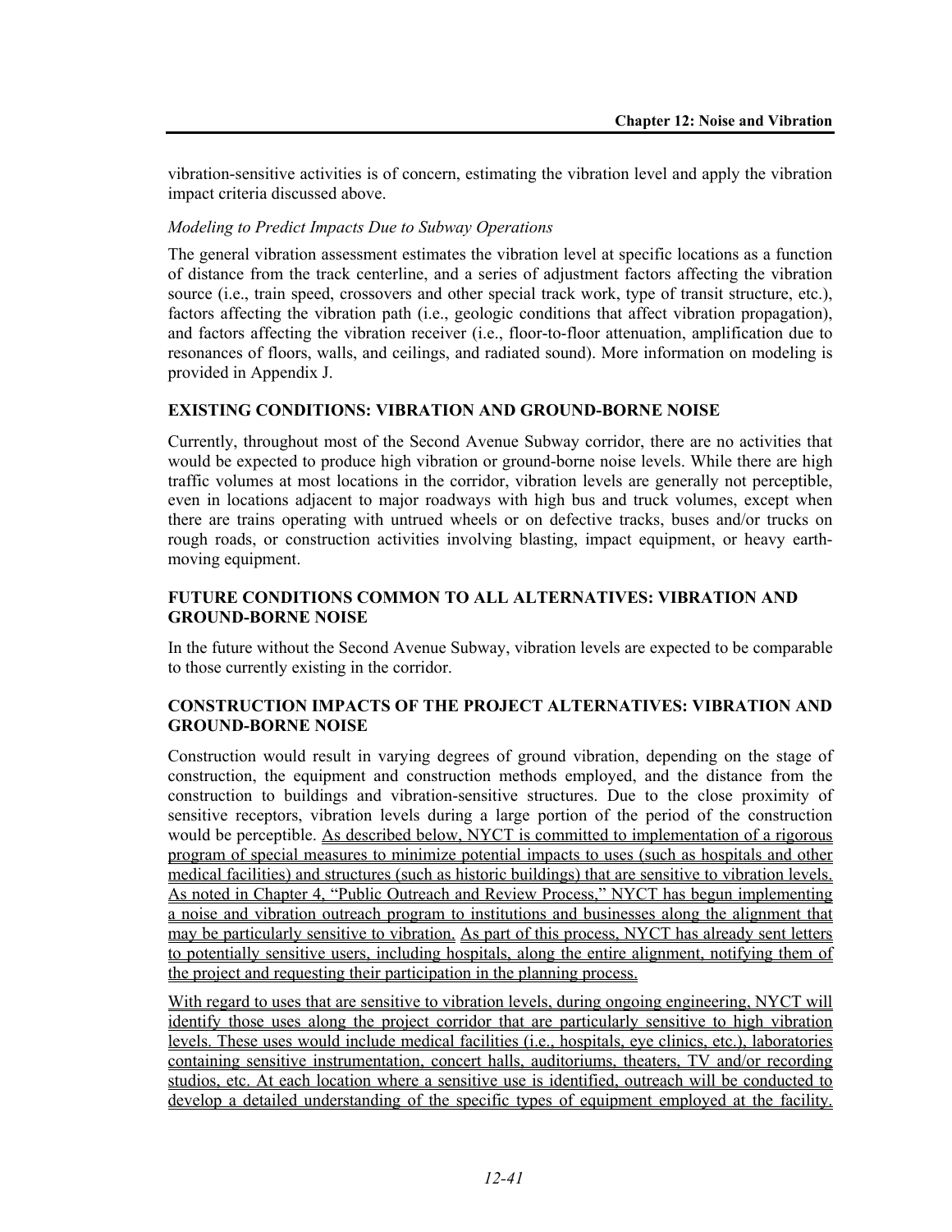vibration-sensitive activities is of concern, estimating the vibration level and apply the vibration impact criteria discussed above.

*Modeling to Predict Impacts Due to Subway Operations*

The general vibration assessment estimates the vibration level at specific locations as a function of distance from the track centerline, and a series of adjustment factors affecting the vibration source (i.e., train speed, crossovers and other special track work, type of transit structure, etc.), factors affecting the vibration path (i.e., geologic conditions that affect vibration propagation), and factors affecting the vibration receiver (i.e., floor-to-floor attenuation, amplification due to resonances of floors, walls, and ceilings, and radiated sound). More information on modeling is provided in Appendix J.

### EXISTING CONDITIONS: VIBRATION AND GROUND-BORNE NOISE

Currently, throughout most of the Second Avenue Subway corridor, there are no activities that would be expected to produce high vibration or ground-borne noise levels. While there are high traffic volumes at most locations in the corridor, vibration levels are generally not perceptible, even in locations adjacent to major roadways with high bus and truck volumes, except when there are trains operating with untrued wheels or on defective tracks, buses and/or trucks on rough roads, or construction activities involving blasting, impact equipment, or heavy earth-moving equipment.

### FUTURE CONDITIONS COMMON TO ALL ALTERNATIVES: VIBRATION AND GROUND-BORNE NOISE

In the future without the Second Avenue Subway, vibration levels are expected to be comparable to those currently existing in the corridor.

### CONSTRUCTION IMPACTS OF THE PROJECT ALTERNATIVES: VIBRATION AND GROUND-BORNE NOISE

Construction would result in varying degrees of ground vibration, depending on the stage of construction, the equipment and construction methods employed, and the distance from the construction to buildings and vibration-sensitive structures. Due to the close proximity of sensitive receptors, vibration levels during a large portion of the period of the construction would be perceptible. As described below, NYCT is committed to implementation of a rigorous program of special measures to minimize potential impacts to uses (such as hospitals and other medical facilities) and structures (such as historic buildings) that are sensitive to vibration levels. As noted in Chapter 4, "Public Outreach and Review Process," NYCT has begun implementing a noise and vibration outreach program to institutions and businesses along the alignment that may be particularly sensitive to vibration. As part of this process, NYCT has already sent letters to potentially sensitive users, including hospitals, along the entire alignment, notifying them of the project and requesting their participation in the planning process.

With regard to uses that are sensitive to vibration levels, during ongoing engineering, NYCT will identify those uses along the project corridor that are particularly sensitive to high vibration levels. These uses would include medical facilities (i.e., hospitals, eye clinics, etc.), laboratories containing sensitive instrumentation, concert halls, auditoriums, theaters, TV and/or recording studios, etc. At each location where a sensitive use is identified, outreach will be conducted to develop a detailed understanding of the specific types of equipment employed at the facility.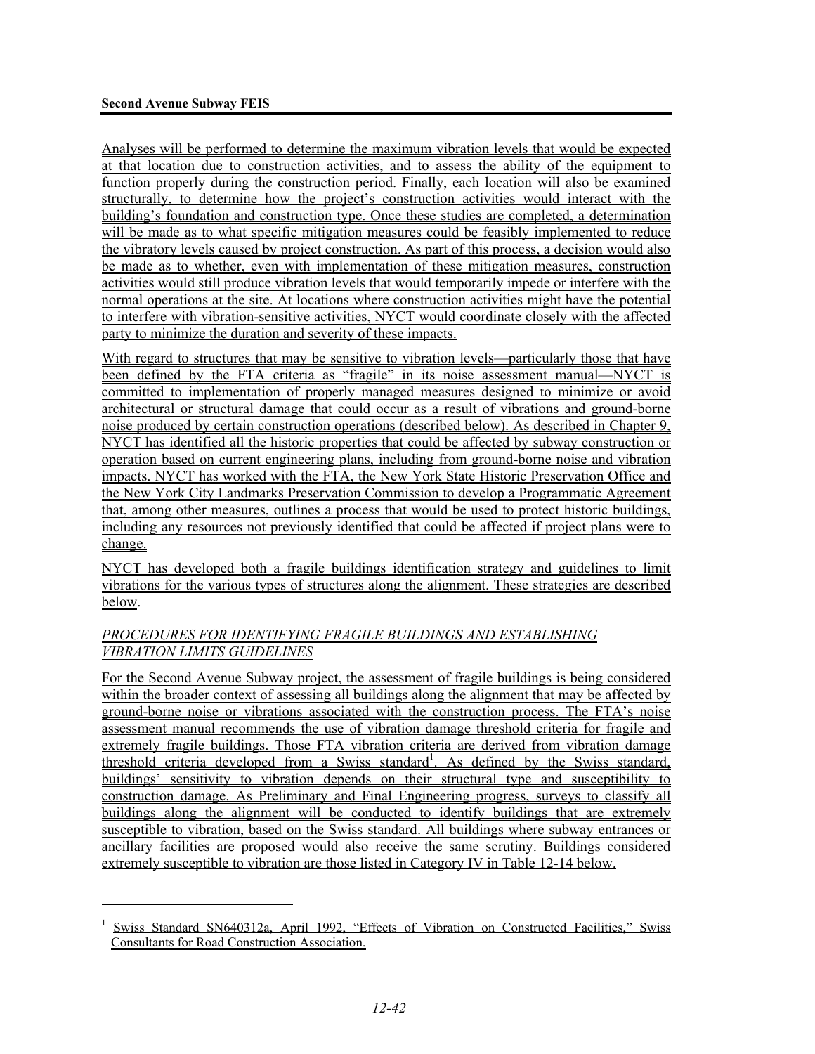Analyses will be performed to determine the maximum vibration levels that would be expected at that location due to construction activities, and to assess the ability of the equipment to function properly during the construction period. Finally, each location will also be examined structurally, to determine how the project's construction activities would interact with the building's foundation and construction type. Once these studies are completed, a determination will be made as to what specific mitigation measures could be feasibly implemented to reduce the vibratory levels caused by project construction. As part of this process, a decision would also be made as to whether, even with implementation of these mitigation measures, construction activities would still produce vibration levels that would temporarily impede or interfere with the normal operations at the site. At locations where construction activities might have the potential to interfere with vibration-sensitive activities, NYCT would coordinate closely with the affected party to minimize the duration and severity of these impacts.

With regard to structures that may be sensitive to vibration levels—particularly those that have been defined by the FTA criteria as "fragile" in its noise assessment manual—NYCT is committed to implementation of properly managed measures designed to minimize or avoid architectural or structural damage that could occur as a result of vibrations and ground-borne noise produced by certain construction operations (described below). As described in Chapter 9, NYCT has identified all the historic properties that could be affected by subway construction or operation based on current engineering plans, including from ground-borne noise and vibration impacts. NYCT has worked with the FTA, the New York State Historic Preservation Office and the New York City Landmarks Preservation Commission to develop a Programmatic Agreement that, among other measures, outlines a process that would be used to protect historic buildings, including any resources not previously identified that could be affected if project plans were to change.

NYCT has developed both a fragile buildings identification strategy and guidelines to limit vibrations for the various types of structures along the alignment. These strategies are described below.

*PROCEDURES FOR IDENTIFYING FRAGILE BUILDINGS AND ESTABLISHING VIBRATION LIMITS GUIDELINES*

For the Second Avenue Subway project, the assessment of fragile buildings is being considered within the broader context of assessing all buildings along the alignment that may be affected by ground-borne noise or vibrations associated with the construction process. The FTA's noise assessment manual recommends the use of vibration damage threshold criteria for fragile and extremely fragile buildings. Those FTA vibration criteria are derived from vibration damage threshold criteria developed from a Swiss standard[1]. As defined by the Swiss standard, buildings' sensitivity to vibration depends on their structural type and susceptibility to construction damage. As Preliminary and Final Engineering progress, surveys to classify all buildings along the alignment will be conducted to identify buildings that are extremely susceptible to vibration, based on the Swiss standard. All buildings where subway entrances or ancillary facilities are proposed would also receive the same scrutiny. Buildings considered extremely susceptible to vibration are those listed in Category IV in Table 12-14 below.

[1] Swiss Standard SN640312a, April 1992, "Effects of Vibration on Constructed Facilities," Swiss Consultants for Road Construction Association.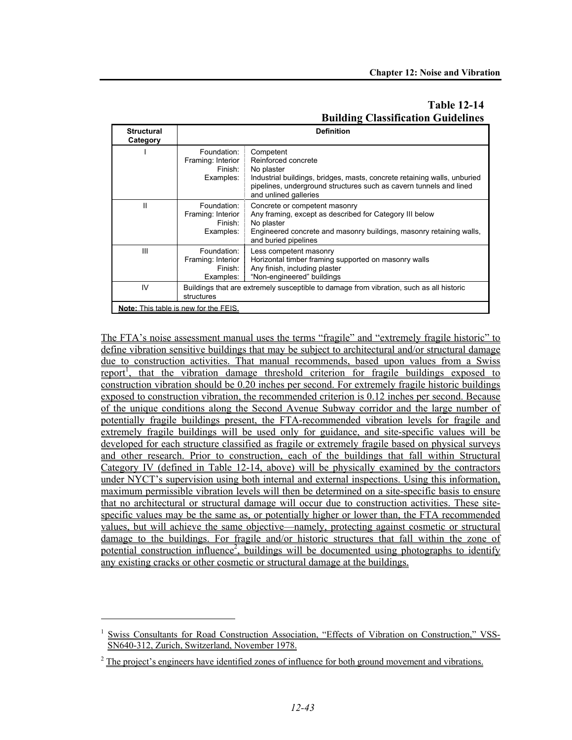**Table 12-14**
**Building Classification Guidelines**

| Structural Category | Definition | |
|---|---|---|
| I | Foundation: | Competent |
| | Framing: Interior | Reinforced concrete |
| | Finish: | No plaster |
| | Examples: | Industrial buildings, bridges, masts, concrete retaining walls, unburied pipelines, underground structures such as cavern tunnels and lined and unlined galleries |
| II | Foundation: | Concrete or competent masonry |
| | Framing: Interior | Any framing, except as described for Category III below |
| | Finish: | No plaster |
| | Examples: | Engineered concrete and masonry buildings, masonry retaining walls, and buried pipelines |
| III | Foundation: | Less competent masonry |
| | Framing: Interior | Horizontal timber framing supported on masonry walls |
| | Finish: | Any finish, including plaster |
| | Examples: | "Non-engineered" buildings |
| IV | Buildings that are extremely susceptible to damage from vibration, such as all historic structures | |

**Note:** This table is new for the FEIS.

The FTA's noise assessment manual uses the terms "fragile" and "extremely fragile historic" to define vibration sensitive buildings that may be subject to architectural and/or structural damage due to construction activities. That manual recommends, based upon values from a Swiss report[1], that the vibration damage threshold criterion for fragile buildings exposed to construction vibration should be 0.20 inches per second. For extremely fragile historic buildings exposed to construction vibration, the recommended criterion is 0.12 inches per second. Because of the unique conditions along the Second Avenue Subway corridor and the large number of potentially fragile buildings present, the FTA-recommended vibration levels for fragile and extremely fragile buildings will be used only for guidance, and site-specific values will be developed for each structure classified as fragile or extremely fragile based on physical surveys and other research. Prior to construction, each of the buildings that fall within Structural Category IV (defined in Table 12-14, above) will be physically examined by the contractors under NYCT's supervision using both internal and external inspections. Using this information, maximum permissible vibration levels will then be determined on a site-specific basis to ensure that no architectural or structural damage will occur due to construction activities. These site-specific values may be the same as, or potentially higher or lower than, the FTA recommended values, but will achieve the same objective—namely, protecting against cosmetic or structural damage to the buildings. For fragile and/or historic structures that fall within the zone of potential construction influence[2], buildings will be documented using photographs to identify any existing cracks or other cosmetic or structural damage at the buildings.

---

[1] Swiss Consultants for Road Construction Association, "Effects of Vibration on Construction," VSS-SN640-312, Zurich, Switzerland, November 1978.

[2] The project's engineers have identified zones of influence for both ground movement and vibrations.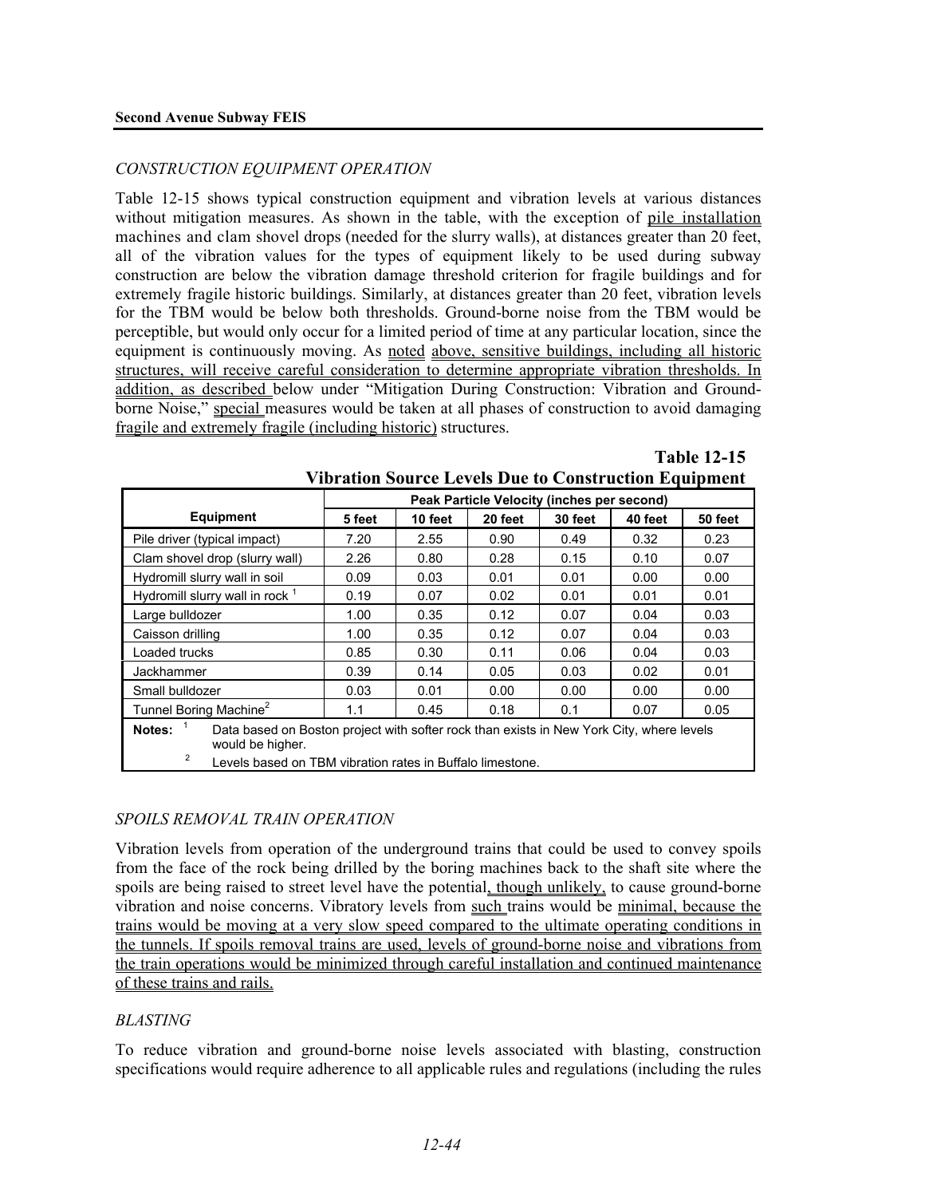*CONSTRUCTION EQUIPMENT OPERATION*

Table 12-15 shows typical construction equipment and vibration levels at various distances without mitigation measures. As shown in the table, with the exception of pile installation machines and clam shovel drops (needed for the slurry walls), at distances greater than 20 feet, all of the vibration values for the types of equipment likely to be used during subway construction are below the vibration damage threshold criterion for fragile buildings and for extremely fragile historic buildings. Similarly, at distances greater than 20 feet, vibration levels for the TBM would be below both thresholds. Ground-borne noise from the TBM would be perceptible, but would only occur for a limited period of time at any particular location, since the equipment is continuously moving. As noted above, sensitive buildings, including all historic structures, will receive careful consideration to determine appropriate vibration thresholds. In addition, as described below under "Mitigation During Construction: Vibration and Ground-borne Noise," special measures would be taken at all phases of construction to avoid damaging fragile and extremely fragile (including historic) structures.

**Table 12-15**
**Vibration Source Levels Due to Construction Equipment**

| | Peak Particle Velocity (inches per second) | | | | | |
|---|---|---|---|---|---|---|
| **Equipment** | **5 feet** | **10 feet** | **20 feet** | **30 feet** | **40 feet** | **50 feet** |
| Pile driver (typical impact) | 7.20 | 2.55 | 0.90 | 0.49 | 0.32 | 0.23 |
| Clam shovel drop (slurry wall) | 2.26 | 0.80 | 0.28 | 0.15 | 0.10 | 0.07 |
| Hydromill slurry wall in soil | 0.09 | 0.03 | 0.01 | 0.01 | 0.00 | 0.00 |
| Hydromill slurry wall in rock [1] | 0.19 | 0.07 | 0.02 | 0.01 | 0.01 | 0.01 |
| Large bulldozer | 1.00 | 0.35 | 0.12 | 0.07 | 0.04 | 0.03 |
| Caisson drilling | 1.00 | 0.35 | 0.12 | 0.07 | 0.04 | 0.03 |
| Loaded trucks | 0.85 | 0.30 | 0.11 | 0.06 | 0.04 | 0.03 |
| Jackhammer | 0.39 | 0.14 | 0.05 | 0.03 | 0.02 | 0.01 |
| Small bulldozer | 0.03 | 0.01 | 0.00 | 0.00 | 0.00 | 0.00 |
| Tunnel Boring Machine[2] | 1.1 | 0.45 | 0.18 | 0.1 | 0.07 | 0.05 |

**Notes:** [1] Data based on Boston project with softer rock than exists in New York City, where levels would be higher.
[2] Levels based on TBM vibration rates in Buffalo limestone.

*SPOILS REMOVAL TRAIN OPERATION*

Vibration levels from operation of the underground trains that could be used to convey spoils from the face of the rock being drilled by the boring machines back to the shaft site where the spoils are being raised to street level have the potential, though unlikely, to cause ground-borne vibration and noise concerns. Vibratory levels from such trains would be minimal, because the trains would be moving at a very slow speed compared to the ultimate operating conditions in the tunnels. If spoils removal trains are used, levels of ground-borne noise and vibrations from the train operations would be minimized through careful installation and continued maintenance of these trains and rails.

*BLASTING*

To reduce vibration and ground-borne noise levels associated with blasting, construction specifications would require adherence to all applicable rules and regulations (including the rules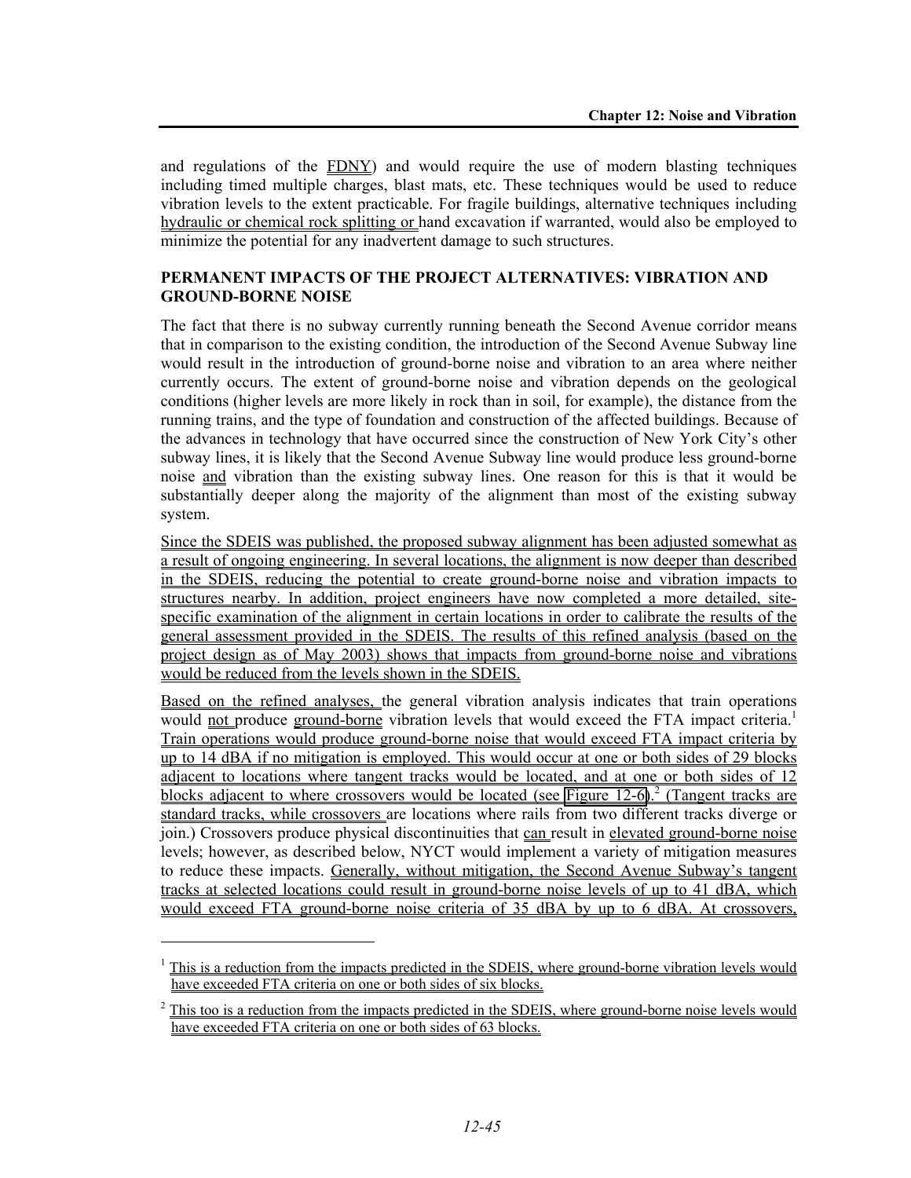and regulations of the FDNY) and would require the use of modern blasting techniques including timed multiple charges, blast mats, etc. These techniques would be used to reduce vibration levels to the extent practicable. For fragile buildings, alternative techniques including hydraulic or chemical rock splitting or hand excavation if warranted, would also be employed to minimize the potential for any inadvertent damage to such structures.

**PERMANENT IMPACTS OF THE PROJECT ALTERNATIVES: VIBRATION AND GROUND-BORNE NOISE**

The fact that there is no subway currently running beneath the Second Avenue corridor means that in comparison to the existing condition, the introduction of the Second Avenue Subway line would result in the introduction of ground-borne noise and vibration to an area where neither currently occurs. The extent of ground-borne noise and vibration depends on the geological conditions (higher levels are more likely in rock than in soil, for example), the distance from the running trains, and the type of foundation and construction of the affected buildings. Because of the advances in technology that have occurred since the construction of New York City's other subway lines, it is likely that the Second Avenue Subway line would produce less ground-borne noise and vibration than the existing subway lines. One reason for this is that it would be substantially deeper along the majority of the alignment than most of the existing subway system.

Since the SDEIS was published, the proposed subway alignment has been adjusted somewhat as a result of ongoing engineering. In several locations, the alignment is now deeper than described in the SDEIS, reducing the potential to create ground-borne noise and vibration impacts to structures nearby. In addition, project engineers have now completed a more detailed, site-specific examination of the alignment in certain locations in order to calibrate the results of the general assessment provided in the SDEIS. The results of this refined analysis (based on the project design as of May 2003) shows that impacts from ground-borne noise and vibrations would be reduced from the levels shown in the SDEIS.

Based on the refined analyses, the general vibration analysis indicates that train operations would not produce ground-borne vibration levels that would exceed the FTA impact criteria.[1] Train operations would produce ground-borne noise that would exceed FTA impact criteria by up to 14 dBA if no mitigation is employed. This would occur at one or both sides of 29 blocks adjacent to locations where tangent tracks would be located, and at one or both sides of 12 blocks adjacent to where crossovers would be located (see Figure 12-6).[2] (Tangent tracks are standard tracks, while crossovers are locations where rails from two different tracks diverge or join.) Crossovers produce physical discontinuities that can result in elevated ground-borne noise levels; however, as described below, NYCT would implement a variety of mitigation measures to reduce these impacts. Generally, without mitigation, the Second Avenue Subway's tangent tracks at selected locations could result in ground-borne noise levels of up to 41 dBA, which would exceed FTA ground-borne noise criteria of 35 dBA by up to 6 dBA. At crossovers,

---

[1] This is a reduction from the impacts predicted in the SDEIS, where ground-borne vibration levels would have exceeded FTA criteria on one or both sides of six blocks.

[2] This too is a reduction from the impacts predicted in the SDEIS, where ground-borne noise levels would have exceeded FTA criteria on one or both sides of 63 blocks.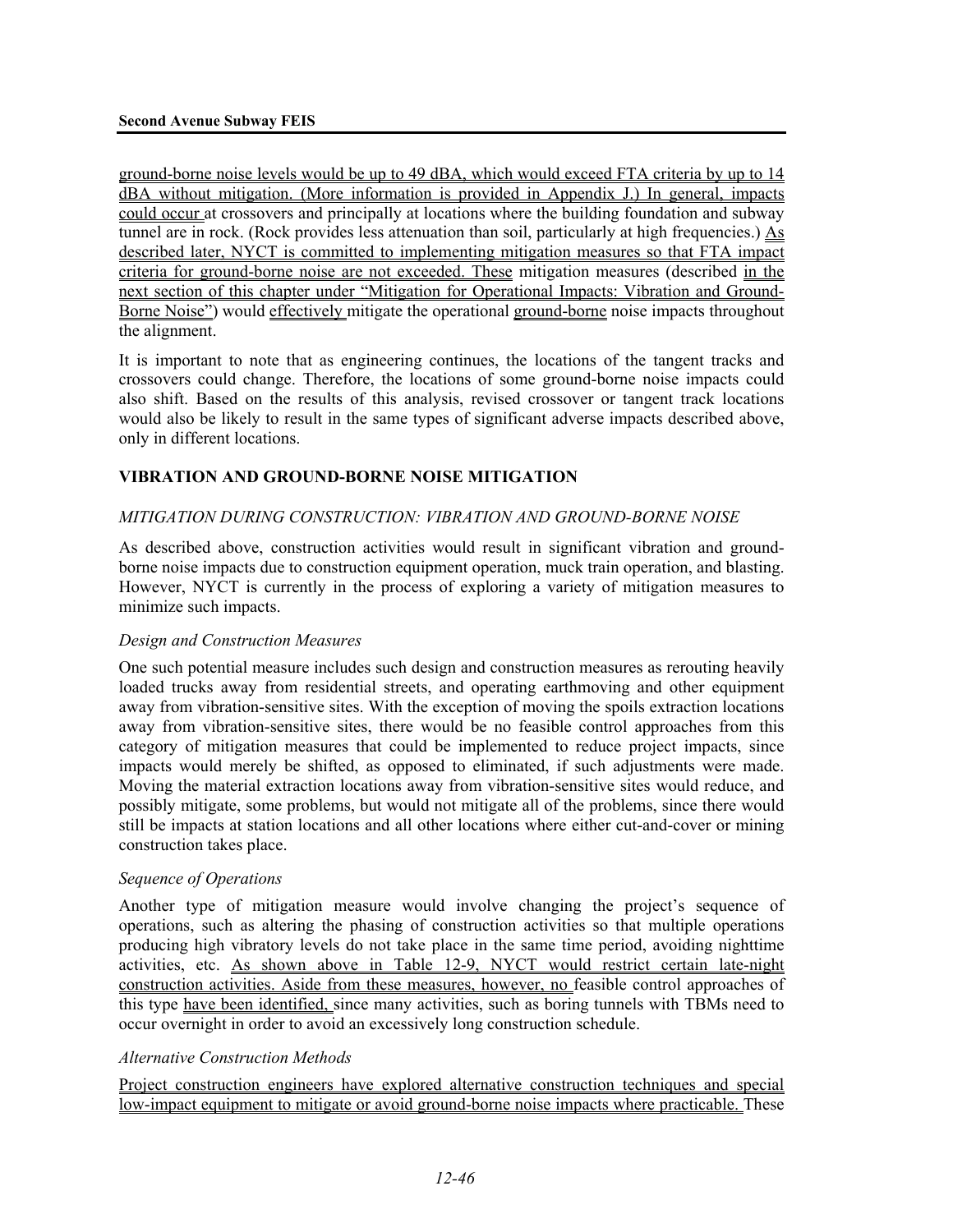ground-borne noise levels would be up to 49 dBA, which would exceed FTA criteria by up to 14 dBA without mitigation. (More information is provided in Appendix J.) In general, impacts could occur at crossovers and principally at locations where the building foundation and subway tunnel are in rock. (Rock provides less attenuation than soil, particularly at high frequencies.) As described later, NYCT is committed to implementing mitigation measures so that FTA impact criteria for ground-borne noise are not exceeded. These mitigation measures (described in the next section of this chapter under "Mitigation for Operational Impacts: Vibration and Ground-Borne Noise") would effectively mitigate the operational ground-borne noise impacts throughout the alignment.

It is important to note that as engineering continues, the locations of the tangent tracks and crossovers could change. Therefore, the locations of some ground-borne noise impacts could also shift. Based on the results of this analysis, revised crossover or tangent track locations would also be likely to result in the same types of significant adverse impacts described above, only in different locations.

## VIBRATION AND GROUND-BORNE NOISE MITIGATION

### *MITIGATION DURING CONSTRUCTION: VIBRATION AND GROUND-BORNE NOISE*

As described above, construction activities would result in significant vibration and ground-borne noise impacts due to construction equipment operation, muck train operation, and blasting. However, NYCT is currently in the process of exploring a variety of mitigation measures to minimize such impacts.

#### *Design and Construction Measures*

One such potential measure includes such design and construction measures as rerouting heavily loaded trucks away from residential streets, and operating earthmoving and other equipment away from vibration-sensitive sites. With the exception of moving the spoils extraction locations away from vibration-sensitive sites, there would be no feasible control approaches from this category of mitigation measures that could be implemented to reduce project impacts, since impacts would merely be shifted, as opposed to eliminated, if such adjustments were made. Moving the material extraction locations away from vibration-sensitive sites would reduce, and possibly mitigate, some problems, but would not mitigate all of the problems, since there would still be impacts at station locations and all other locations where either cut-and-cover or mining construction takes place.

#### *Sequence of Operations*

Another type of mitigation measure would involve changing the project's sequence of operations, such as altering the phasing of construction activities so that multiple operations producing high vibratory levels do not take place in the same time period, avoiding nighttime activities, etc. As shown above in Table 12-9, NYCT would restrict certain late-night construction activities. Aside from these measures, however, no feasible control approaches of this type have been identified, since many activities, such as boring tunnels with TBMs need to occur overnight in order to avoid an excessively long construction schedule.

#### *Alternative Construction Methods*

Project construction engineers have explored alternative construction techniques and special low-impact equipment to mitigate or avoid ground-borne noise impacts where practicable. These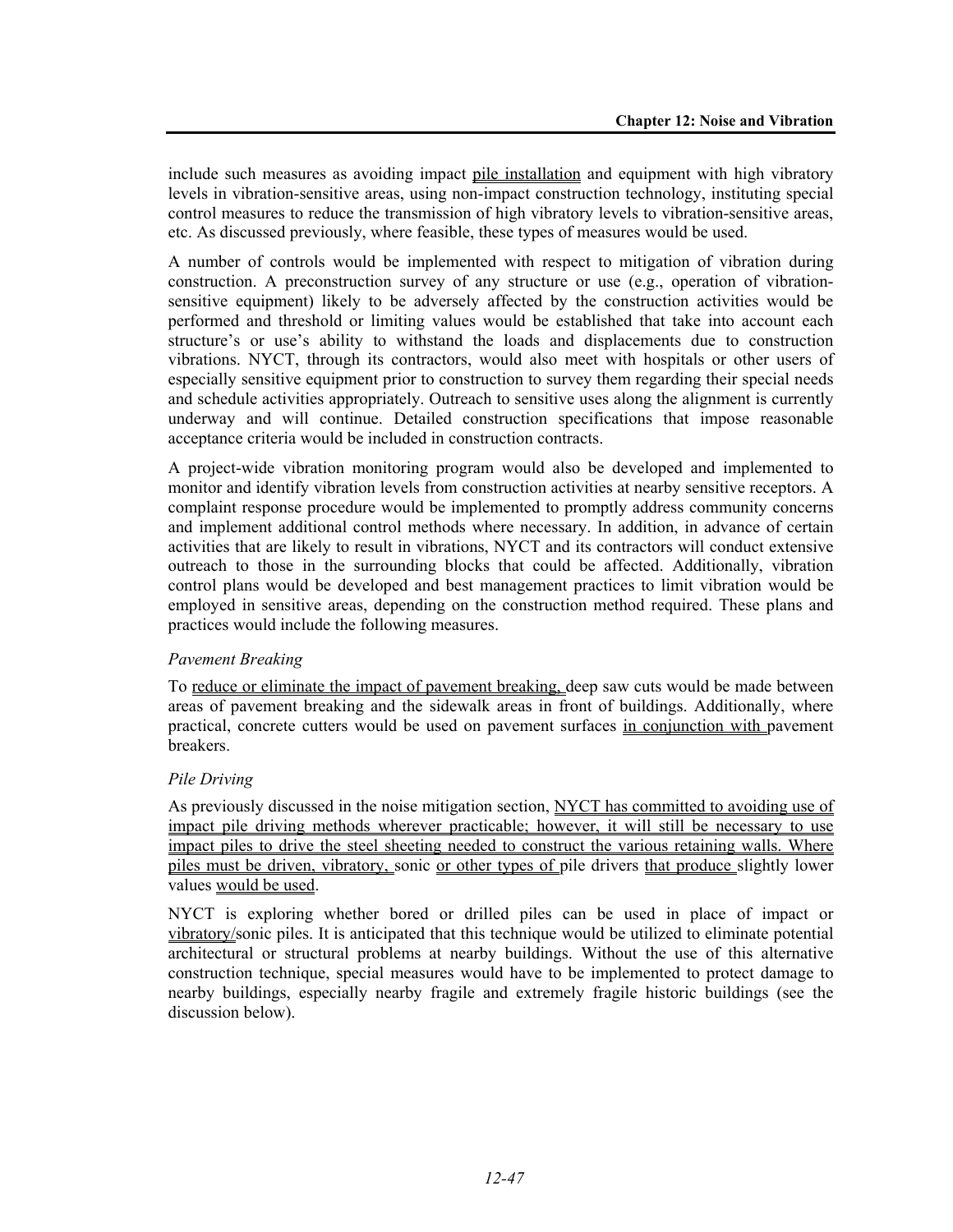include such measures as avoiding impact pile installation and equipment with high vibratory levels in vibration-sensitive areas, using non-impact construction technology, instituting special control measures to reduce the transmission of high vibratory levels to vibration-sensitive areas, etc. As discussed previously, where feasible, these types of measures would be used.

A number of controls would be implemented with respect to mitigation of vibration during construction. A preconstruction survey of any structure or use (e.g., operation of vibration-sensitive equipment) likely to be adversely affected by the construction activities would be performed and threshold or limiting values would be established that take into account each structure's or use's ability to withstand the loads and displacements due to construction vibrations. NYCT, through its contractors, would also meet with hospitals or other users of especially sensitive equipment prior to construction to survey them regarding their special needs and schedule activities appropriately. Outreach to sensitive uses along the alignment is currently underway and will continue. Detailed construction specifications that impose reasonable acceptance criteria would be included in construction contracts.

A project-wide vibration monitoring program would also be developed and implemented to monitor and identify vibration levels from construction activities at nearby sensitive receptors. A complaint response procedure would be implemented to promptly address community concerns and implement additional control methods where necessary. In addition, in advance of certain activities that are likely to result in vibrations, NYCT and its contractors will conduct extensive outreach to those in the surrounding blocks that could be affected. Additionally, vibration control plans would be developed and best management practices to limit vibration would be employed in sensitive areas, depending on the construction method required. These plans and practices would include the following measures.

*Pavement Breaking*

To reduce or eliminate the impact of pavement breaking, deep saw cuts would be made between areas of pavement breaking and the sidewalk areas in front of buildings. Additionally, where practical, concrete cutters would be used on pavement surfaces in conjunction with pavement breakers.

*Pile Driving*

As previously discussed in the noise mitigation section, NYCT has committed to avoiding use of impact pile driving methods wherever practicable; however, it will still be necessary to use impact piles to drive the steel sheeting needed to construct the various retaining walls. Where piles must be driven, vibratory, sonic or other types of pile drivers that produce slightly lower values would be used.

NYCT is exploring whether bored or drilled piles can be used in place of impact or vibratory/sonic piles. It is anticipated that this technique would be utilized to eliminate potential architectural or structural problems at nearby buildings. Without the use of this alternative construction technique, special measures would have to be implemented to protect damage to nearby buildings, especially nearby fragile and extremely fragile historic buildings (see the discussion below).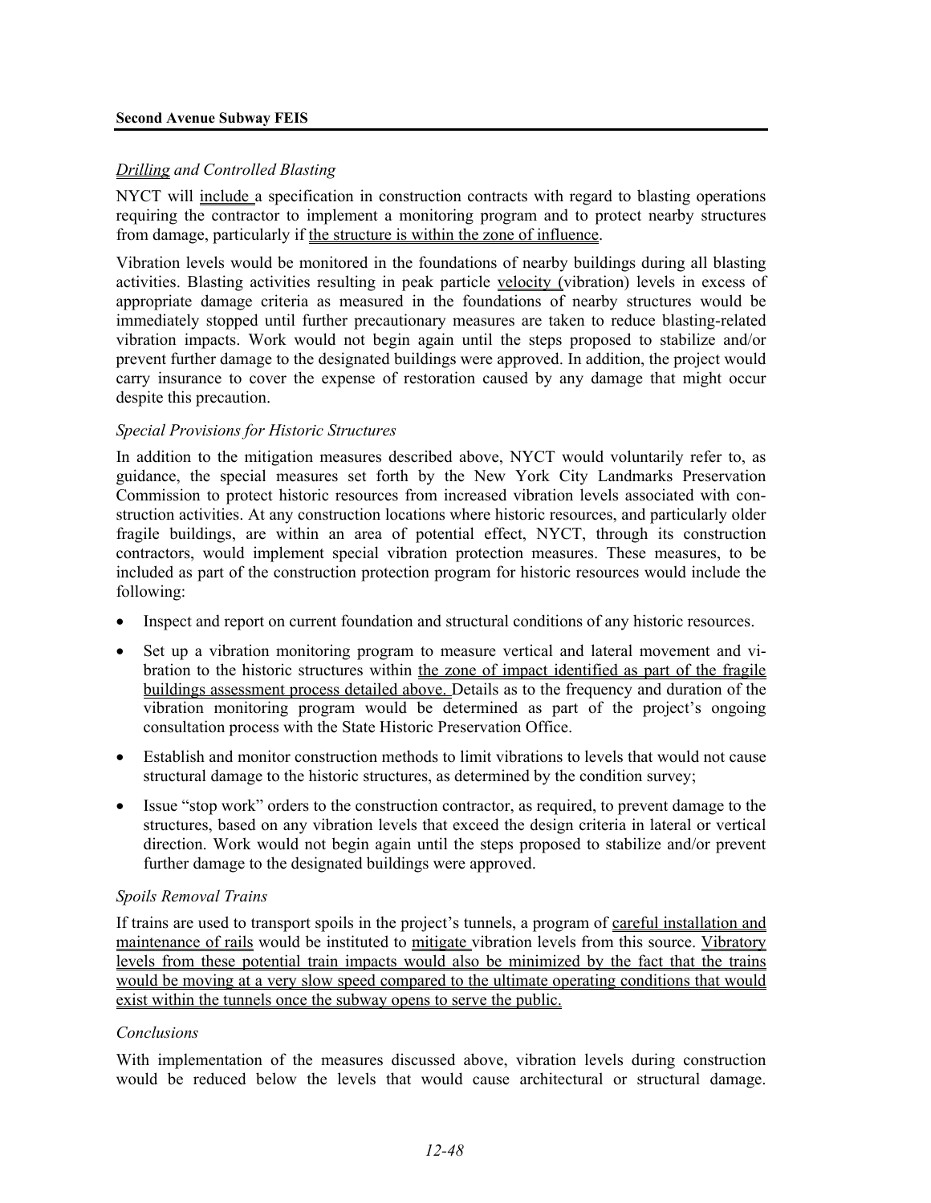*Drilling and Controlled Blasting*

NYCT will include a specification in construction contracts with regard to blasting operations requiring the contractor to implement a monitoring program and to protect nearby structures from damage, particularly if the structure is within the zone of influence.

Vibration levels would be monitored in the foundations of nearby buildings during all blasting activities. Blasting activities resulting in peak particle velocity (vibration) levels in excess of appropriate damage criteria as measured in the foundations of nearby structures would be immediately stopped until further precautionary measures are taken to reduce blasting-related vibration impacts. Work would not begin again until the steps proposed to stabilize and/or prevent further damage to the designated buildings were approved. In addition, the project would carry insurance to cover the expense of restoration caused by any damage that might occur despite this precaution.

*Special Provisions for Historic Structures*

In addition to the mitigation measures described above, NYCT would voluntarily refer to, as guidance, the special measures set forth by the New York City Landmarks Preservation Commission to protect historic resources from increased vibration levels associated with construction activities. At any construction locations where historic resources, and particularly older fragile buildings, are within an area of potential effect, NYCT, through its construction contractors, would implement special vibration protection measures. These measures, to be included as part of the construction protection program for historic resources would include the following:

- Inspect and report on current foundation and structural conditions of any historic resources.
- Set up a vibration monitoring program to measure vertical and lateral movement and vibration to the historic structures within the zone of impact identified as part of the fragile buildings assessment process detailed above. Details as to the frequency and duration of the vibration monitoring program would be determined as part of the project's ongoing consultation process with the State Historic Preservation Office.
- Establish and monitor construction methods to limit vibrations to levels that would not cause structural damage to the historic structures, as determined by the condition survey;
- Issue "stop work" orders to the construction contractor, as required, to prevent damage to the structures, based on any vibration levels that exceed the design criteria in lateral or vertical direction. Work would not begin again until the steps proposed to stabilize and/or prevent further damage to the designated buildings were approved.

*Spoils Removal Trains*

If trains are used to transport spoils in the project's tunnels, a program of careful installation and maintenance of rails would be instituted to mitigate vibration levels from this source. Vibratory levels from these potential train impacts would also be minimized by the fact that the trains would be moving at a very slow speed compared to the ultimate operating conditions that would exist within the tunnels once the subway opens to serve the public.

*Conclusions*

With implementation of the measures discussed above, vibration levels during construction would be reduced below the levels that would cause architectural or structural damage.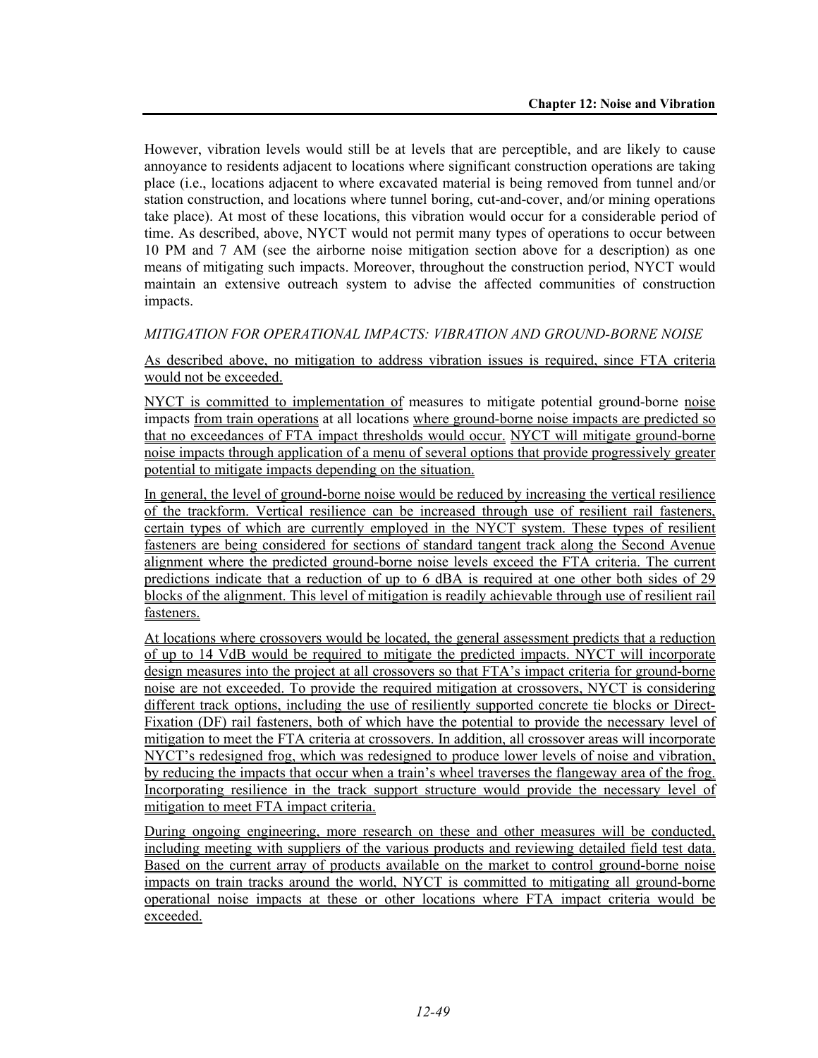However, vibration levels would still be at levels that are perceptible, and are likely to cause annoyance to residents adjacent to locations where significant construction operations are taking place (i.e., locations adjacent to where excavated material is being removed from tunnel and/or station construction, and locations where tunnel boring, cut-and-cover, and/or mining operations take place). At most of these locations, this vibration would occur for a considerable period of time. As described, above, NYCT would not permit many types of operations to occur between 10 PM and 7 AM (see the airborne noise mitigation section above for a description) as one means of mitigating such impacts. Moreover, throughout the construction period, NYCT would maintain an extensive outreach system to advise the affected communities of construction impacts.

*MITIGATION FOR OPERATIONAL IMPACTS: VIBRATION AND GROUND-BORNE NOISE*

As described above, no mitigation to address vibration issues is required, since FTA criteria would not be exceeded.

NYCT is committed to implementation of measures to mitigate potential ground-borne noise impacts from train operations at all locations where ground-borne noise impacts are predicted so that no exceedances of FTA impact thresholds would occur. NYCT will mitigate ground-borne noise impacts through application of a menu of several options that provide progressively greater potential to mitigate impacts depending on the situation.

In general, the level of ground-borne noise would be reduced by increasing the vertical resilience of the trackform. Vertical resilience can be increased through use of resilient rail fasteners, certain types of which are currently employed in the NYCT system. These types of resilient fasteners are being considered for sections of standard tangent track along the Second Avenue alignment where the predicted ground-borne noise levels exceed the FTA criteria. The current predictions indicate that a reduction of up to 6 dBA is required at one other both sides of 29 blocks of the alignment. This level of mitigation is readily achievable through use of resilient rail fasteners.

At locations where crossovers would be located, the general assessment predicts that a reduction of up to 14 VdB would be required to mitigate the predicted impacts. NYCT will incorporate design measures into the project at all crossovers so that FTA's impact criteria for ground-borne noise are not exceeded. To provide the required mitigation at crossovers, NYCT is considering different track options, including the use of resiliently supported concrete tie blocks or Direct-Fixation (DF) rail fasteners, both of which have the potential to provide the necessary level of mitigation to meet the FTA criteria at crossovers. In addition, all crossover areas will incorporate NYCT's redesigned frog, which was redesigned to produce lower levels of noise and vibration, by reducing the impacts that occur when a train's wheel traverses the flangeway area of the frog. Incorporating resilience in the track support structure would provide the necessary level of mitigation to meet FTA impact criteria.

During ongoing engineering, more research on these and other measures will be conducted, including meeting with suppliers of the various products and reviewing detailed field test data. Based on the current array of products available on the market to control ground-borne noise impacts on train tracks around the world, NYCT is committed to mitigating all ground-borne operational noise impacts at these or other locations where FTA impact criteria would be exceeded.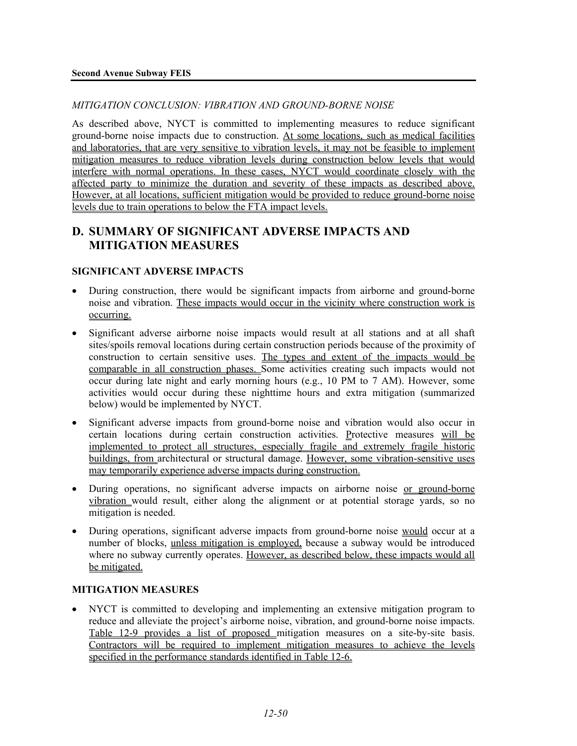*MITIGATION CONCLUSION: VIBRATION AND GROUND-BORNE NOISE*

As described above, NYCT is committed to implementing measures to reduce significant ground-borne noise impacts due to construction. At some locations, such as medical facilities and laboratories, that are very sensitive to vibration levels, it may not be feasible to implement mitigation measures to reduce vibration levels during construction below levels that would interfere with normal operations. In these cases, NYCT would coordinate closely with the affected party to minimize the duration and severity of these impacts as described above. However, at all locations, sufficient mitigation would be provided to reduce ground-borne noise levels due to train operations to below the FTA impact levels.

## D. SUMMARY OF SIGNIFICANT ADVERSE IMPACTS AND MITIGATION MEASURES

### SIGNIFICANT ADVERSE IMPACTS

- During construction, there would be significant impacts from airborne and ground-borne noise and vibration. These impacts would occur in the vicinity where construction work is occurring.
- Significant adverse airborne noise impacts would result at all stations and at all shaft sites/spoils removal locations during certain construction periods because of the proximity of construction to certain sensitive uses. The types and extent of the impacts would be comparable in all construction phases. Some activities creating such impacts would not occur during late night and early morning hours (e.g., 10 PM to 7 AM). However, some activities would occur during these nighttime hours and extra mitigation (summarized below) would be implemented by NYCT.
- Significant adverse impacts from ground-borne noise and vibration would also occur in certain locations during certain construction activities. Protective measures will be implemented to protect all structures, especially fragile and extremely fragile historic buildings, from architectural or structural damage. However, some vibration-sensitive uses may temporarily experience adverse impacts during construction.
- During operations, no significant adverse impacts on airborne noise or ground-borne vibration would result, either along the alignment or at potential storage yards, so no mitigation is needed.
- During operations, significant adverse impacts from ground-borne noise would occur at a number of blocks, unless mitigation is employed, because a subway would be introduced where no subway currently operates. However, as described below, these impacts would all be mitigated.

### MITIGATION MEASURES

- NYCT is committed to developing and implementing an extensive mitigation program to reduce and alleviate the project's airborne noise, vibration, and ground-borne noise impacts. Table 12-9 provides a list of proposed mitigation measures on a site-by-site basis. Contractors will be required to implement mitigation measures to achieve the levels specified in the performance standards identified in Table 12-6.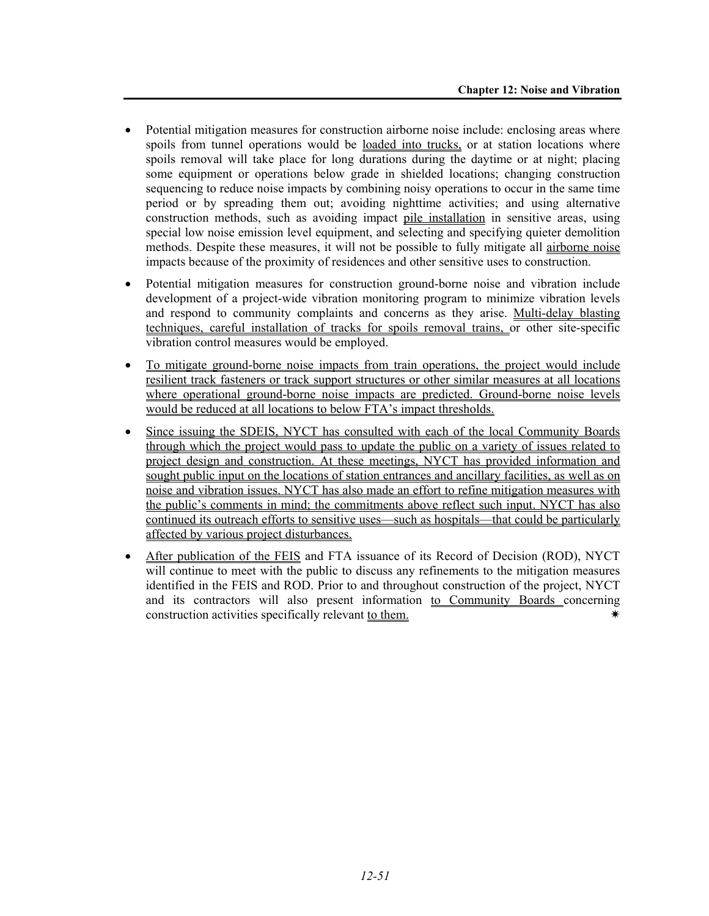- Potential mitigation measures for construction airborne noise include: enclosing areas where spoils from tunnel operations would be loaded into trucks, or at station locations where spoils removal will take place for long durations during the daytime or at night; placing some equipment or operations below grade in shielded locations; changing construction sequencing to reduce noise impacts by combining noisy operations to occur in the same time period or by spreading them out; avoiding nighttime activities; and using alternative construction methods, such as avoiding impact pile installation in sensitive areas, using special low noise emission level equipment, and selecting and specifying quieter demolition methods. Despite these measures, it will not be possible to fully mitigate all airborne noise impacts because of the proximity of residences and other sensitive uses to construction.
- Potential mitigation measures for construction ground-borne noise and vibration include development of a project-wide vibration monitoring program to minimize vibration levels and respond to community complaints and concerns as they arise. Multi-delay blasting techniques, careful installation of tracks for spoils removal trains, or other site-specific vibration control measures would be employed.
- To mitigate ground-borne noise impacts from train operations, the project would include resilient track fasteners or track support structures or other similar measures at all locations where operational ground-borne noise impacts are predicted. Ground-borne noise levels would be reduced at all locations to below FTA's impact thresholds.
- Since issuing the SDEIS, NYCT has consulted with each of the local Community Boards through which the project would pass to update the public on a variety of issues related to project design and construction. At these meetings, NYCT has provided information and sought public input on the locations of station entrances and ancillary facilities, as well as on noise and vibration issues. NYCT has also made an effort to refine mitigation measures with the public's comments in mind; the commitments above reflect such input. NYCT has also continued its outreach efforts to sensitive uses—such as hospitals—that could be particularly affected by various project disturbances.
- After publication of the FEIS and FTA issuance of its Record of Decision (ROD), NYCT will continue to meet with the public to discuss any refinements to the mitigation measures identified in the FEIS and ROD. Prior to and throughout construction of the project, NYCT and its contractors will also present information to Community Boards concerning construction activities specifically relevant to them. ✷